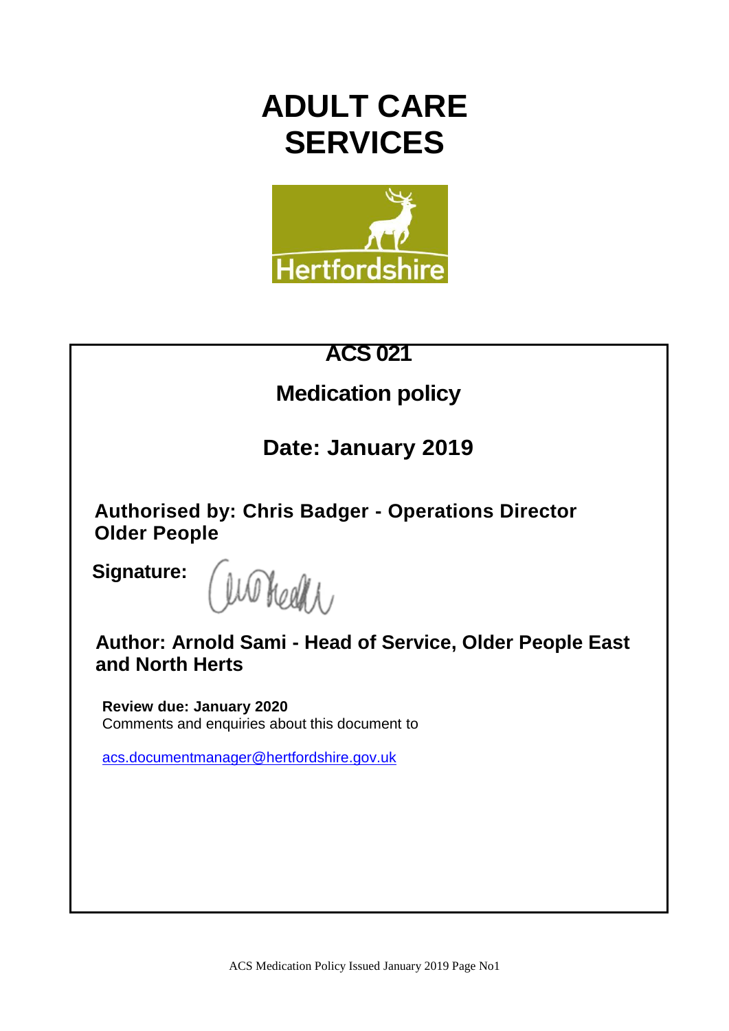# ADULT CARE SERVICES

Hertfordshire

## ACS 021

## Medication policy

## Date: January 2019

**Authorised by: Chris Badger - Operations Director Older People**

**Signature:**

**Author: Arnold Sami - Head of Service, Older People East and North Herts**

**Review due: January 2020**
Comments and enquiries about this document to

acs.documentmanager@hertfordshire.gov.uk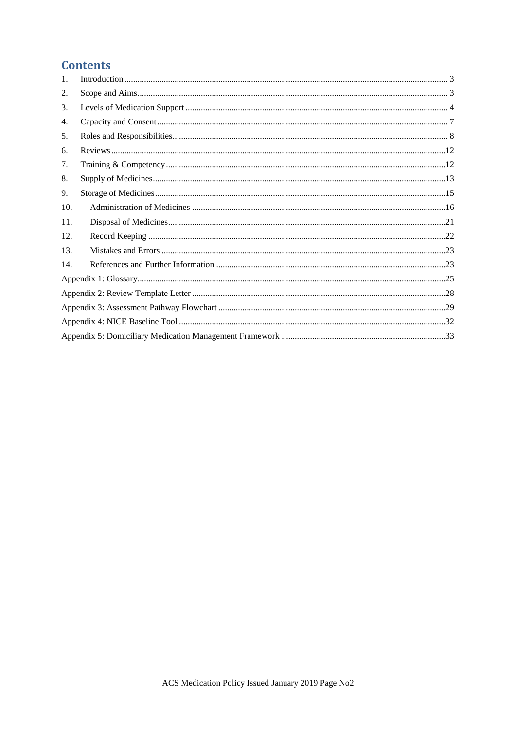## Contents

1. Introduction ........................................................................................................................ 3
2. Scope and Aims .................................................................................................................. 3
3. Levels of Medication Support ............................................................................................ 4
4. Capacity and Consent ......................................................................................................... 7
5. Roles and Responsibilities .................................................................................................. 8
6. Reviews ............................................................................................................................. 12
7. Training & Competency .................................................................................................... 12
8. Supply of Medicines .......................................................................................................... 13
9. Storage of Medicines ......................................................................................................... 15
10. Administration of Medicines ........................................................................................... 16
11. Disposal of Medicines ..................................................................................................... 21
12. Record Keeping .............................................................................................................. 22
13. Mistakes and Errors ........................................................................................................ 23
14. References and Further Information ............................................................................... 23

Appendix 1: Glossary ............................................................................................................. 25
Appendix 2: Review Template Letter .................................................................................... 28
Appendix 3: Assessment Pathway Flowchart ........................................................................ 29
Appendix 4: NICE Baseline Tool ........................................................................................... 32
Appendix 5: Domiciliary Medication Management Framework ........................................... 33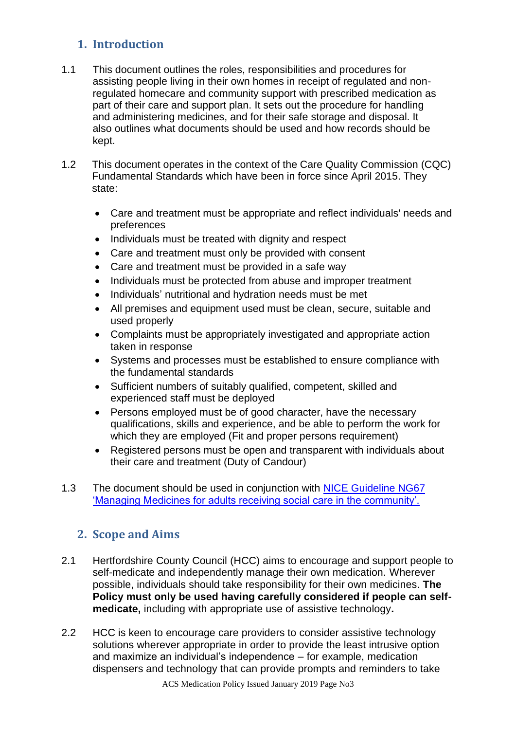## 1. Introduction

1.1 This document outlines the roles, responsibilities and procedures for assisting people living in their own homes in receipt of regulated and non-regulated homecare and community support with prescribed medication as part of their care and support plan. It sets out the procedure for handling and administering medicines, and for their safe storage and disposal. It also outlines what documents should be used and how records should be kept.

1.2 This document operates in the context of the Care Quality Commission (CQC) Fundamental Standards which have been in force since April 2015. They state:

- Care and treatment must be appropriate and reflect individuals' needs and preferences
- Individuals must be treated with dignity and respect
- Care and treatment must only be provided with consent
- Care and treatment must be provided in a safe way
- Individuals must be protected from abuse and improper treatment
- Individuals' nutritional and hydration needs must be met
- All premises and equipment used must be clean, secure, suitable and used properly
- Complaints must be appropriately investigated and appropriate action taken in response
- Systems and processes must be established to ensure compliance with the fundamental standards
- Sufficient numbers of suitably qualified, competent, skilled and experienced staff must be deployed
- Persons employed must be of good character, have the necessary qualifications, skills and experience, and be able to perform the work for which they are employed (Fit and proper persons requirement)
- Registered persons must be open and transparent with individuals about their care and treatment (Duty of Candour)

1.3 The document should be used in conjunction with NICE Guideline NG67 'Managing Medicines for adults receiving social care in the community'.

## 2. Scope and Aims

2.1 Hertfordshire County Council (HCC) aims to encourage and support people to self-medicate and independently manage their own medication. Wherever possible, individuals should take responsibility for their own medicines. **The Policy must only be used having carefully considered if people can self-medicate,** including with appropriate use of assistive technology**.**

2.2 HCC is keen to encourage care providers to consider assistive technology solutions wherever appropriate in order to provide the least intrusive option and maximize an individual's independence – for example, medication dispensers and technology that can provide prompts and reminders to take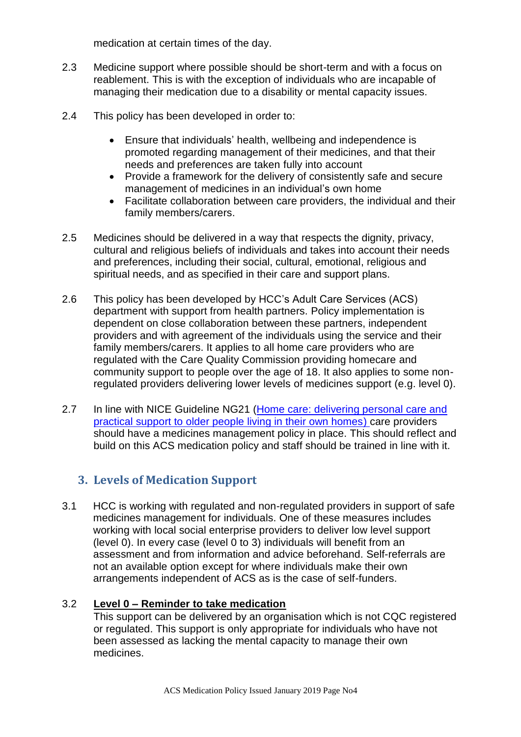medication at certain times of the day.

2.3 Medicine support where possible should be short-term and with a focus on reablement. This is with the exception of individuals who are incapable of managing their medication due to a disability or mental capacity issues.

2.4 This policy has been developed in order to:

- Ensure that individuals' health, wellbeing and independence is promoted regarding management of their medicines, and that their needs and preferences are taken fully into account
- Provide a framework for the delivery of consistently safe and secure management of medicines in an individual's own home
- Facilitate collaboration between care providers, the individual and their family members/carers.

2.5 Medicines should be delivered in a way that respects the dignity, privacy, cultural and religious beliefs of individuals and takes into account their needs and preferences, including their social, cultural, emotional, religious and spiritual needs, and as specified in their care and support plans.

2.6 This policy has been developed by HCC's Adult Care Services (ACS) department with support from health partners. Policy implementation is dependent on close collaboration between these partners, independent providers and with agreement of the individuals using the service and their family members/carers. It applies to all home care providers who are regulated with the Care Quality Commission providing homecare and community support to people over the age of 18. It also applies to some non-regulated providers delivering lower levels of medicines support (e.g. level 0).

2.7 In line with NICE Guideline NG21 (Home care: delivering personal care and practical support to older people living in their own homes) care providers should have a medicines management policy in place. This should reflect and build on this ACS medication policy and staff should be trained in line with it.

## 3. Levels of Medication Support

3.1 HCC is working with regulated and non-regulated providers in support of safe medicines management for individuals. One of these measures includes working with local social enterprise providers to deliver low level support (level 0). In every case (level 0 to 3) individuals will benefit from an assessment and from information and advice beforehand. Self-referrals are not an available option except for where individuals make their own arrangements independent of ACS as is the case of self-funders.

3.2 **Level 0 – Reminder to take medication**
This support can be delivered by an organisation which is not CQC registered or regulated. This support is only appropriate for individuals who have not been assessed as lacking the mental capacity to manage their own medicines.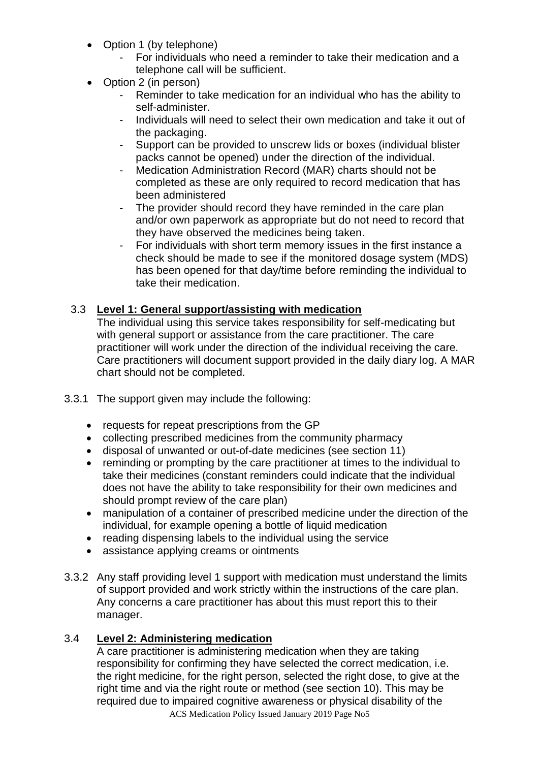- Option 1 (by telephone)
  - For individuals who need a reminder to take their medication and a telephone call will be sufficient.
- Option 2 (in person)
  - Reminder to take medication for an individual who has the ability to self-administer.
  - Individuals will need to select their own medication and take it out of the packaging.
  - Support can be provided to unscrew lids or boxes (individual blister packs cannot be opened) under the direction of the individual.
  - Medication Administration Record (MAR) charts should not be completed as these are only required to record medication that has been administered
  - The provider should record they have reminded in the care plan and/or own paperwork as appropriate but do not need to record that they have observed the medicines being taken.
  - For individuals with short term memory issues in the first instance a check should be made to see if the monitored dosage system (MDS) has been opened for that day/time before reminding the individual to take their medication.

### 3.3 **Level 1: General support/assisting with medication**

The individual using this service takes responsibility for self-medicating but with general support or assistance from the care practitioner. The care practitioner will work under the direction of the individual receiving the care. Care practitioners will document support provided in the daily diary log. A MAR chart should not be completed.

3.3.1 The support given may include the following:

- requests for repeat prescriptions from the GP
- collecting prescribed medicines from the community pharmacy
- disposal of unwanted or out-of-date medicines (see section 11)
- reminding or prompting by the care practitioner at times to the individual to take their medicines (constant reminders could indicate that the individual does not have the ability to take responsibility for their own medicines and should prompt review of the care plan)
- manipulation of a container of prescribed medicine under the direction of the individual, for example opening a bottle of liquid medication
- reading dispensing labels to the individual using the service
- assistance applying creams or ointments

3.3.2 Any staff providing level 1 support with medication must understand the limits of support provided and work strictly within the instructions of the care plan. Any concerns a care practitioner has about this must report this to their manager.

### 3.4 **Level 2: Administering medication**

A care practitioner is administering medication when they are taking responsibility for confirming they have selected the correct medication, i.e. the right medicine, for the right person, selected the right dose, to give at the right time and via the right route or method (see section 10). This may be required due to impaired cognitive awareness or physical disability of the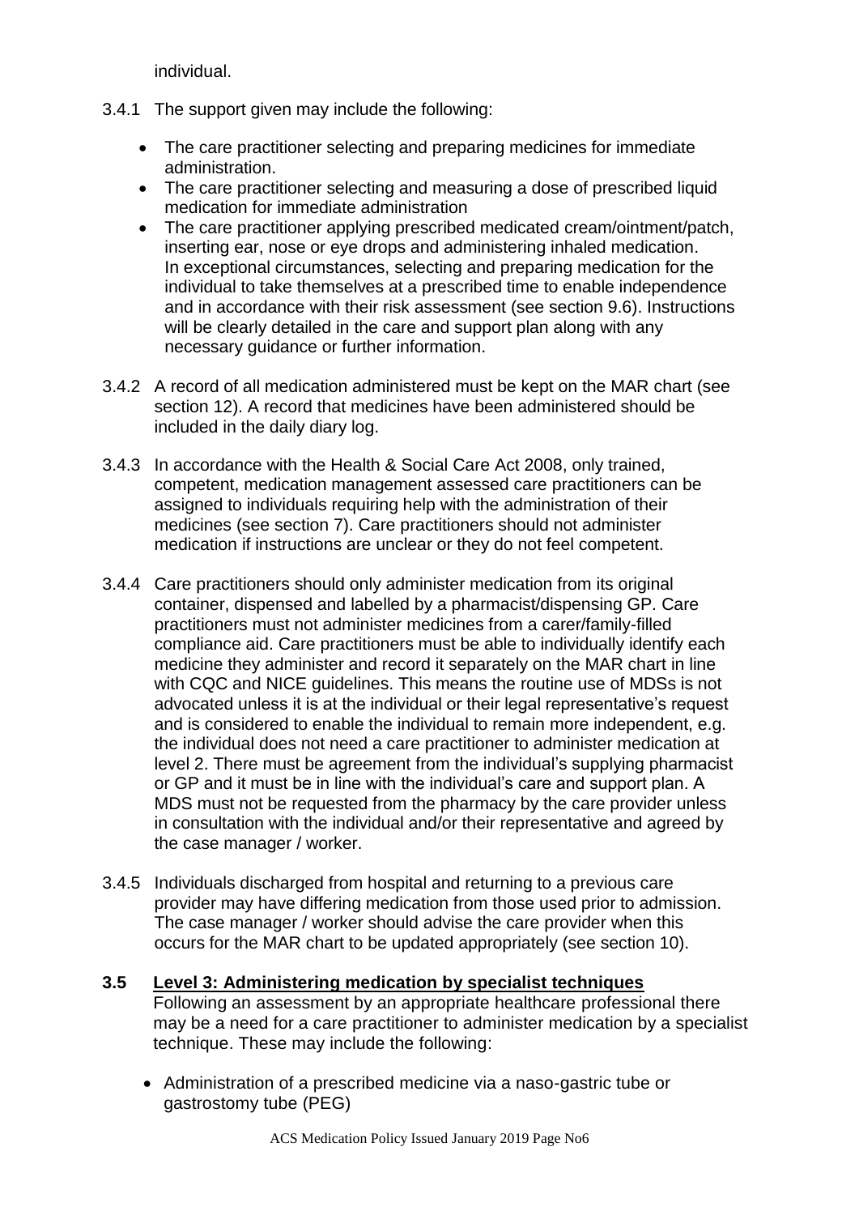individual.

3.4.1 The support given may include the following:

- The care practitioner selecting and preparing medicines for immediate administration.
- The care practitioner selecting and measuring a dose of prescribed liquid medication for immediate administration
- The care practitioner applying prescribed medicated cream/ointment/patch, inserting ear, nose or eye drops and administering inhaled medication. In exceptional circumstances, selecting and preparing medication for the individual to take themselves at a prescribed time to enable independence and in accordance with their risk assessment (see section 9.6). Instructions will be clearly detailed in the care and support plan along with any necessary guidance or further information.

3.4.2 A record of all medication administered must be kept on the MAR chart (see section 12). A record that medicines have been administered should be included in the daily diary log.

3.4.3 In accordance with the Health & Social Care Act 2008, only trained, competent, medication management assessed care practitioners can be assigned to individuals requiring help with the administration of their medicines (see section 7). Care practitioners should not administer medication if instructions are unclear or they do not feel competent.

3.4.4 Care practitioners should only administer medication from its original container, dispensed and labelled by a pharmacist/dispensing GP. Care practitioners must not administer medicines from a carer/family-filled compliance aid. Care practitioners must be able to individually identify each medicine they administer and record it separately on the MAR chart in line with CQC and NICE guidelines. This means the routine use of MDSs is not advocated unless it is at the individual or their legal representative's request and is considered to enable the individual to remain more independent, e.g. the individual does not need a care practitioner to administer medication at level 2. There must be agreement from the individual's supplying pharmacist or GP and it must be in line with the individual's care and support plan. A MDS must not be requested from the pharmacy by the care provider unless in consultation with the individual and/or their representative and agreed by the case manager / worker.

3.4.5 Individuals discharged from hospital and returning to a previous care provider may have differing medication from those used prior to admission. The case manager / worker should advise the care provider when this occurs for the MAR chart to be updated appropriately (see section 10).

### 3.5 Level 3: Administering medication by specialist techniques

Following an assessment by an appropriate healthcare professional there may be a need for a care practitioner to administer medication by a specialist technique. These may include the following:

- Administration of a prescribed medicine via a naso-gastric tube or gastrostomy tube (PEG)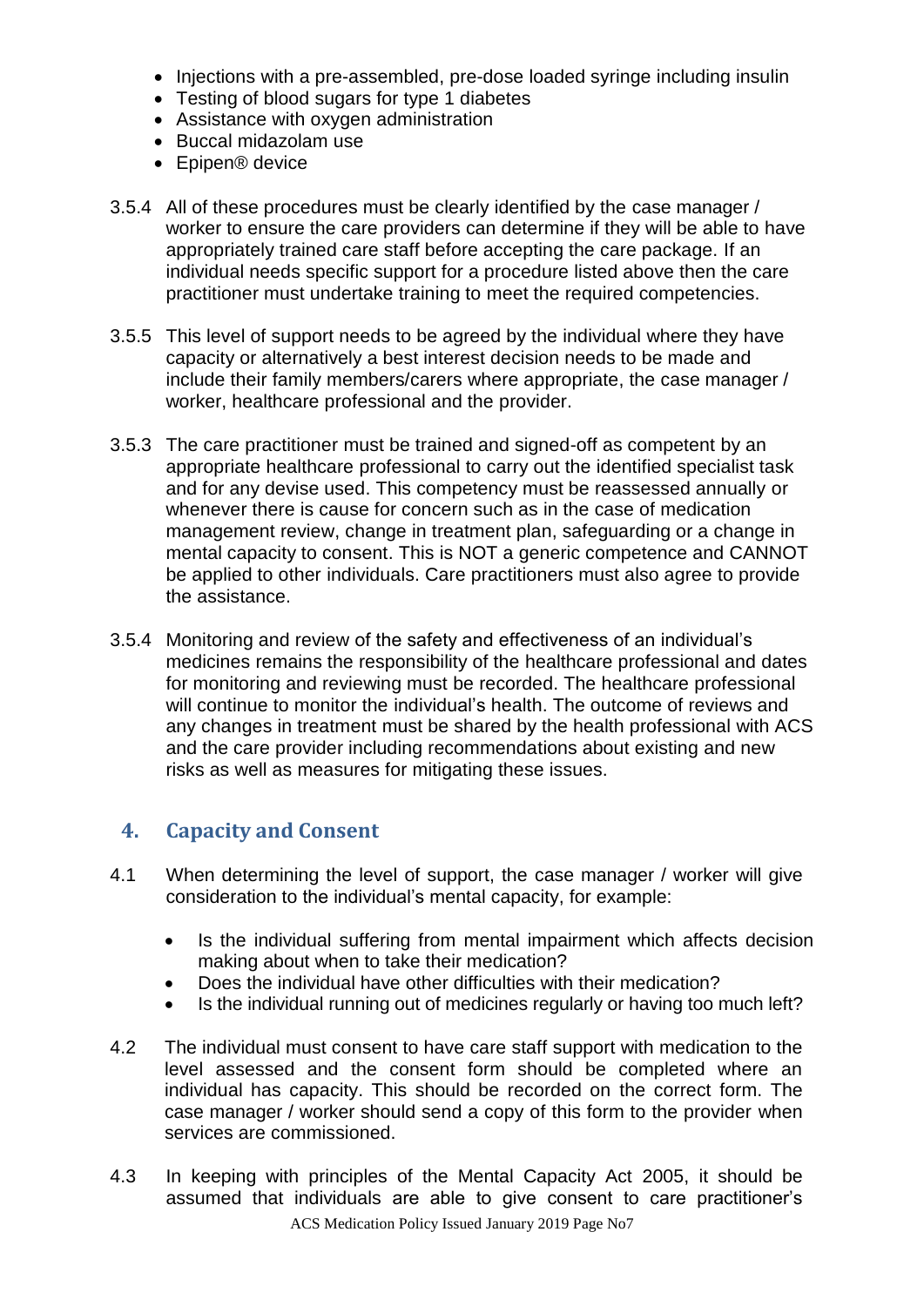- Injections with a pre-assembled, pre-dose loaded syringe including insulin
- Testing of blood sugars for type 1 diabetes
- Assistance with oxygen administration
- Buccal midazolam use
- Epipen® device

3.5.4 All of these procedures must be clearly identified by the case manager / worker to ensure the care providers can determine if they will be able to have appropriately trained care staff before accepting the care package. If an individual needs specific support for a procedure listed above then the care practitioner must undertake training to meet the required competencies.

3.5.5 This level of support needs to be agreed by the individual where they have capacity or alternatively a best interest decision needs to be made and include their family members/carers where appropriate, the case manager / worker, healthcare professional and the provider.

3.5.3 The care practitioner must be trained and signed-off as competent by an appropriate healthcare professional to carry out the identified specialist task and for any devise used. This competency must be reassessed annually or whenever there is cause for concern such as in the case of medication management review, change in treatment plan, safeguarding or a change in mental capacity to consent. This is NOT a generic competence and CANNOT be applied to other individuals. Care practitioners must also agree to provide the assistance.

3.5.4 Monitoring and review of the safety and effectiveness of an individual's medicines remains the responsibility of the healthcare professional and dates for monitoring and reviewing must be recorded. The healthcare professional will continue to monitor the individual's health. The outcome of reviews and any changes in treatment must be shared by the health professional with ACS and the care provider including recommendations about existing and new risks as well as measures for mitigating these issues.

## 4. Capacity and Consent

4.1 When determining the level of support, the case manager / worker will give consideration to the individual's mental capacity, for example:

- Is the individual suffering from mental impairment which affects decision making about when to take their medication?
- Does the individual have other difficulties with their medication?
- Is the individual running out of medicines regularly or having too much left?

4.2 The individual must consent to have care staff support with medication to the level assessed and the consent form should be completed where an individual has capacity. This should be recorded on the correct form. The case manager / worker should send a copy of this form to the provider when services are commissioned.

4.3 In keeping with principles of the Mental Capacity Act 2005, it should be assumed that individuals are able to give consent to care practitioner's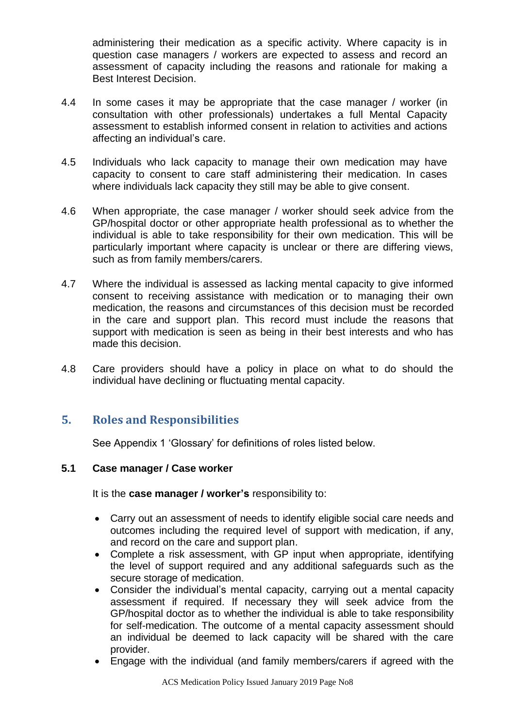administering their medication as a specific activity. Where capacity is in question case managers / workers are expected to assess and record an assessment of capacity including the reasons and rationale for making a Best Interest Decision.

4.4 In some cases it may be appropriate that the case manager / worker (in consultation with other professionals) undertakes a full Mental Capacity assessment to establish informed consent in relation to activities and actions affecting an individual's care.

4.5 Individuals who lack capacity to manage their own medication may have capacity to consent to care staff administering their medication. In cases where individuals lack capacity they still may be able to give consent.

4.6 When appropriate, the case manager / worker should seek advice from the GP/hospital doctor or other appropriate health professional as to whether the individual is able to take responsibility for their own medication. This will be particularly important where capacity is unclear or there are differing views, such as from family members/carers.

4.7 Where the individual is assessed as lacking mental capacity to give informed consent to receiving assistance with medication or to managing their own medication, the reasons and circumstances of this decision must be recorded in the care and support plan. This record must include the reasons that support with medication is seen as being in their best interests and who has made this decision.

4.8 Care providers should have a policy in place on what to do should the individual have declining or fluctuating mental capacity.

## 5. Roles and Responsibilities

See Appendix 1 'Glossary' for definitions of roles listed below.

### 5.1 Case manager / Case worker

It is the **case manager / worker's** responsibility to:

- Carry out an assessment of needs to identify eligible social care needs and outcomes including the required level of support with medication, if any, and record on the care and support plan.
- Complete a risk assessment, with GP input when appropriate, identifying the level of support required and any additional safeguards such as the secure storage of medication.
- Consider the individual's mental capacity, carrying out a mental capacity assessment if required. If necessary they will seek advice from the GP/hospital doctor as to whether the individual is able to take responsibility for self-medication. The outcome of a mental capacity assessment should an individual be deemed to lack capacity will be shared with the care provider.
- Engage with the individual (and family members/carers if agreed with the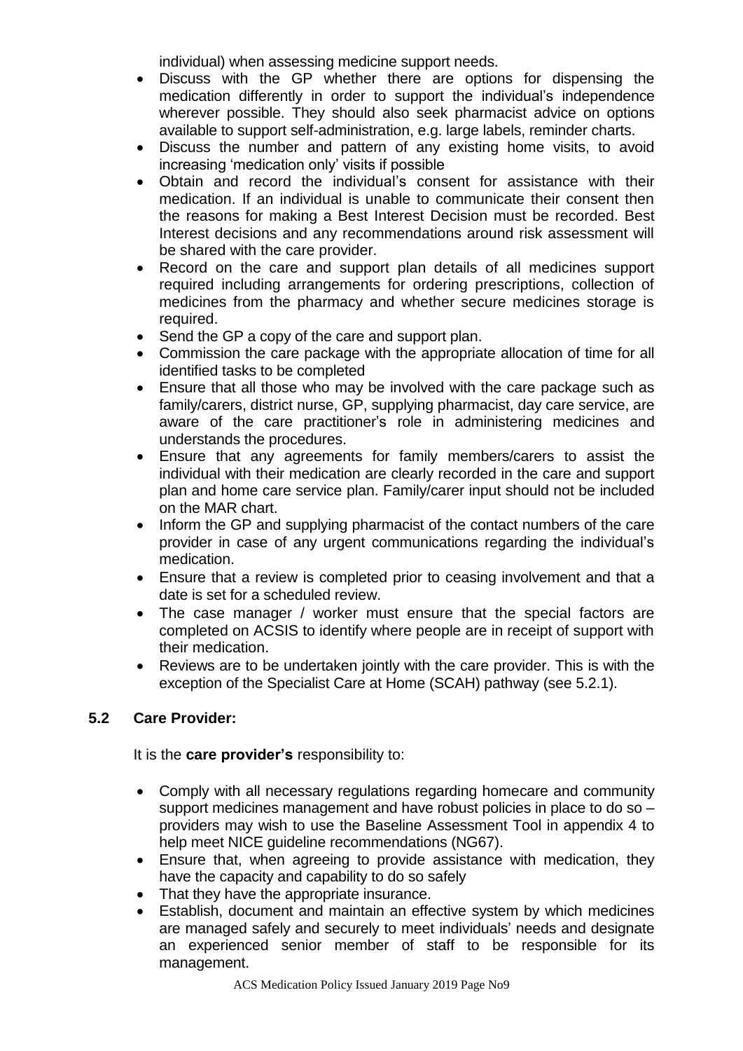individual) when assessing medicine support needs.

- Discuss with the GP whether there are options for dispensing the medication differently in order to support the individual's independence wherever possible. They should also seek pharmacist advice on options available to support self-administration, e.g. large labels, reminder charts.
- Discuss the number and pattern of any existing home visits, to avoid increasing 'medication only' visits if possible
- Obtain and record the individual's consent for assistance with their medication. If an individual is unable to communicate their consent then the reasons for making a Best Interest Decision must be recorded. Best Interest decisions and any recommendations around risk assessment will be shared with the care provider.
- Record on the care and support plan details of all medicines support required including arrangements for ordering prescriptions, collection of medicines from the pharmacy and whether secure medicines storage is required.
- Send the GP a copy of the care and support plan.
- Commission the care package with the appropriate allocation of time for all identified tasks to be completed
- Ensure that all those who may be involved with the care package such as family/carers, district nurse, GP, supplying pharmacist, day care service, are aware of the care practitioner's role in administering medicines and understands the procedures.
- Ensure that any agreements for family members/carers to assist the individual with their medication are clearly recorded in the care and support plan and home care service plan. Family/carer input should not be included on the MAR chart.
- Inform the GP and supplying pharmacist of the contact numbers of the care provider in case of any urgent communications regarding the individual's medication.
- Ensure that a review is completed prior to ceasing involvement and that a date is set for a scheduled review.
- The case manager / worker must ensure that the special factors are completed on ACSIS to identify where people are in receipt of support with their medication.
- Reviews are to be undertaken jointly with the care provider. This is with the exception of the Specialist Care at Home (SCAH) pathway (see 5.2.1).

### 5.2 Care Provider:

It is the **care provider's** responsibility to:

- Comply with all necessary regulations regarding homecare and community support medicines management and have robust policies in place to do so – providers may wish to use the Baseline Assessment Tool in appendix 4 to help meet NICE guideline recommendations (NG67).
- Ensure that, when agreeing to provide assistance with medication, they have the capacity and capability to do so safely
- That they have the appropriate insurance.
- Establish, document and maintain an effective system by which medicines are managed safely and securely to meet individuals' needs and designate an experienced senior member of staff to be responsible for its management.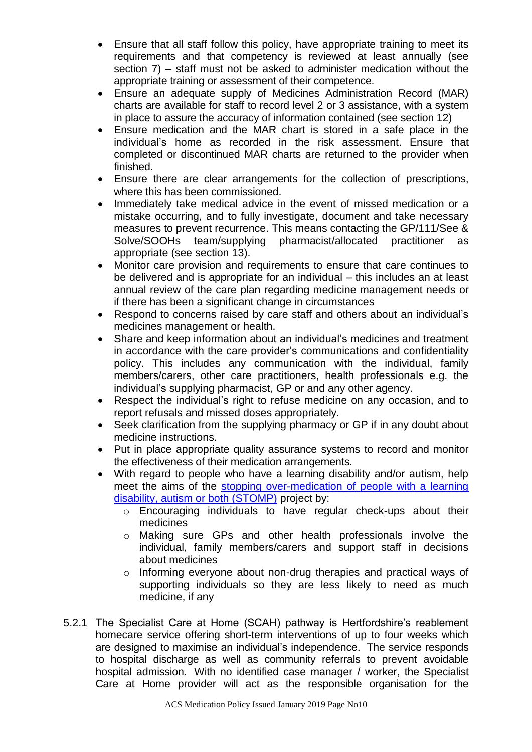- Ensure that all staff follow this policy, have appropriate training to meet its requirements and that competency is reviewed at least annually (see section 7) – staff must not be asked to administer medication without the appropriate training or assessment of their competence.
- Ensure an adequate supply of Medicines Administration Record (MAR) charts are available for staff to record level 2 or 3 assistance, with a system in place to assure the accuracy of information contained (see section 12)
- Ensure medication and the MAR chart is stored in a safe place in the individual's home as recorded in the risk assessment. Ensure that completed or discontinued MAR charts are returned to the provider when finished.
- Ensure there are clear arrangements for the collection of prescriptions, where this has been commissioned.
- Immediately take medical advice in the event of missed medication or a mistake occurring, and to fully investigate, document and take necessary measures to prevent recurrence. This means contacting the GP/111/See & Solve/SOOHs team/supplying pharmacist/allocated practitioner as appropriate (see section 13).
- Monitor care provision and requirements to ensure that care continues to be delivered and is appropriate for an individual – this includes an at least annual review of the care plan regarding medicine management needs or if there has been a significant change in circumstances
- Respond to concerns raised by care staff and others about an individual's medicines management or health.
- Share and keep information about an individual's medicines and treatment in accordance with the care provider's communications and confidentiality policy. This includes any communication with the individual, family members/carers, other care practitioners, health professionals e.g. the individual's supplying pharmacist, GP or and any other agency.
- Respect the individual's right to refuse medicine on any occasion, and to report refusals and missed doses appropriately.
- Seek clarification from the supplying pharmacy or GP if in any doubt about medicine instructions.
- Put in place appropriate quality assurance systems to record and monitor the effectiveness of their medication arrangements.
- With regard to people who have a learning disability and/or autism, help meet the aims of the stopping over-medication of people with a learning disability, autism or both (STOMP) project by:
  - Encouraging individuals to have regular check-ups about their medicines
  - Making sure GPs and other health professionals involve the individual, family members/carers and support staff in decisions about medicines
  - Informing everyone about non-drug therapies and practical ways of supporting individuals so they are less likely to need as much medicine, if any

5.2.1 The Specialist Care at Home (SCAH) pathway is Hertfordshire's reablement homecare service offering short-term interventions of up to four weeks which are designed to maximise an individual's independence. The service responds to hospital discharge as well as community referrals to prevent avoidable hospital admission. With no identified case manager / worker, the Specialist Care at Home provider will act as the responsible organisation for the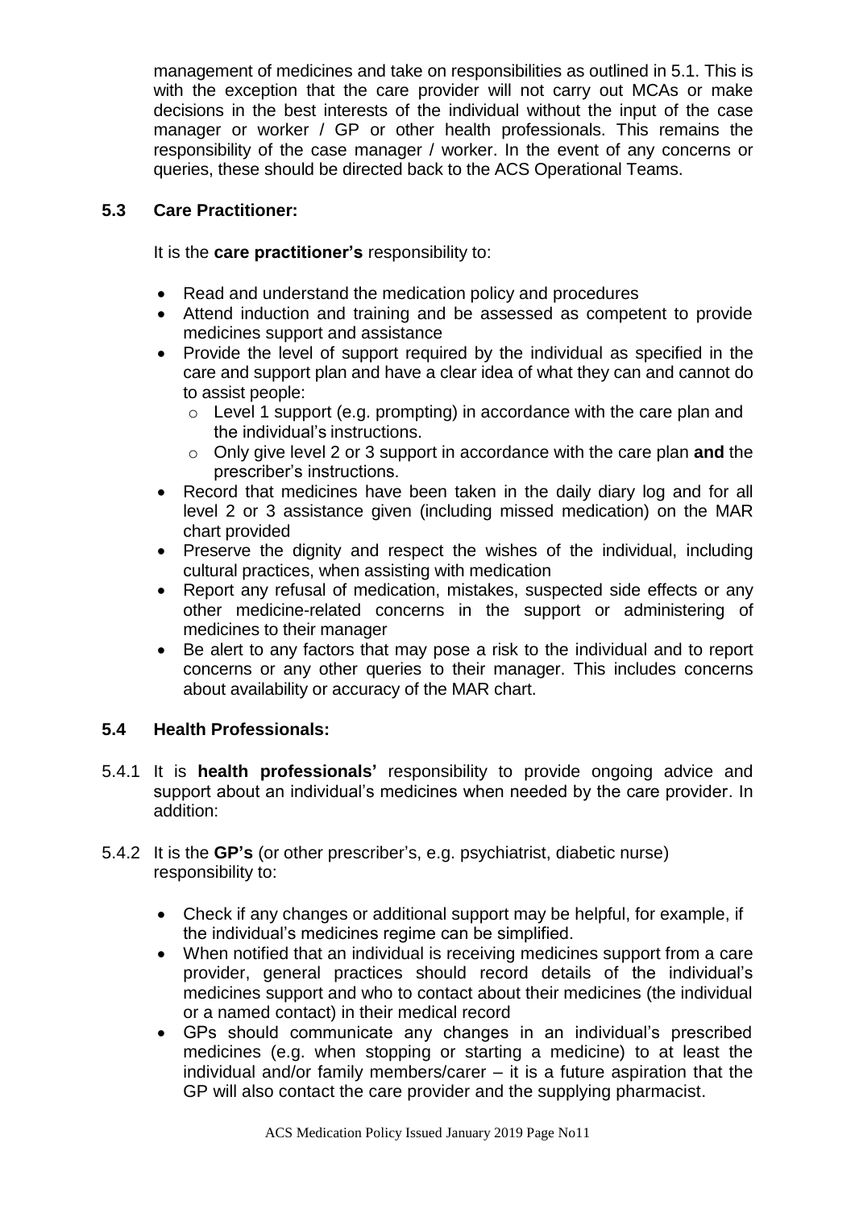management of medicines and take on responsibilities as outlined in 5.1. This is with the exception that the care provider will not carry out MCAs or make decisions in the best interests of the individual without the input of the case manager or worker / GP or other health professionals. This remains the responsibility of the case manager / worker. In the event of any concerns or queries, these should be directed back to the ACS Operational Teams.

### 5.3 Care Practitioner:

It is the **care practitioner's** responsibility to:

- Read and understand the medication policy and procedures
- Attend induction and training and be assessed as competent to provide medicines support and assistance
- Provide the level of support required by the individual as specified in the care and support plan and have a clear idea of what they can and cannot do to assist people:
  - Level 1 support (e.g. prompting) in accordance with the care plan and the individual's instructions.
  - Only give level 2 or 3 support in accordance with the care plan **and** the prescriber's instructions.
- Record that medicines have been taken in the daily diary log and for all level 2 or 3 assistance given (including missed medication) on the MAR chart provided
- Preserve the dignity and respect the wishes of the individual, including cultural practices, when assisting with medication
- Report any refusal of medication, mistakes, suspected side effects or any other medicine-related concerns in the support or administering of medicines to their manager
- Be alert to any factors that may pose a risk to the individual and to report concerns or any other queries to their manager. This includes concerns about availability or accuracy of the MAR chart.

### 5.4 Health Professionals:

5.4.1 It is **health professionals'** responsibility to provide ongoing advice and support about an individual's medicines when needed by the care provider. In addition:

5.4.2 It is the **GP's** (or other prescriber's, e.g. psychiatrist, diabetic nurse) responsibility to:

- Check if any changes or additional support may be helpful, for example, if the individual's medicines regime can be simplified.
- When notified that an individual is receiving medicines support from a care provider, general practices should record details of the individual's medicines support and who to contact about their medicines (the individual or a named contact) in their medical record
- GPs should communicate any changes in an individual's prescribed medicines (e.g. when stopping or starting a medicine) to at least the individual and/or family members/carer – it is a future aspiration that the GP will also contact the care provider and the supplying pharmacist.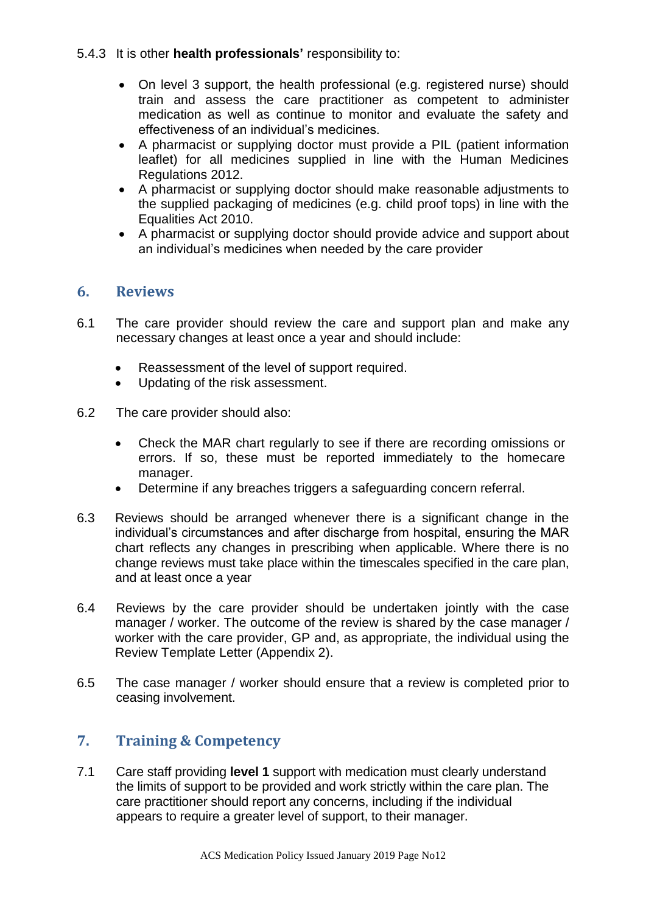5.4.3 It is other **health professionals'** responsibility to:

- On level 3 support, the health professional (e.g. registered nurse) should train and assess the care practitioner as competent to administer medication as well as continue to monitor and evaluate the safety and effectiveness of an individual's medicines.
- A pharmacist or supplying doctor must provide a PIL (patient information leaflet) for all medicines supplied in line with the Human Medicines Regulations 2012.
- A pharmacist or supplying doctor should make reasonable adjustments to the supplied packaging of medicines (e.g. child proof tops) in line with the Equalities Act 2010.
- A pharmacist or supplying doctor should provide advice and support about an individual's medicines when needed by the care provider

## 6. Reviews

6.1 The care provider should review the care and support plan and make any necessary changes at least once a year and should include:

- Reassessment of the level of support required.
- Updating of the risk assessment.

6.2 The care provider should also:

- Check the MAR chart regularly to see if there are recording omissions or errors. If so, these must be reported immediately to the homecare manager.
- Determine if any breaches triggers a safeguarding concern referral.

6.3 Reviews should be arranged whenever there is a significant change in the individual's circumstances and after discharge from hospital, ensuring the MAR chart reflects any changes in prescribing when applicable. Where there is no change reviews must take place within the timescales specified in the care plan, and at least once a year

6.4 Reviews by the care provider should be undertaken jointly with the case manager / worker. The outcome of the review is shared by the case manager / worker with the care provider, GP and, as appropriate, the individual using the Review Template Letter (Appendix 2).

6.5 The case manager / worker should ensure that a review is completed prior to ceasing involvement.

## 7. Training & Competency

7.1 Care staff providing **level 1** support with medication must clearly understand the limits of support to be provided and work strictly within the care plan. The care practitioner should report any concerns, including if the individual appears to require a greater level of support, to their manager.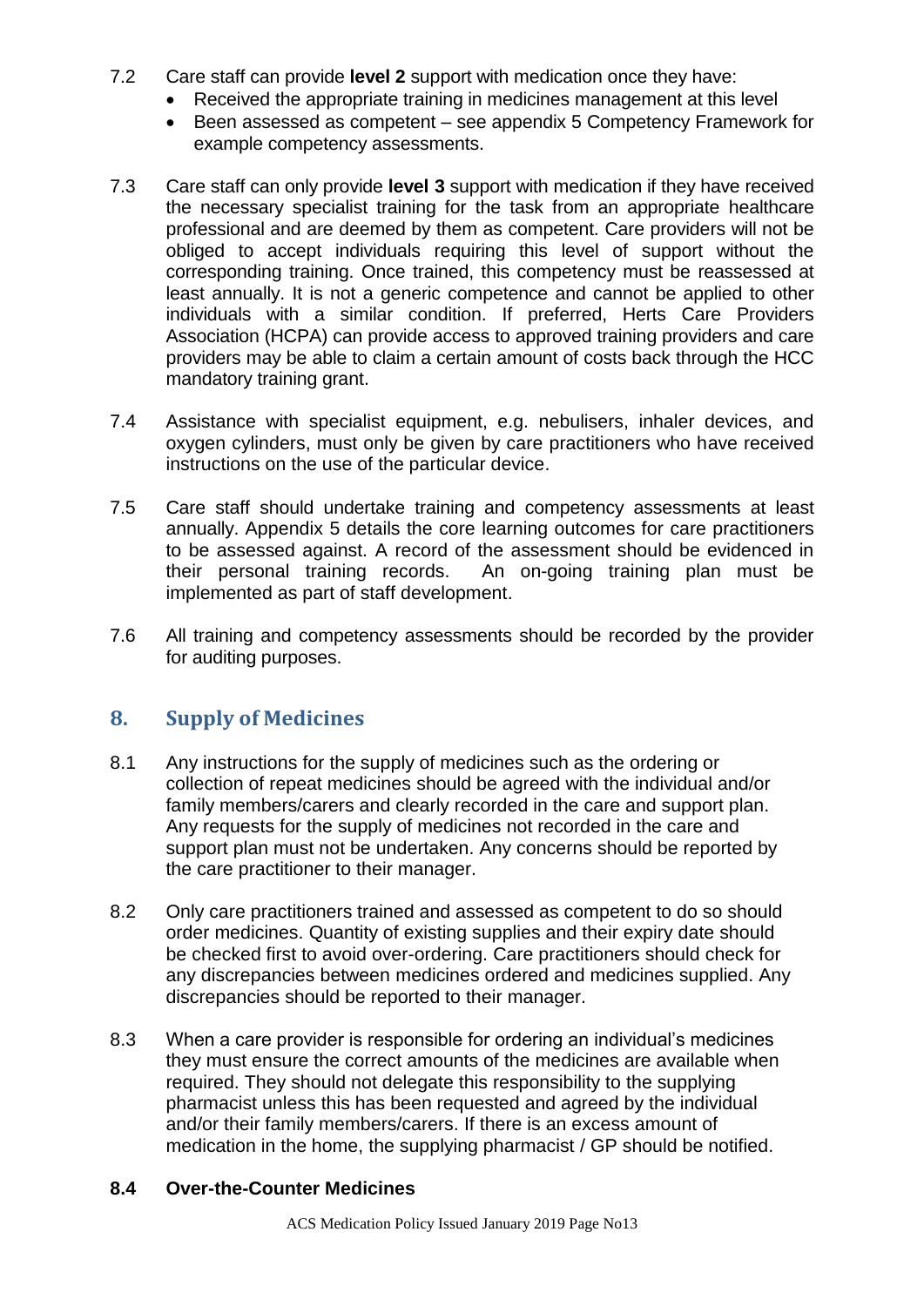7.2 Care staff can provide **level 2** support with medication once they have:

- Received the appropriate training in medicines management at this level
- Been assessed as competent – see appendix 5 Competency Framework for example competency assessments.

7.3 Care staff can only provide **level 3** support with medication if they have received the necessary specialist training for the task from an appropriate healthcare professional and are deemed by them as competent. Care providers will not be obliged to accept individuals requiring this level of support without the corresponding training. Once trained, this competency must be reassessed at least annually. It is not a generic competence and cannot be applied to other individuals with a similar condition. If preferred, Herts Care Providers Association (HCPA) can provide access to approved training providers and care providers may be able to claim a certain amount of costs back through the HCC mandatory training grant.

7.4 Assistance with specialist equipment, e.g. nebulisers, inhaler devices, and oxygen cylinders, must only be given by care practitioners who have received instructions on the use of the particular device.

7.5 Care staff should undertake training and competency assessments at least annually. Appendix 5 details the core learning outcomes for care practitioners to be assessed against. A record of the assessment should be evidenced in their personal training records. An on-going training plan must be implemented as part of staff development.

7.6 All training and competency assessments should be recorded by the provider for auditing purposes.

## 8. Supply of Medicines

8.1 Any instructions for the supply of medicines such as the ordering or collection of repeat medicines should be agreed with the individual and/or family members/carers and clearly recorded in the care and support plan. Any requests for the supply of medicines not recorded in the care and support plan must not be undertaken. Any concerns should be reported by the care practitioner to their manager.

8.2 Only care practitioners trained and assessed as competent to do so should order medicines. Quantity of existing supplies and their expiry date should be checked first to avoid over-ordering. Care practitioners should check for any discrepancies between medicines ordered and medicines supplied. Any discrepancies should be reported to their manager.

8.3 When a care provider is responsible for ordering an individual's medicines they must ensure the correct amounts of the medicines are available when required. They should not delegate this responsibility to the supplying pharmacist unless this has been requested and agreed by the individual and/or their family members/carers. If there is an excess amount of medication in the home, the supplying pharmacist / GP should be notified.

### 8.4 Over-the-Counter Medicines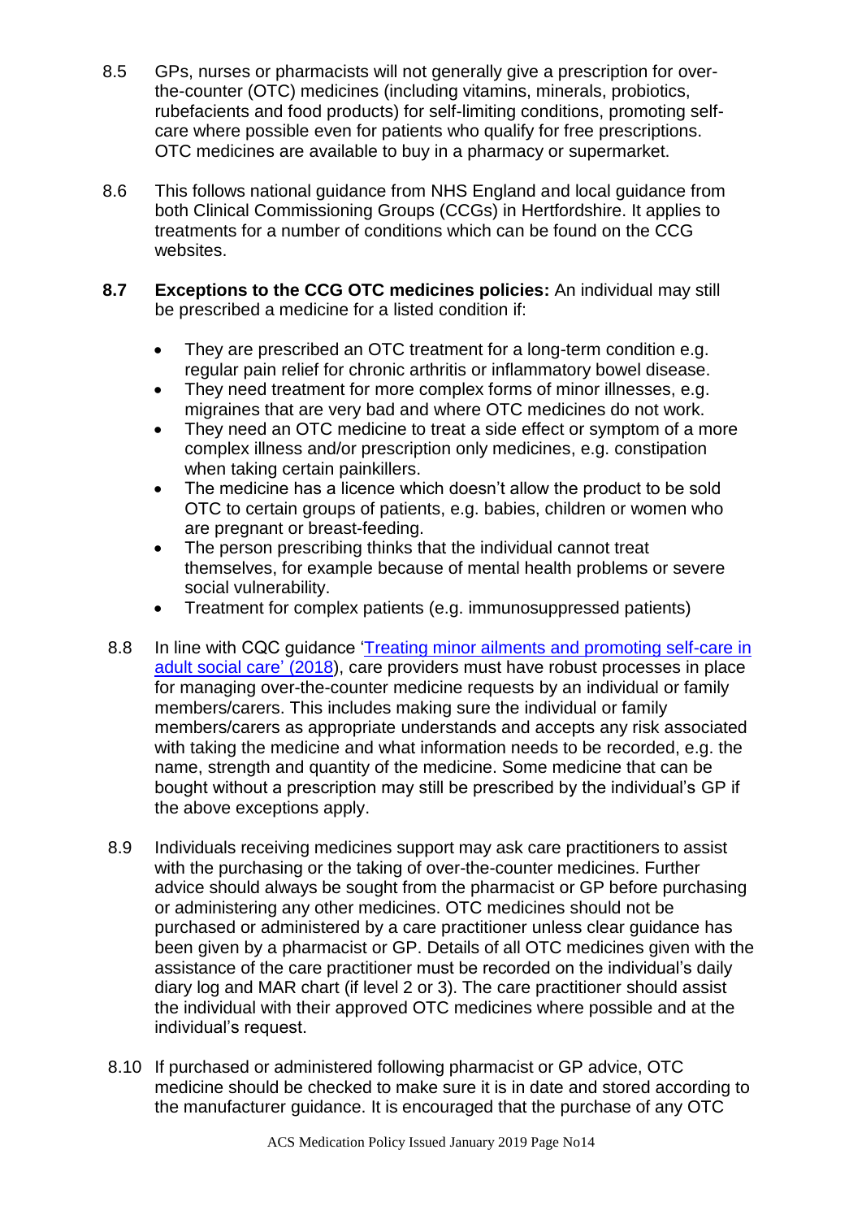8.5 GPs, nurses or pharmacists will not generally give a prescription for over-the-counter (OTC) medicines (including vitamins, minerals, probiotics, rubefacients and food products) for self-limiting conditions, promoting self-care where possible even for patients who qualify for free prescriptions. OTC medicines are available to buy in a pharmacy or supermarket.

8.6 This follows national guidance from NHS England and local guidance from both Clinical Commissioning Groups (CCGs) in Hertfordshire. It applies to treatments for a number of conditions which can be found on the CCG websites.

**8.7 Exceptions to the CCG OTC medicines policies:** An individual may still be prescribed a medicine for a listed condition if:

- They are prescribed an OTC treatment for a long-term condition e.g. regular pain relief for chronic arthritis or inflammatory bowel disease.
- They need treatment for more complex forms of minor illnesses, e.g. migraines that are very bad and where OTC medicines do not work.
- They need an OTC medicine to treat a side effect or symptom of a more complex illness and/or prescription only medicines, e.g. constipation when taking certain painkillers.
- The medicine has a licence which doesn't allow the product to be sold OTC to certain groups of patients, e.g. babies, children or women who are pregnant or breast-feeding.
- The person prescribing thinks that the individual cannot treat themselves, for example because of mental health problems or severe social vulnerability.
- Treatment for complex patients (e.g. immunosuppressed patients)

8.8 In line with CQC guidance '[Treating minor ailments and promoting self-care in adult social care' (2018)](), care providers must have robust processes in place for managing over-the-counter medicine requests by an individual or family members/carers. This includes making sure the individual or family members/carers as appropriate understands and accepts any risk associated with taking the medicine and what information needs to be recorded, e.g. the name, strength and quantity of the medicine. Some medicine that can be bought without a prescription may still be prescribed by the individual's GP if the above exceptions apply.

8.9 Individuals receiving medicines support may ask care practitioners to assist with the purchasing or the taking of over-the-counter medicines. Further advice should always be sought from the pharmacist or GP before purchasing or administering any other medicines. OTC medicines should not be purchased or administered by a care practitioner unless clear guidance has been given by a pharmacist or GP. Details of all OTC medicines given with the assistance of the care practitioner must be recorded on the individual's daily diary log and MAR chart (if level 2 or 3). The care practitioner should assist the individual with their approved OTC medicines where possible and at the individual's request.

8.10 If purchased or administered following pharmacist or GP advice, OTC medicine should be checked to make sure it is in date and stored according to the manufacturer guidance. It is encouraged that the purchase of any OTC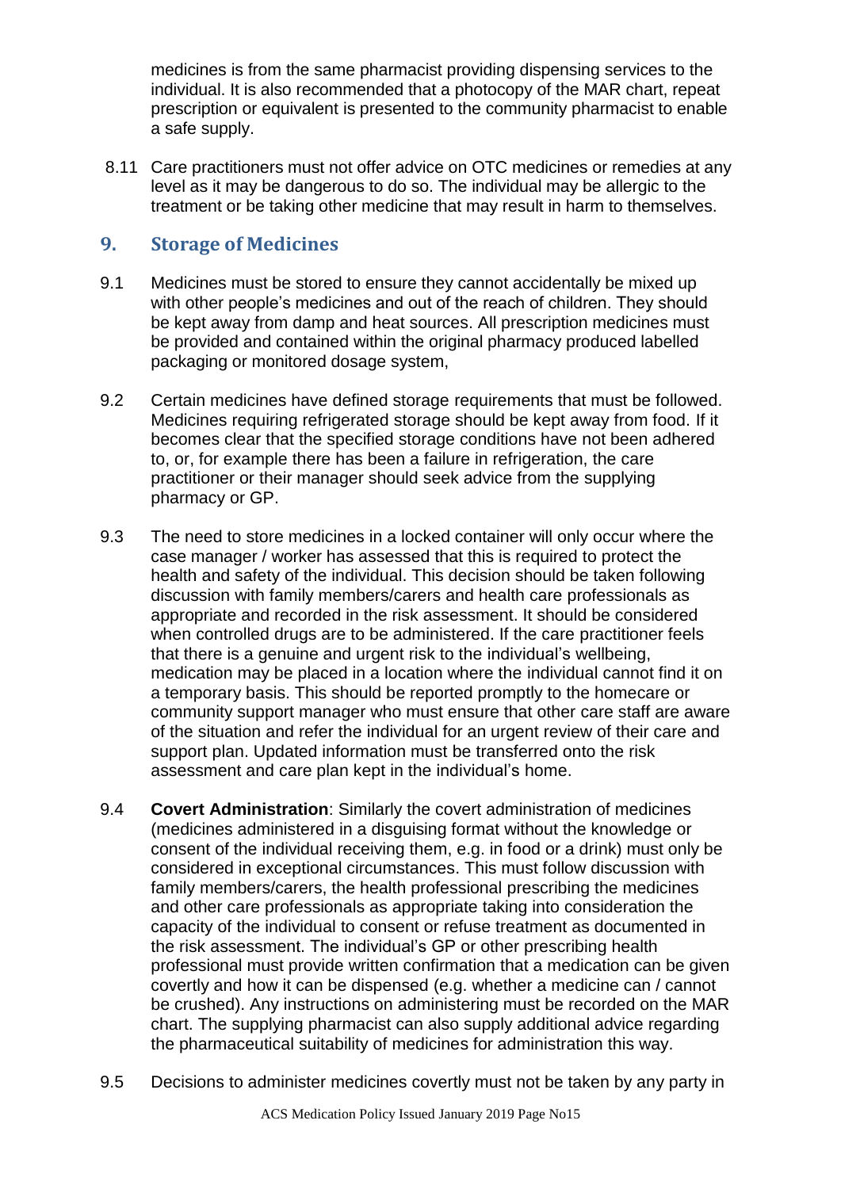medicines is from the same pharmacist providing dispensing services to the individual. It is also recommended that a photocopy of the MAR chart, repeat prescription or equivalent is presented to the community pharmacist to enable a safe supply.

8.11 Care practitioners must not offer advice on OTC medicines or remedies at any level as it may be dangerous to do so. The individual may be allergic to the treatment or be taking other medicine that may result in harm to themselves.

## 9. Storage of Medicines

9.1 Medicines must be stored to ensure they cannot accidentally be mixed up with other people's medicines and out of the reach of children. They should be kept away from damp and heat sources. All prescription medicines must be provided and contained within the original pharmacy produced labelled packaging or monitored dosage system,

9.2 Certain medicines have defined storage requirements that must be followed. Medicines requiring refrigerated storage should be kept away from food. If it becomes clear that the specified storage conditions have not been adhered to, or, for example there has been a failure in refrigeration, the care practitioner or their manager should seek advice from the supplying pharmacy or GP.

9.3 The need to store medicines in a locked container will only occur where the case manager / worker has assessed that this is required to protect the health and safety of the individual. This decision should be taken following discussion with family members/carers and health care professionals as appropriate and recorded in the risk assessment. It should be considered when controlled drugs are to be administered. If the care practitioner feels that there is a genuine and urgent risk to the individual's wellbeing, medication may be placed in a location where the individual cannot find it on a temporary basis. This should be reported promptly to the homecare or community support manager who must ensure that other care staff are aware of the situation and refer the individual for an urgent review of their care and support plan. Updated information must be transferred onto the risk assessment and care plan kept in the individual's home.

9.4 **Covert Administration**: Similarly the covert administration of medicines (medicines administered in a disguising format without the knowledge or consent of the individual receiving them, e.g. in food or a drink) must only be considered in exceptional circumstances. This must follow discussion with family members/carers, the health professional prescribing the medicines and other care professionals as appropriate taking into consideration the capacity of the individual to consent or refuse treatment as documented in the risk assessment. The individual's GP or other prescribing health professional must provide written confirmation that a medication can be given covertly and how it can be dispensed (e.g. whether a medicine can / cannot be crushed). Any instructions on administering must be recorded on the MAR chart. The supplying pharmacist can also supply additional advice regarding the pharmaceutical suitability of medicines for administration this way.

9.5 Decisions to administer medicines covertly must not be taken by any party in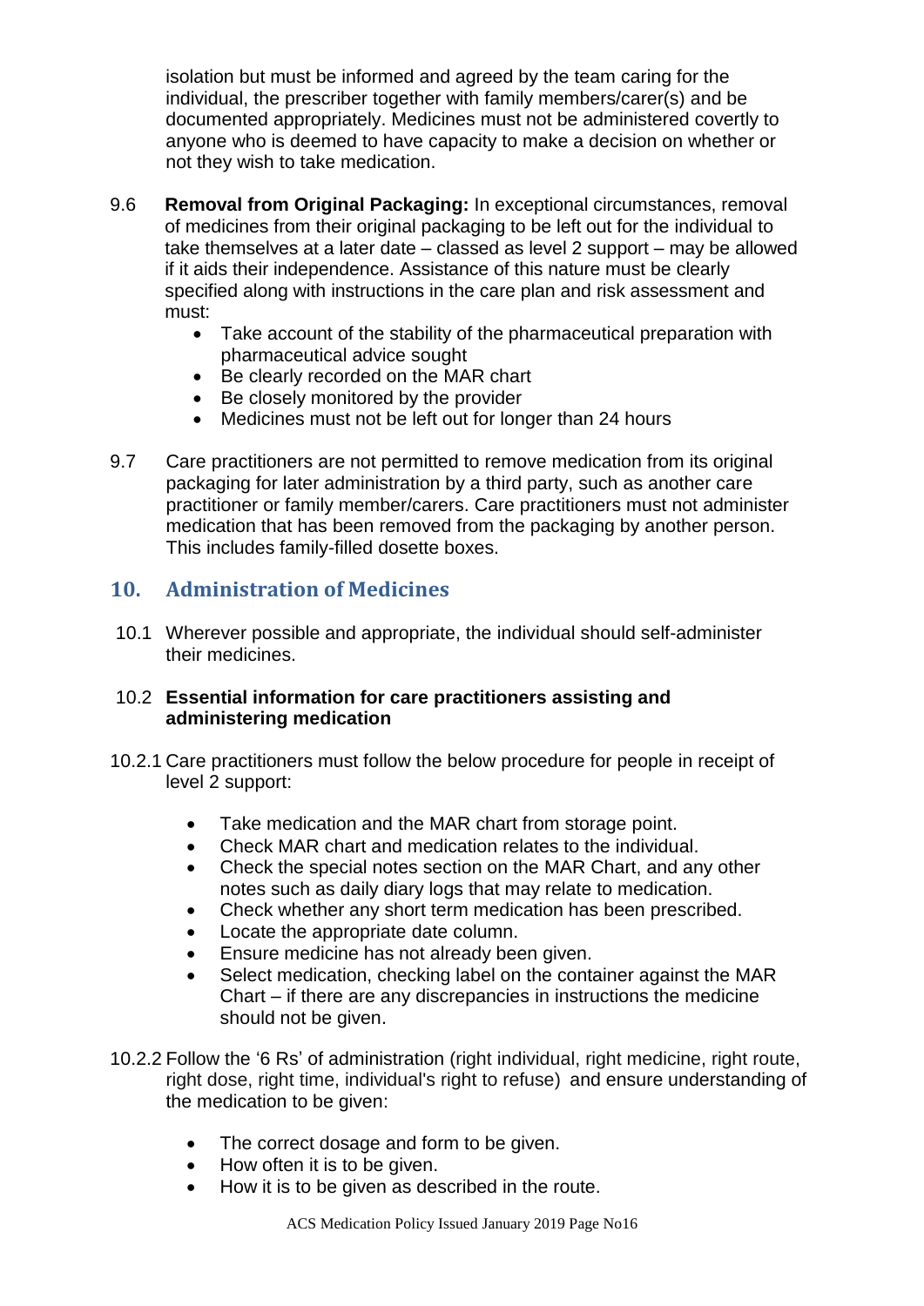isolation but must be informed and agreed by the team caring for the individual, the prescriber together with family members/carer(s) and be documented appropriately. Medicines must not be administered covertly to anyone who is deemed to have capacity to make a decision on whether or not they wish to take medication.

9.6 **Removal from Original Packaging:** In exceptional circumstances, removal of medicines from their original packaging to be left out for the individual to take themselves at a later date – classed as level 2 support – may be allowed if it aids their independence. Assistance of this nature must be clearly specified along with instructions in the care plan and risk assessment and must:

- Take account of the stability of the pharmaceutical preparation with pharmaceutical advice sought
- Be clearly recorded on the MAR chart
- Be closely monitored by the provider
- Medicines must not be left out for longer than 24 hours

9.7 Care practitioners are not permitted to remove medication from its original packaging for later administration by a third party, such as another care practitioner or family member/carers. Care practitioners must not administer medication that has been removed from the packaging by another person. This includes family-filled dosette boxes.

## 10. Administration of Medicines

10.1 Wherever possible and appropriate, the individual should self-administer their medicines.

10.2 **Essential information for care practitioners assisting and administering medication**

10.2.1 Care practitioners must follow the below procedure for people in receipt of level 2 support:

- Take medication and the MAR chart from storage point.
- Check MAR chart and medication relates to the individual.
- Check the special notes section on the MAR Chart, and any other notes such as daily diary logs that may relate to medication.
- Check whether any short term medication has been prescribed.
- Locate the appropriate date column.
- Ensure medicine has not already been given.
- Select medication, checking label on the container against the MAR Chart – if there are any discrepancies in instructions the medicine should not be given.

10.2.2 Follow the '6 Rs' of administration (right individual, right medicine, right route, right dose, right time, individual's right to refuse) and ensure understanding of the medication to be given:

- The correct dosage and form to be given.
- How often it is to be given.
- How it is to be given as described in the route.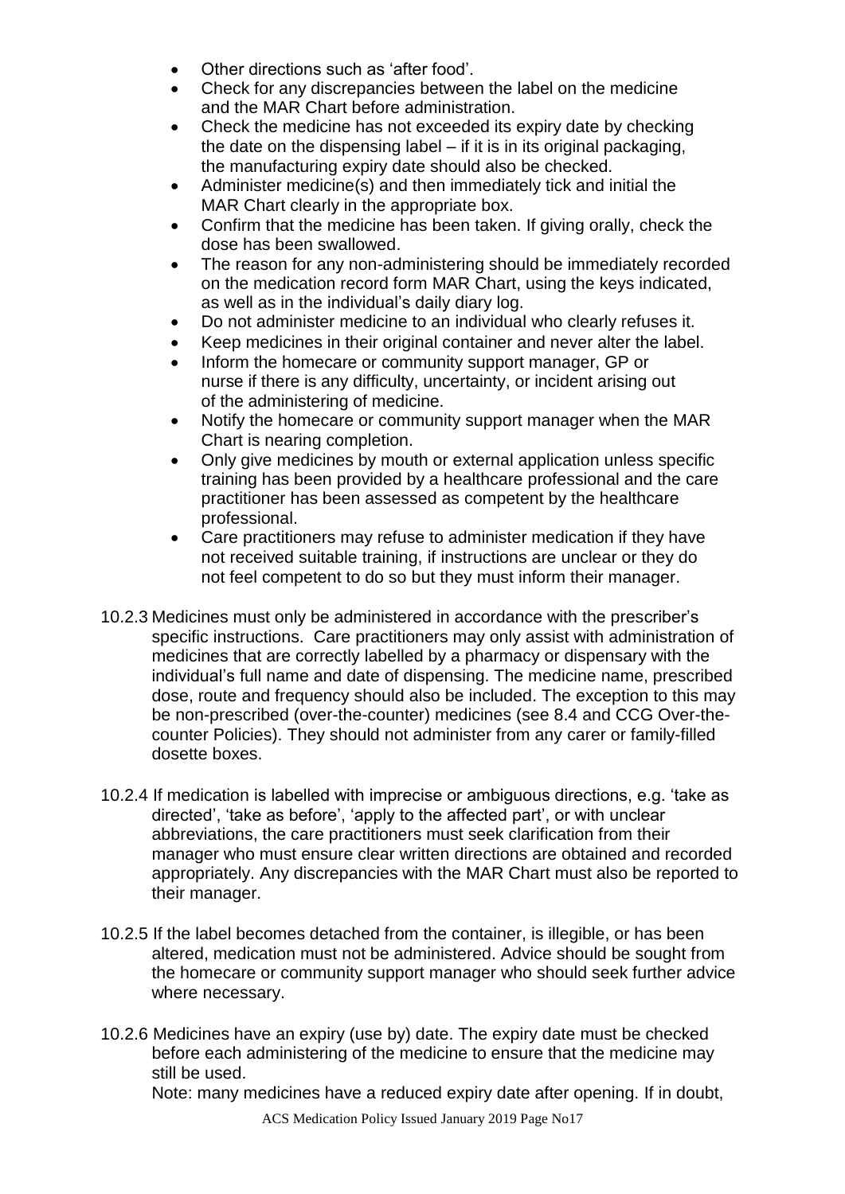- Other directions such as 'after food'.
- Check for any discrepancies between the label on the medicine and the MAR Chart before administration.
- Check the medicine has not exceeded its expiry date by checking the date on the dispensing label – if it is in its original packaging, the manufacturing expiry date should also be checked.
- Administer medicine(s) and then immediately tick and initial the MAR Chart clearly in the appropriate box.
- Confirm that the medicine has been taken. If giving orally, check the dose has been swallowed.
- The reason for any non-administering should be immediately recorded on the medication record form MAR Chart, using the keys indicated, as well as in the individual's daily diary log.
- Do not administer medicine to an individual who clearly refuses it.
- Keep medicines in their original container and never alter the label.
- Inform the homecare or community support manager, GP or nurse if there is any difficulty, uncertainty, or incident arising out of the administering of medicine.
- Notify the homecare or community support manager when the MAR Chart is nearing completion.
- Only give medicines by mouth or external application unless specific training has been provided by a healthcare professional and the care practitioner has been assessed as competent by the healthcare professional.
- Care practitioners may refuse to administer medication if they have not received suitable training, if instructions are unclear or they do not feel competent to do so but they must inform their manager.

10.2.3 Medicines must only be administered in accordance with the prescriber's specific instructions. Care practitioners may only assist with administration of medicines that are correctly labelled by a pharmacy or dispensary with the individual's full name and date of dispensing. The medicine name, prescribed dose, route and frequency should also be included. The exception to this may be non-prescribed (over-the-counter) medicines (see 8.4 and CCG Over-the-counter Policies). They should not administer from any carer or family-filled dosette boxes.

10.2.4 If medication is labelled with imprecise or ambiguous directions, e.g. 'take as directed', 'take as before', 'apply to the affected part', or with unclear abbreviations, the care practitioners must seek clarification from their manager who must ensure clear written directions are obtained and recorded appropriately. Any discrepancies with the MAR Chart must also be reported to their manager.

10.2.5 If the label becomes detached from the container, is illegible, or has been altered, medication must not be administered. Advice should be sought from the homecare or community support manager who should seek further advice where necessary.

10.2.6 Medicines have an expiry (use by) date. The expiry date must be checked before each administering of the medicine to ensure that the medicine may still be used.
Note: many medicines have a reduced expiry date after opening. If in doubt,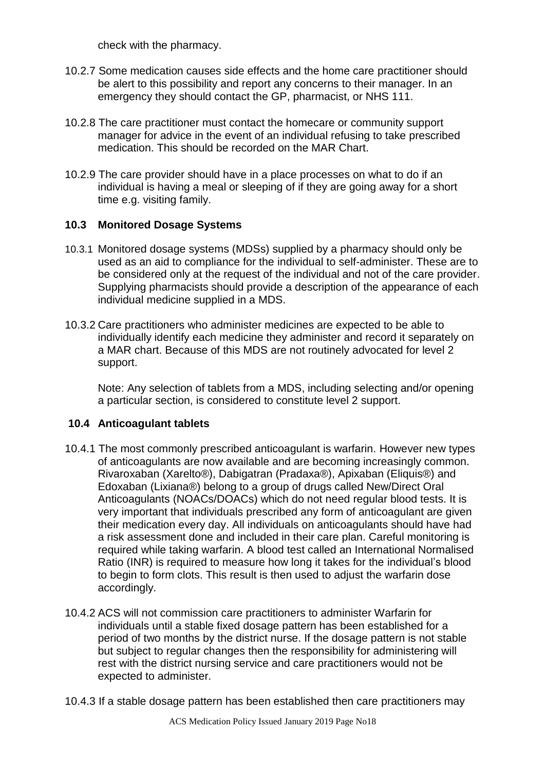check with the pharmacy.

10.2.7 Some medication causes side effects and the home care practitioner should be alert to this possibility and report any concerns to their manager. In an emergency they should contact the GP, pharmacist, or NHS 111.

10.2.8 The care practitioner must contact the homecare or community support manager for advice in the event of an individual refusing to take prescribed medication. This should be recorded on the MAR Chart.

10.2.9 The care provider should have in a place processes on what to do if an individual is having a meal or sleeping of if they are going away for a short time e.g. visiting family.

### 10.3 Monitored Dosage Systems

10.3.1 Monitored dosage systems (MDSs) supplied by a pharmacy should only be used as an aid to compliance for the individual to self-administer. These are to be considered only at the request of the individual and not of the care provider. Supplying pharmacists should provide a description of the appearance of each individual medicine supplied in a MDS.

10.3.2 Care practitioners who administer medicines are expected to be able to individually identify each medicine they administer and record it separately on a MAR chart. Because of this MDS are not routinely advocated for level 2 support.

Note: Any selection of tablets from a MDS, including selecting and/or opening a particular section, is considered to constitute level 2 support.

### 10.4 Anticoagulant tablets

10.4.1 The most commonly prescribed anticoagulant is warfarin. However new types of anticoagulants are now available and are becoming increasingly common. Rivaroxaban (Xarelto®), Dabigatran (Pradaxa®), Apixaban (Eliquis®) and Edoxaban (Lixiana®) belong to a group of drugs called New/Direct Oral Anticoagulants (NOACs/DOACs) which do not need regular blood tests. It is very important that individuals prescribed any form of anticoagulant are given their medication every day. All individuals on anticoagulants should have had a risk assessment done and included in their care plan. Careful monitoring is required while taking warfarin. A blood test called an International Normalised Ratio (INR) is required to measure how long it takes for the individual's blood to begin to form clots. This result is then used to adjust the warfarin dose accordingly.

10.4.2 ACS will not commission care practitioners to administer Warfarin for individuals until a stable fixed dosage pattern has been established for a period of two months by the district nurse. If the dosage pattern is not stable but subject to regular changes then the responsibility for administering will rest with the district nursing service and care practitioners would not be expected to administer.

10.4.3 If a stable dosage pattern has been established then care practitioners may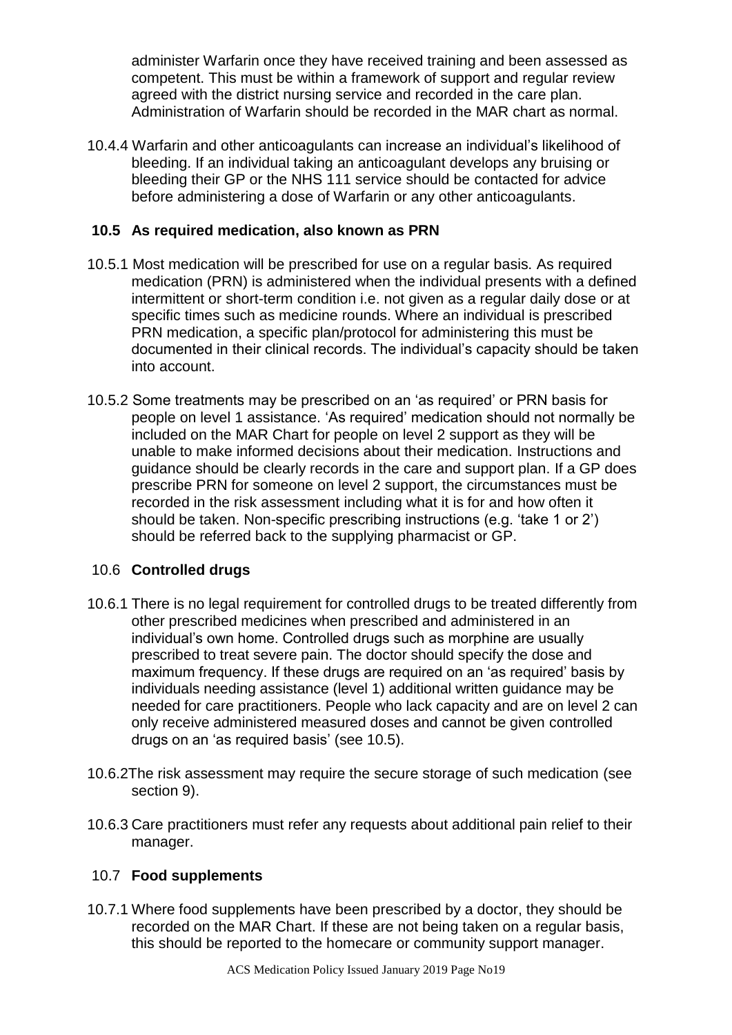administer Warfarin once they have received training and been assessed as competent. This must be within a framework of support and regular review agreed with the district nursing service and recorded in the care plan. Administration of Warfarin should be recorded in the MAR chart as normal.

10.4.4 Warfarin and other anticoagulants can increase an individual's likelihood of bleeding. If an individual taking an anticoagulant develops any bruising or bleeding their GP or the NHS 111 service should be contacted for advice before administering a dose of Warfarin or any other anticoagulants.

### 10.5 As required medication, also known as PRN

10.5.1 Most medication will be prescribed for use on a regular basis. As required medication (PRN) is administered when the individual presents with a defined intermittent or short-term condition i.e. not given as a regular daily dose or at specific times such as medicine rounds. Where an individual is prescribed PRN medication, a specific plan/protocol for administering this must be documented in their clinical records. The individual's capacity should be taken into account.

10.5.2 Some treatments may be prescribed on an 'as required' or PRN basis for people on level 1 assistance. 'As required' medication should not normally be included on the MAR Chart for people on level 2 support as they will be unable to make informed decisions about their medication. Instructions and guidance should be clearly records in the care and support plan. If a GP does prescribe PRN for someone on level 2 support, the circumstances must be recorded in the risk assessment including what it is for and how often it should be taken. Non-specific prescribing instructions (e.g. 'take 1 or 2') should be referred back to the supplying pharmacist or GP.

### 10.6 Controlled drugs

10.6.1 There is no legal requirement for controlled drugs to be treated differently from other prescribed medicines when prescribed and administered in an individual's own home. Controlled drugs such as morphine are usually prescribed to treat severe pain. The doctor should specify the dose and maximum frequency. If these drugs are required on an 'as required' basis by individuals needing assistance (level 1) additional written guidance may be needed for care practitioners. People who lack capacity and are on level 2 can only receive administered measured doses and cannot be given controlled drugs on an 'as required basis' (see 10.5).

10.6.2The risk assessment may require the secure storage of such medication (see section 9).

10.6.3 Care practitioners must refer any requests about additional pain relief to their manager.

### 10.7 Food supplements

10.7.1 Where food supplements have been prescribed by a doctor, they should be recorded on the MAR Chart. If these are not being taken on a regular basis, this should be reported to the homecare or community support manager.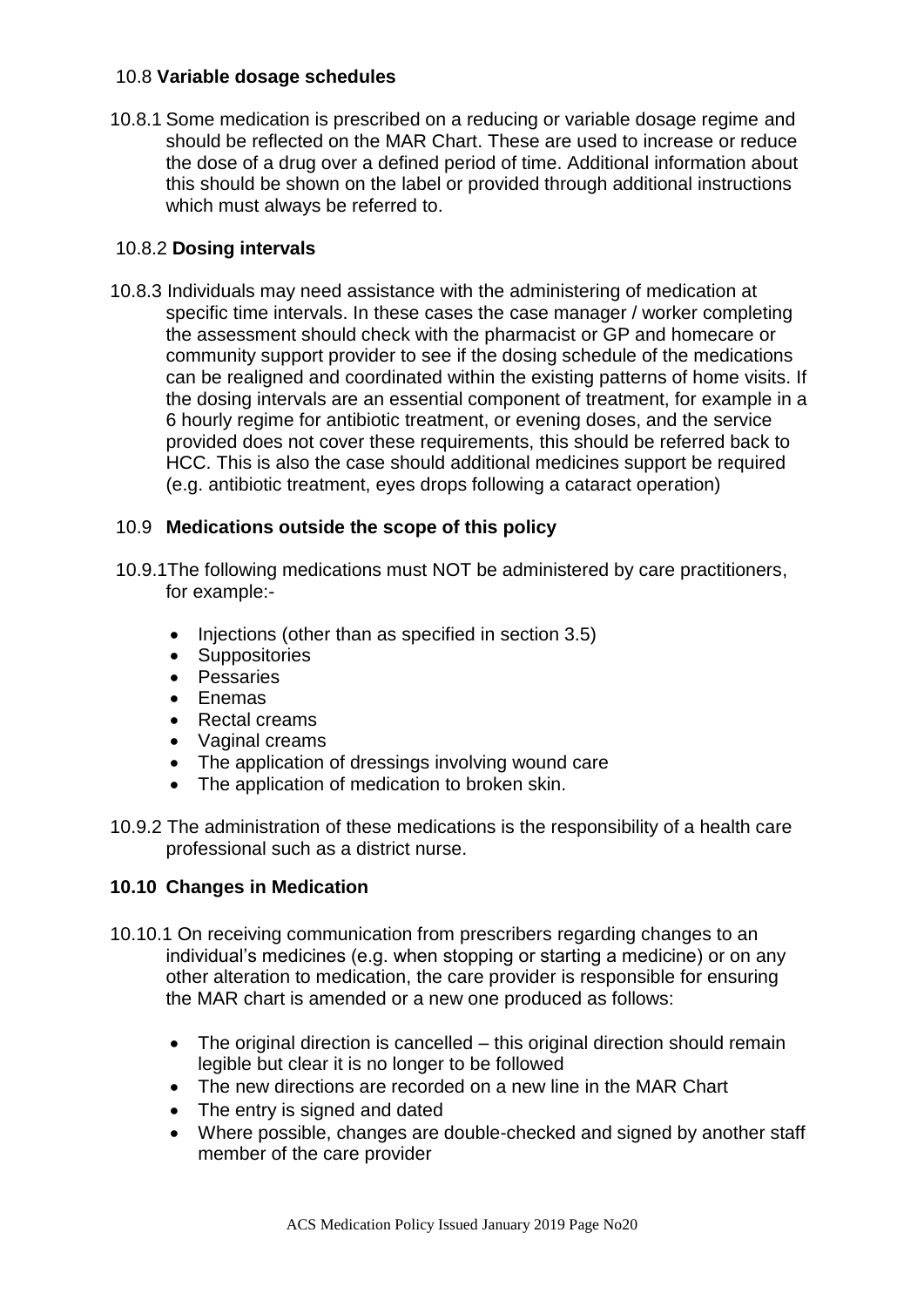### 10.8 **Variable dosage schedules**

10.8.1 Some medication is prescribed on a reducing or variable dosage regime and should be reflected on the MAR Chart. These are used to increase or reduce the dose of a drug over a defined period of time. Additional information about this should be shown on the label or provided through additional instructions which must always be referred to.

### 10.8.2 **Dosing intervals**

10.8.3 Individuals may need assistance with the administering of medication at specific time intervals. In these cases the case manager / worker completing the assessment should check with the pharmacist or GP and homecare or community support provider to see if the dosing schedule of the medications can be realigned and coordinated within the existing patterns of home visits. If the dosing intervals are an essential component of treatment, for example in a 6 hourly regime for antibiotic treatment, or evening doses, and the service provided does not cover these requirements, this should be referred back to HCC. This is also the case should additional medicines support be required (e.g. antibiotic treatment, eyes drops following a cataract operation)

### 10.9 **Medications outside the scope of this policy**

10.9.1The following medications must NOT be administered by care practitioners, for example:-

- Injections (other than as specified in section 3.5)
- Suppositories
- Pessaries
- Enemas
- Rectal creams
- Vaginal creams
- The application of dressings involving wound care
- The application of medication to broken skin.

10.9.2 The administration of these medications is the responsibility of a health care professional such as a district nurse.

### **10.10 Changes in Medication**

10.10.1 On receiving communication from prescribers regarding changes to an individual's medicines (e.g. when stopping or starting a medicine) or on any other alteration to medication, the care provider is responsible for ensuring the MAR chart is amended or a new one produced as follows:

- The original direction is cancelled – this original direction should remain legible but clear it is no longer to be followed
- The new directions are recorded on a new line in the MAR Chart
- The entry is signed and dated
- Where possible, changes are double-checked and signed by another staff member of the care provider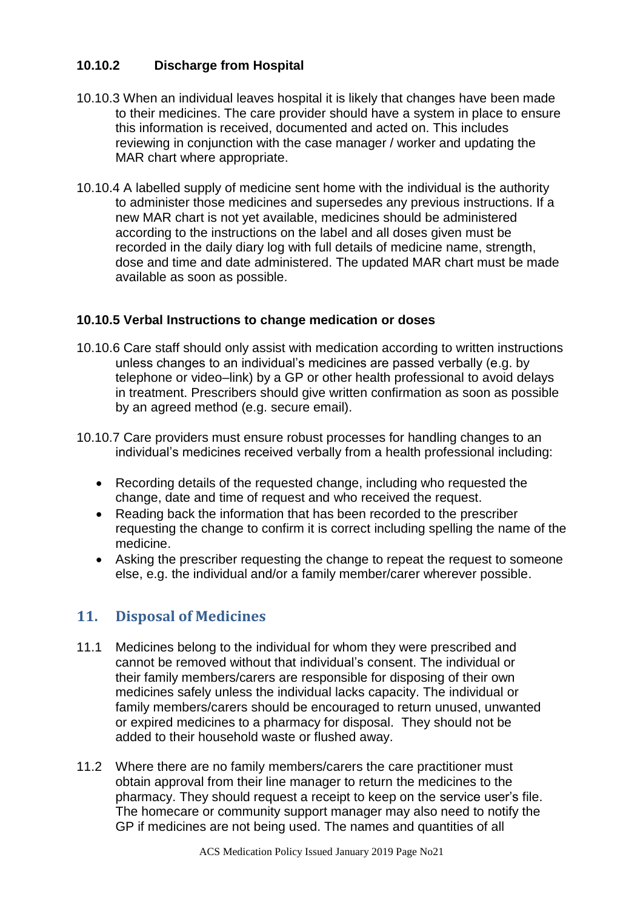#### 10.10.2 Discharge from Hospital

10.10.3 When an individual leaves hospital it is likely that changes have been made to their medicines. The care provider should have a system in place to ensure this information is received, documented and acted on. This includes reviewing in conjunction with the case manager / worker and updating the MAR chart where appropriate.

10.10.4 A labelled supply of medicine sent home with the individual is the authority to administer those medicines and supersedes any previous instructions. If a new MAR chart is not yet available, medicines should be administered according to the instructions on the label and all doses given must be recorded in the daily diary log with full details of medicine name, strength, dose and time and date administered. The updated MAR chart must be made available as soon as possible.

#### 10.10.5 Verbal Instructions to change medication or doses

10.10.6 Care staff should only assist with medication according to written instructions unless changes to an individual's medicines are passed verbally (e.g. by telephone or video–link) by a GP or other health professional to avoid delays in treatment. Prescribers should give written confirmation as soon as possible by an agreed method (e.g. secure email).

10.10.7 Care providers must ensure robust processes for handling changes to an individual's medicines received verbally from a health professional including:

- Recording details of the requested change, including who requested the change, date and time of request and who received the request.
- Reading back the information that has been recorded to the prescriber requesting the change to confirm it is correct including spelling the name of the medicine.
- Asking the prescriber requesting the change to repeat the request to someone else, e.g. the individual and/or a family member/carer wherever possible.

## 11. Disposal of Medicines

11.1 Medicines belong to the individual for whom they were prescribed and cannot be removed without that individual's consent. The individual or their family members/carers are responsible for disposing of their own medicines safely unless the individual lacks capacity. The individual or family members/carers should be encouraged to return unused, unwanted or expired medicines to a pharmacy for disposal. They should not be added to their household waste or flushed away.

11.2 Where there are no family members/carers the care practitioner must obtain approval from their line manager to return the medicines to the pharmacy. They should request a receipt to keep on the service user's file. The homecare or community support manager may also need to notify the GP if medicines are not being used. The names and quantities of all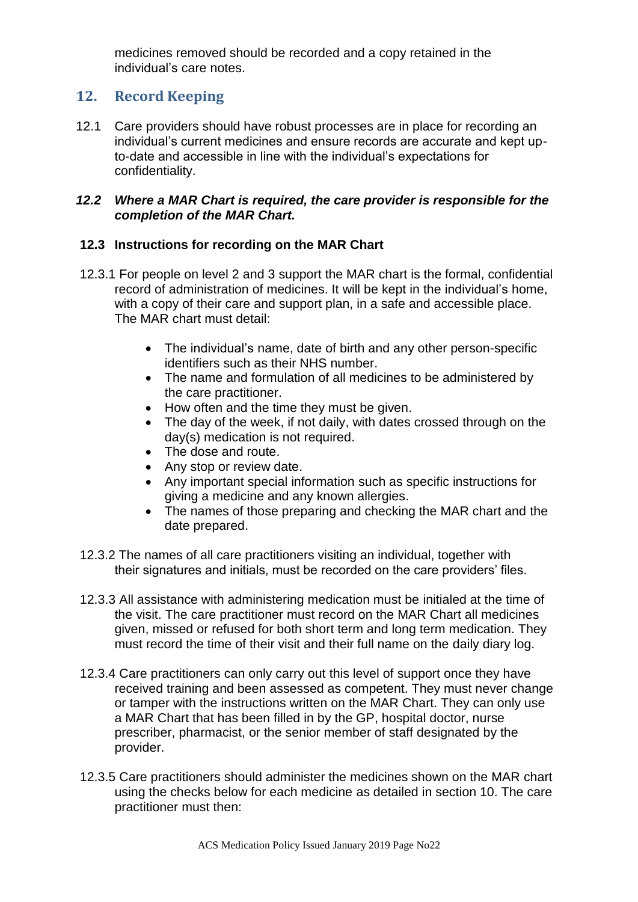medicines removed should be recorded and a copy retained in the individual's care notes.

## 12. Record Keeping

12.1 Care providers should have robust processes are in place for recording an individual's current medicines and ensure records are accurate and kept up-to-date and accessible in line with the individual's expectations for confidentiality.

***12.2 Where a MAR Chart is required, the care provider is responsible for the completion of the MAR Chart.***

### 12.3 Instructions for recording on the MAR Chart

12.3.1 For people on level 2 and 3 support the MAR chart is the formal, confidential record of administration of medicines. It will be kept in the individual's home, with a copy of their care and support plan, in a safe and accessible place. The MAR chart must detail:

- The individual's name, date of birth and any other person-specific identifiers such as their NHS number.
- The name and formulation of all medicines to be administered by the care practitioner.
- How often and the time they must be given.
- The day of the week, if not daily, with dates crossed through on the day(s) medication is not required.
- The dose and route.
- Any stop or review date.
- Any important special information such as specific instructions for giving a medicine and any known allergies.
- The names of those preparing and checking the MAR chart and the date prepared.

12.3.2 The names of all care practitioners visiting an individual, together with their signatures and initials, must be recorded on the care providers' files.

12.3.3 All assistance with administering medication must be initialed at the time of the visit. The care practitioner must record on the MAR Chart all medicines given, missed or refused for both short term and long term medication. They must record the time of their visit and their full name on the daily diary log.

12.3.4 Care practitioners can only carry out this level of support once they have received training and been assessed as competent. They must never change or tamper with the instructions written on the MAR Chart. They can only use a MAR Chart that has been filled in by the GP, hospital doctor, nurse prescriber, pharmacist, or the senior member of staff designated by the provider.

12.3.5 Care practitioners should administer the medicines shown on the MAR chart using the checks below for each medicine as detailed in section 10. The care practitioner must then: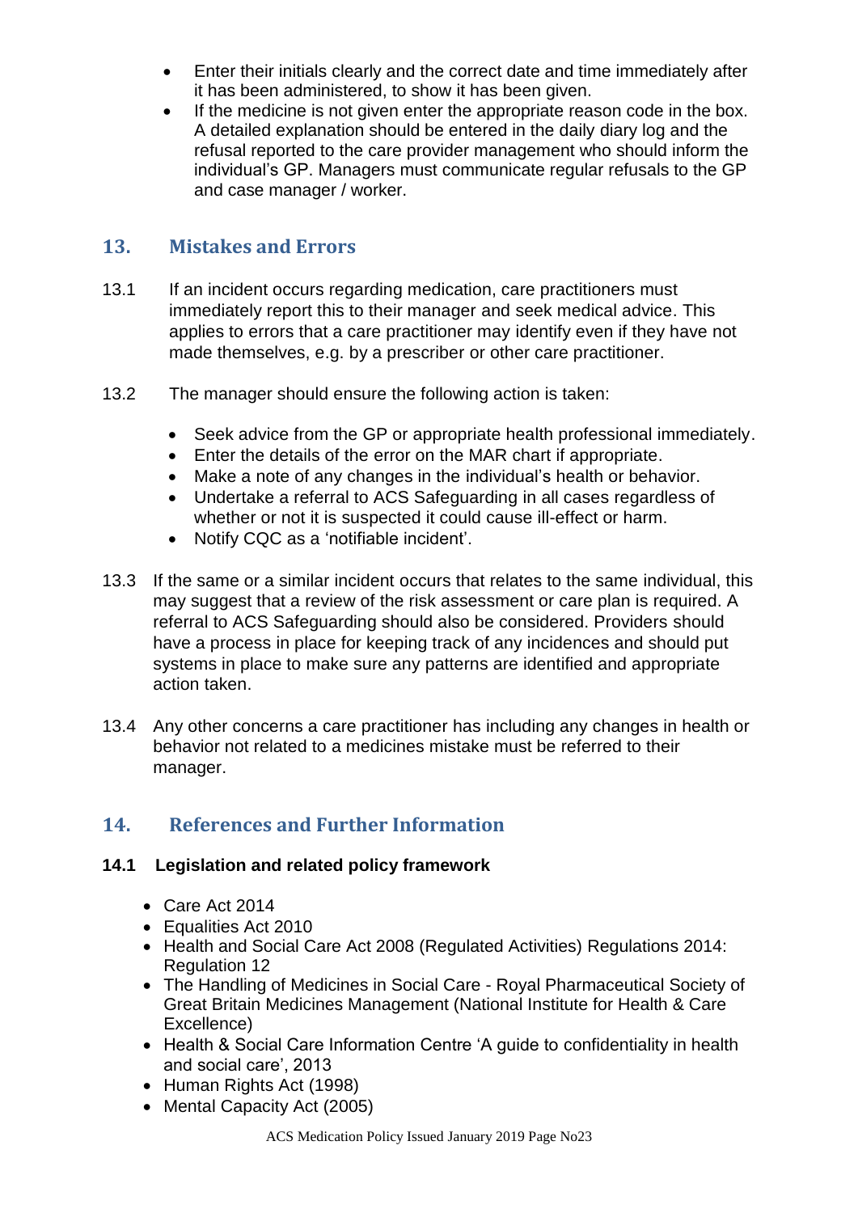- Enter their initials clearly and the correct date and time immediately after it has been administered, to show it has been given.
- If the medicine is not given enter the appropriate reason code in the box. A detailed explanation should be entered in the daily diary log and the refusal reported to the care provider management who should inform the individual's GP. Managers must communicate regular refusals to the GP and case manager / worker.

## 13. Mistakes and Errors

13.1 If an incident occurs regarding medication, care practitioners must immediately report this to their manager and seek medical advice. This applies to errors that a care practitioner may identify even if they have not made themselves, e.g. by a prescriber or other care practitioner.

13.2 The manager should ensure the following action is taken:

- Seek advice from the GP or appropriate health professional immediately.
- Enter the details of the error on the MAR chart if appropriate.
- Make a note of any changes in the individual's health or behavior.
- Undertake a referral to ACS Safeguarding in all cases regardless of whether or not it is suspected it could cause ill-effect or harm.
- Notify CQC as a 'notifiable incident'.

13.3 If the same or a similar incident occurs that relates to the same individual, this may suggest that a review of the risk assessment or care plan is required. A referral to ACS Safeguarding should also be considered. Providers should have a process in place for keeping track of any incidences and should put systems in place to make sure any patterns are identified and appropriate action taken.

13.4 Any other concerns a care practitioner has including any changes in health or behavior not related to a medicines mistake must be referred to their manager.

## 14. References and Further Information

### 14.1 Legislation and related policy framework

- Care Act 2014
- Equalities Act 2010
- Health and Social Care Act 2008 (Regulated Activities) Regulations 2014: Regulation 12
- The Handling of Medicines in Social Care - Royal Pharmaceutical Society of Great Britain Medicines Management (National Institute for Health & Care Excellence)
- Health & Social Care Information Centre 'A guide to confidentiality in health and social care', 2013
- Human Rights Act (1998)
- Mental Capacity Act (2005)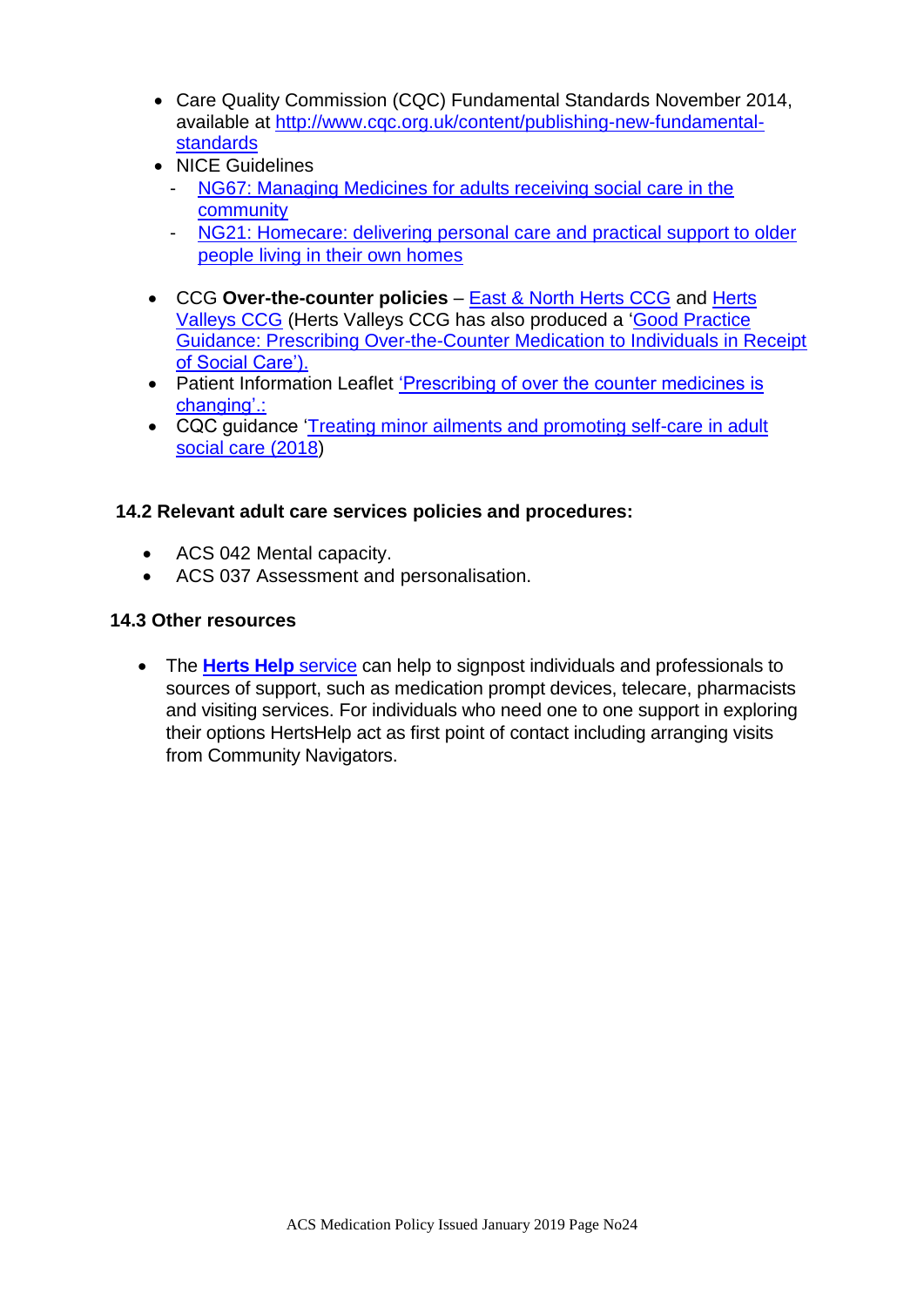- Care Quality Commission (CQC) Fundamental Standards November 2014, available at http://www.cqc.org.uk/content/publishing-new-fundamental-standards
- NICE Guidelines
  - NG67: Managing Medicines for adults receiving social care in the community
  - NG21: Homecare: delivering personal care and practical support to older people living in their own homes

- CCG **Over-the-counter policies** – East & North Herts CCG and Herts Valleys CCG (Herts Valleys CCG has also produced a 'Good Practice Guidance: Prescribing Over-the-Counter Medication to Individuals in Receipt of Social Care').
- Patient Information Leaflet 'Prescribing of over the counter medicines is changing'.:
- CQC guidance 'Treating minor ailments and promoting self-care in adult social care (2018)

### 14.2 Relevant adult care services policies and procedures:

- ACS 042 Mental capacity.
- ACS 037 Assessment and personalisation.

### 14.3 Other resources

- The **Herts Help** service can help to signpost individuals and professionals to sources of support, such as medication prompt devices, telecare, pharmacists and visiting services. For individuals who need one to one support in exploring their options HertsHelp act as first point of contact including arranging visits from Community Navigators.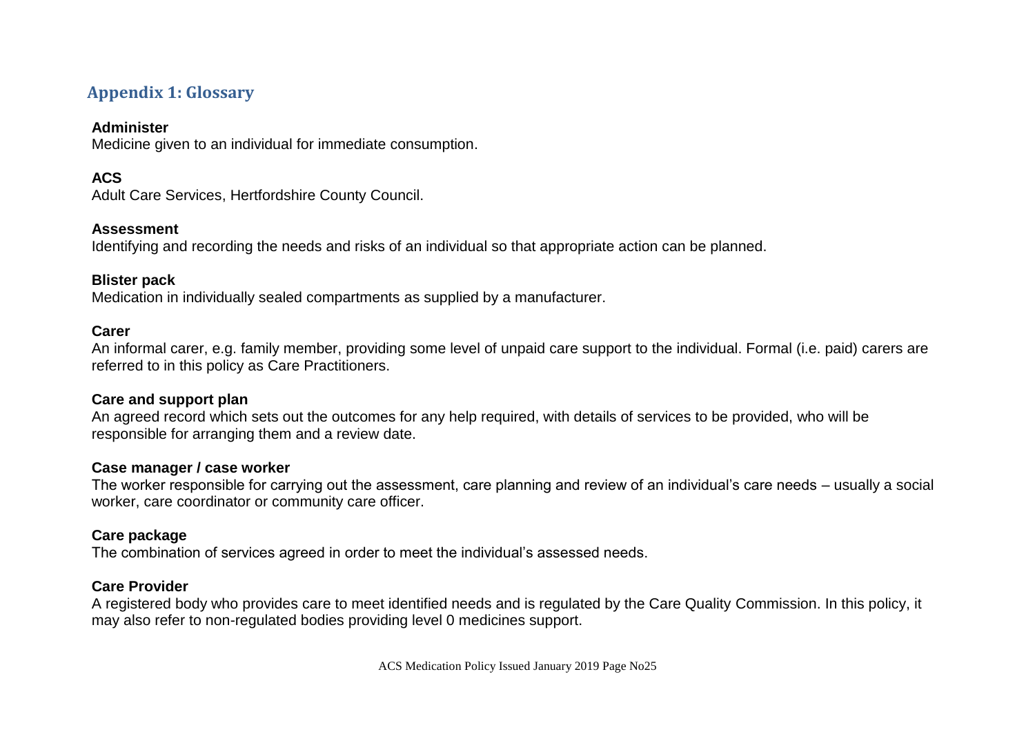## Appendix 1: Glossary

**Administer**
Medicine given to an individual for immediate consumption.

**ACS**
Adult Care Services, Hertfordshire County Council.

**Assessment**
Identifying and recording the needs and risks of an individual so that appropriate action can be planned.

**Blister pack**
Medication in individually sealed compartments as supplied by a manufacturer.

**Carer**
An informal carer, e.g. family member, providing some level of unpaid care support to the individual. Formal (i.e. paid) carers are referred to in this policy as Care Practitioners.

**Care and support plan**
An agreed record which sets out the outcomes for any help required, with details of services to be provided, who will be responsible for arranging them and a review date.

**Case manager / case worker**
The worker responsible for carrying out the assessment, care planning and review of an individual's care needs – usually a social worker, care coordinator or community care officer.

**Care package**
The combination of services agreed in order to meet the individual's assessed needs.

**Care Provider**
A registered body who provides care to meet identified needs and is regulated by the Care Quality Commission. In this policy, it may also refer to non-regulated bodies providing level 0 medicines support.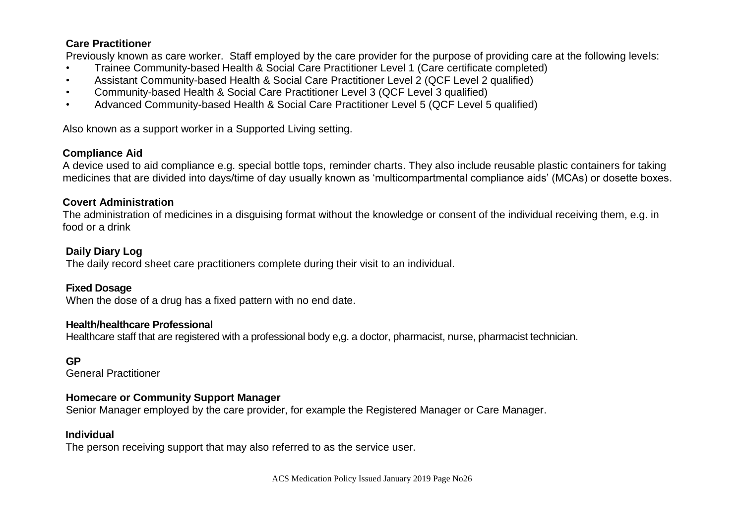**Care Practitioner**

Previously known as care worker. Staff employed by the care provider for the purpose of providing care at the following levels:

- Trainee Community-based Health & Social Care Practitioner Level 1 (Care certificate completed)
- Assistant Community-based Health & Social Care Practitioner Level 2 (QCF Level 2 qualified)
- Community-based Health & Social Care Practitioner Level 3 (QCF Level 3 qualified)
- Advanced Community-based Health & Social Care Practitioner Level 5 (QCF Level 5 qualified)

Also known as a support worker in a Supported Living setting.

**Compliance Aid**

A device used to aid compliance e.g. special bottle tops, reminder charts. They also include reusable plastic containers for taking medicines that are divided into days/time of day usually known as 'multicompartmental compliance aids' (MCAs) or dosette boxes.

**Covert Administration**

The administration of medicines in a disguising format without the knowledge or consent of the individual receiving them, e.g. in food or a drink

**Daily Diary Log**

The daily record sheet care practitioners complete during their visit to an individual.

**Fixed Dosage**

When the dose of a drug has a fixed pattern with no end date.

**Health/healthcare Professional**

Healthcare staff that are registered with a professional body e,g. a doctor, pharmacist, nurse, pharmacist technician.

**GP**

General Practitioner

**Homecare or Community Support Manager**

Senior Manager employed by the care provider, for example the Registered Manager or Care Manager.

**Individual**

The person receiving support that may also referred to as the service user.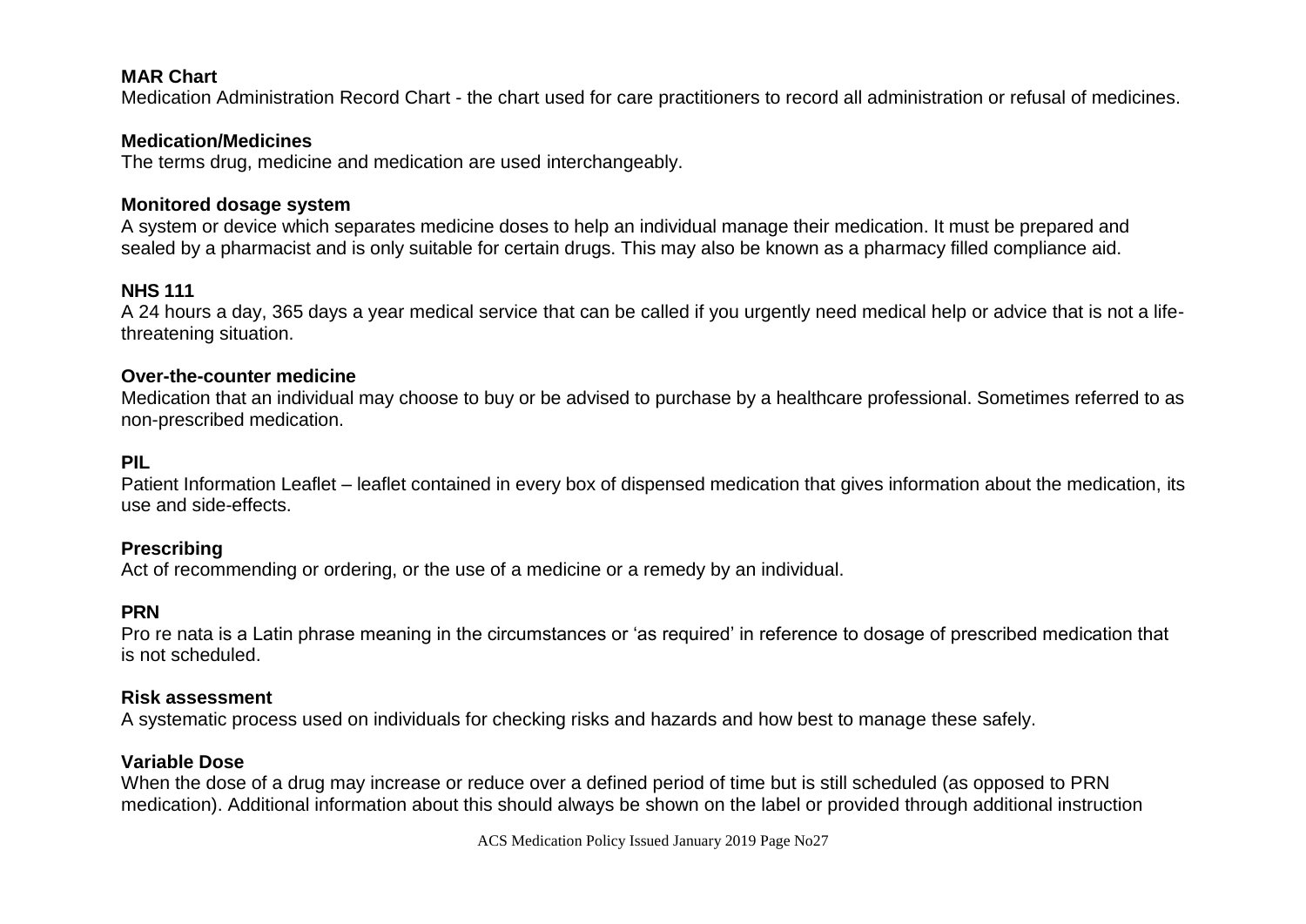**MAR Chart**

Medication Administration Record Chart - the chart used for care practitioners to record all administration or refusal of medicines.

**Medication/Medicines**

The terms drug, medicine and medication are used interchangeably.

**Monitored dosage system**

A system or device which separates medicine doses to help an individual manage their medication. It must be prepared and sealed by a pharmacist and is only suitable for certain drugs. This may also be known as a pharmacy filled compliance aid.

**NHS 111**

A 24 hours a day, 365 days a year medical service that can be called if you urgently need medical help or advice that is not a life-threatening situation.

**Over-the-counter medicine**

Medication that an individual may choose to buy or be advised to purchase by a healthcare professional. Sometimes referred to as non-prescribed medication.

**PIL**

Patient Information Leaflet – leaflet contained in every box of dispensed medication that gives information about the medication, its use and side-effects.

**Prescribing**

Act of recommending or ordering, or the use of a medicine or a remedy by an individual.

**PRN**

Pro re nata is a Latin phrase meaning in the circumstances or 'as required' in reference to dosage of prescribed medication that is not scheduled.

**Risk assessment**

A systematic process used on individuals for checking risks and hazards and how best to manage these safely.

**Variable Dose**

When the dose of a drug may increase or reduce over a defined period of time but is still scheduled (as opposed to PRN medication). Additional information about this should always be shown on the label or provided through additional instruction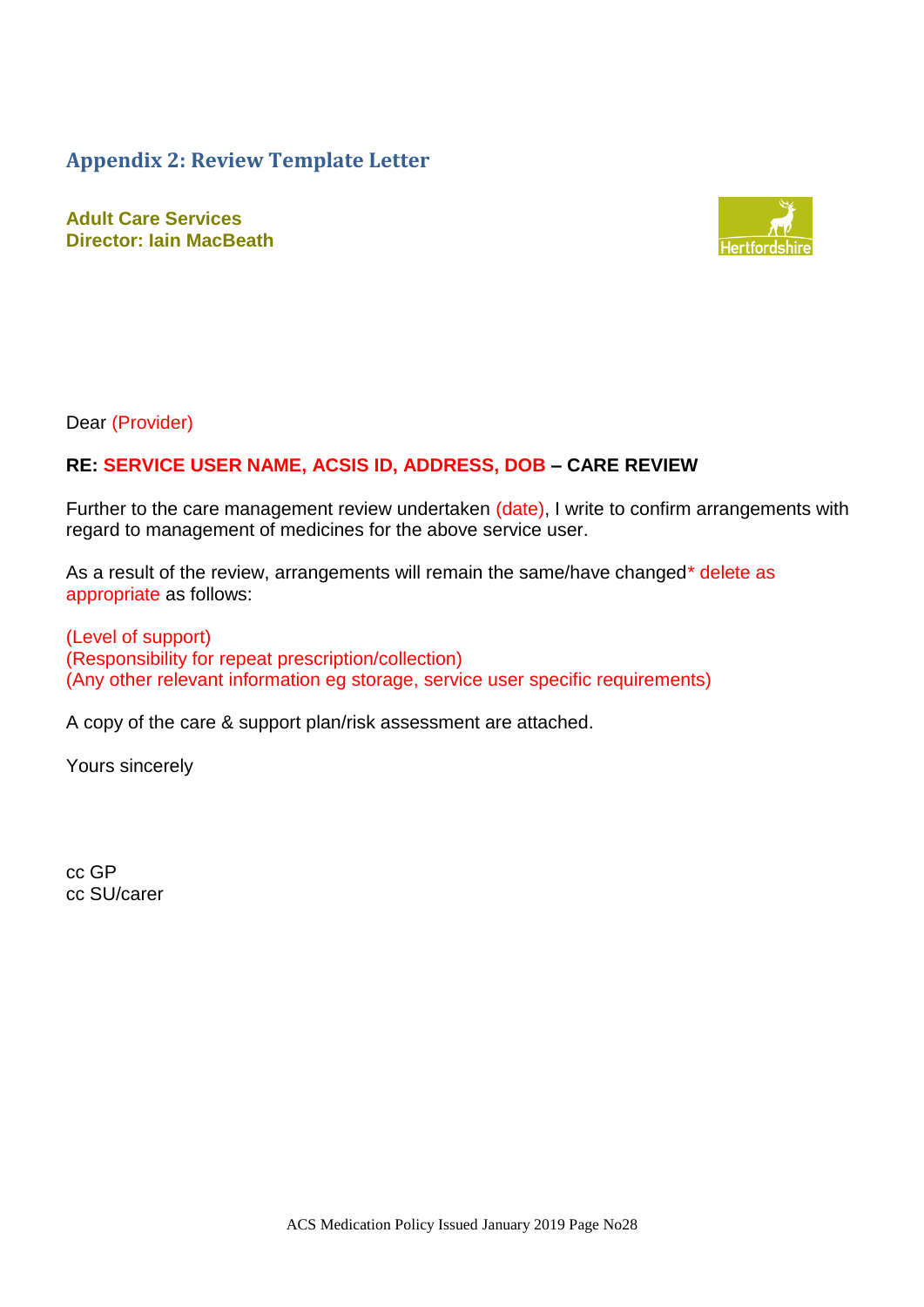## Appendix 2: Review Template Letter

**Adult Care Services**
**Director: Iain MacBeath**

Dear (Provider)

**RE: SERVICE USER NAME, ACSIS ID, ADDRESS, DOB – CARE REVIEW**

Further to the care management review undertaken (date), I write to confirm arrangements with regard to management of medicines for the above service user.

As a result of the review, arrangements will remain the same/have changed* delete as appropriate as follows:

(Level of support)
(Responsibility for repeat prescription/collection)
(Any other relevant information eg storage, service user specific requirements)

A copy of the care & support plan/risk assessment are attached.

Yours sincerely

cc GP
cc SU/carer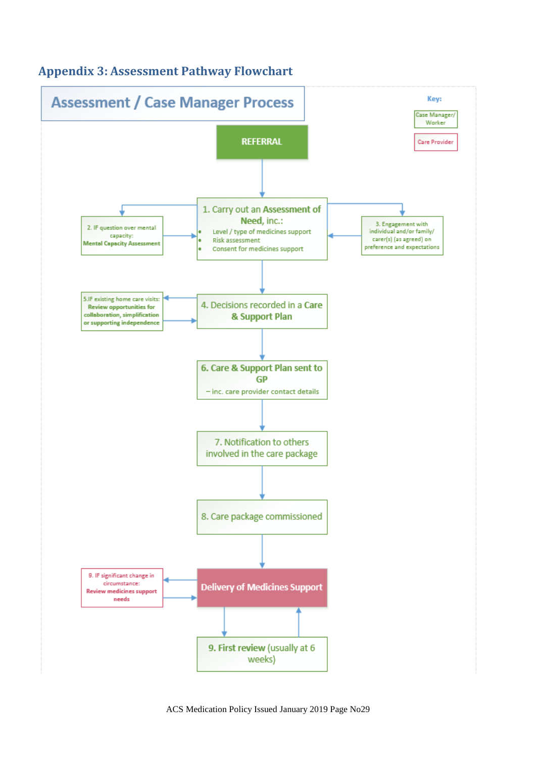## Appendix 3: Assessment Pathway Flowchart

Assessment / Case Manager Process

Key:

Case Manager/ Worker

Care Provider

REFERRAL

1. Carry out an Assessment of Need, inc.:
- Level / type of medicines support
- Risk assessment
- Consent for medicines support

2. IF question over mental capacity: **Mental Capacity Assessment**

3. Engagement with individual and/or family/ carer(s) (as agreed) on preference and expectations

4. Decisions recorded in a Care & Support Plan

5.IF existing home care visits: **Review opportunities for collaboration, simplification or supporting independence**

6. Care & Support Plan sent to GP – inc. care provider contact details

7. Notification to others involved in the care package

8. Care package commissioned

Delivery of Medicines Support

9. IF significant change in circumstance: **Review medicines support needs**

9. First review (usually at 6 weeks)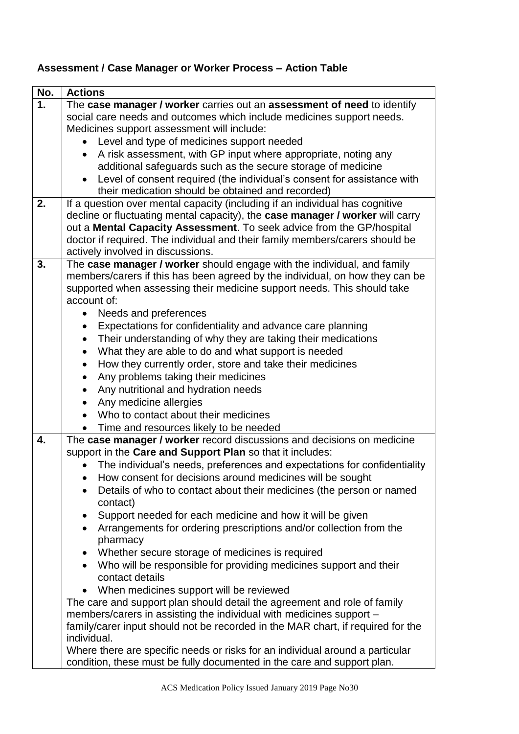**Assessment / Case Manager or Worker Process – Action Table**

| No. | Actions |
|---|---|
| **1.** | The **case manager / worker** carries out an **assessment of need** to identify social care needs and outcomes which include medicines support needs. Medicines support assessment will include:<br>• Level and type of medicines support needed<br>• A risk assessment, with GP input where appropriate, noting any additional safeguards such as the secure storage of medicine<br>• Level of consent required (the individual's consent for assistance with their medication should be obtained and recorded) |
| **2.** | If a question over mental capacity (including if an individual has cognitive decline or fluctuating mental capacity), the **case manager / worker** will carry out a **Mental Capacity Assessment**. To seek advice from the GP/hospital doctor if required. The individual and their family members/carers should be actively involved in discussions. |
| **3.** | The **case manager / worker** should engage with the individual, and family members/carers if this has been agreed by the individual, on how they can be supported when assessing their medicine support needs. This should take account of:<br>• Needs and preferences<br>• Expectations for confidentiality and advance care planning<br>• Their understanding of why they are taking their medications<br>• What they are able to do and what support is needed<br>• How they currently order, store and take their medicines<br>• Any problems taking their medicines<br>• Any nutritional and hydration needs<br>• Any medicine allergies<br>• Who to contact about their medicines<br>• Time and resources likely to be needed |
| **4.** | The **case manager / worker** record discussions and decisions on medicine support in the **Care and Support Plan** so that it includes:<br>• The individual's needs, preferences and expectations for confidentiality<br>• How consent for decisions around medicines will be sought<br>• Details of who to contact about their medicines (the person or named contact)<br>• Support needed for each medicine and how it will be given<br>• Arrangements for ordering prescriptions and/or collection from the pharmacy<br>• Whether secure storage of medicines is required<br>• Who will be responsible for providing medicines support and their contact details<br>• When medicines support will be reviewed<br>The care and support plan should detail the agreement and role of family members/carers in assisting the individual with medicines support – family/carer input should not be recorded in the MAR chart, if required for the individual.<br>Where there are specific needs or risks for an individual around a particular condition, these must be fully documented in the care and support plan. |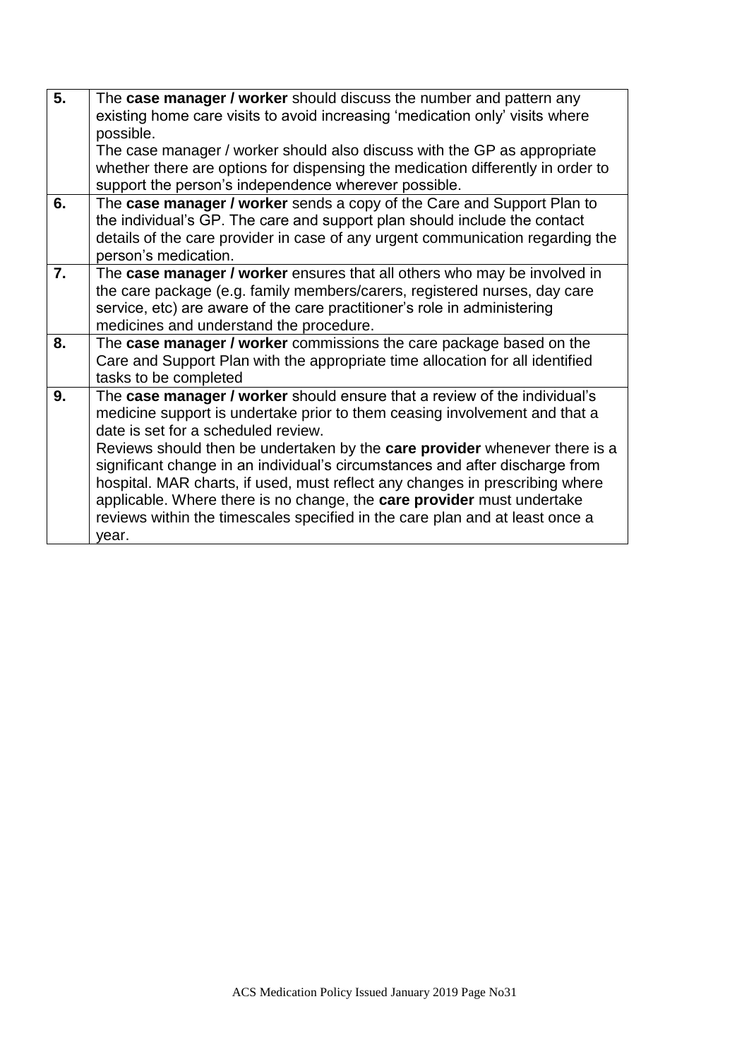| | |
|---|---|
| **5.** | The **case manager / worker** should discuss the number and pattern any existing home care visits to avoid increasing 'medication only' visits where possible.<br>The case manager / worker should also discuss with the GP as appropriate whether there are options for dispensing the medication differently in order to support the person's independence wherever possible. |
| **6.** | The **case manager / worker** sends a copy of the Care and Support Plan to the individual's GP. The care and support plan should include the contact details of the care provider in case of any urgent communication regarding the person's medication. |
| **7.** | The **case manager / worker** ensures that all others who may be involved in the care package (e.g. family members/carers, registered nurses, day care service, etc) are aware of the care practitioner's role in administering medicines and understand the procedure. |
| **8.** | The **case manager / worker** commissions the care package based on the Care and Support Plan with the appropriate time allocation for all identified tasks to be completed |
| **9.** | The **case manager / worker** should ensure that a review of the individual's medicine support is undertake prior to them ceasing involvement and that a date is set for a scheduled review.<br>Reviews should then be undertaken by the **care provider** whenever there is a significant change in an individual's circumstances and after discharge from hospital. MAR charts, if used, must reflect any changes in prescribing where applicable. Where there is no change, the **care provider** must undertake reviews within the timescales specified in the care plan and at least once a year. |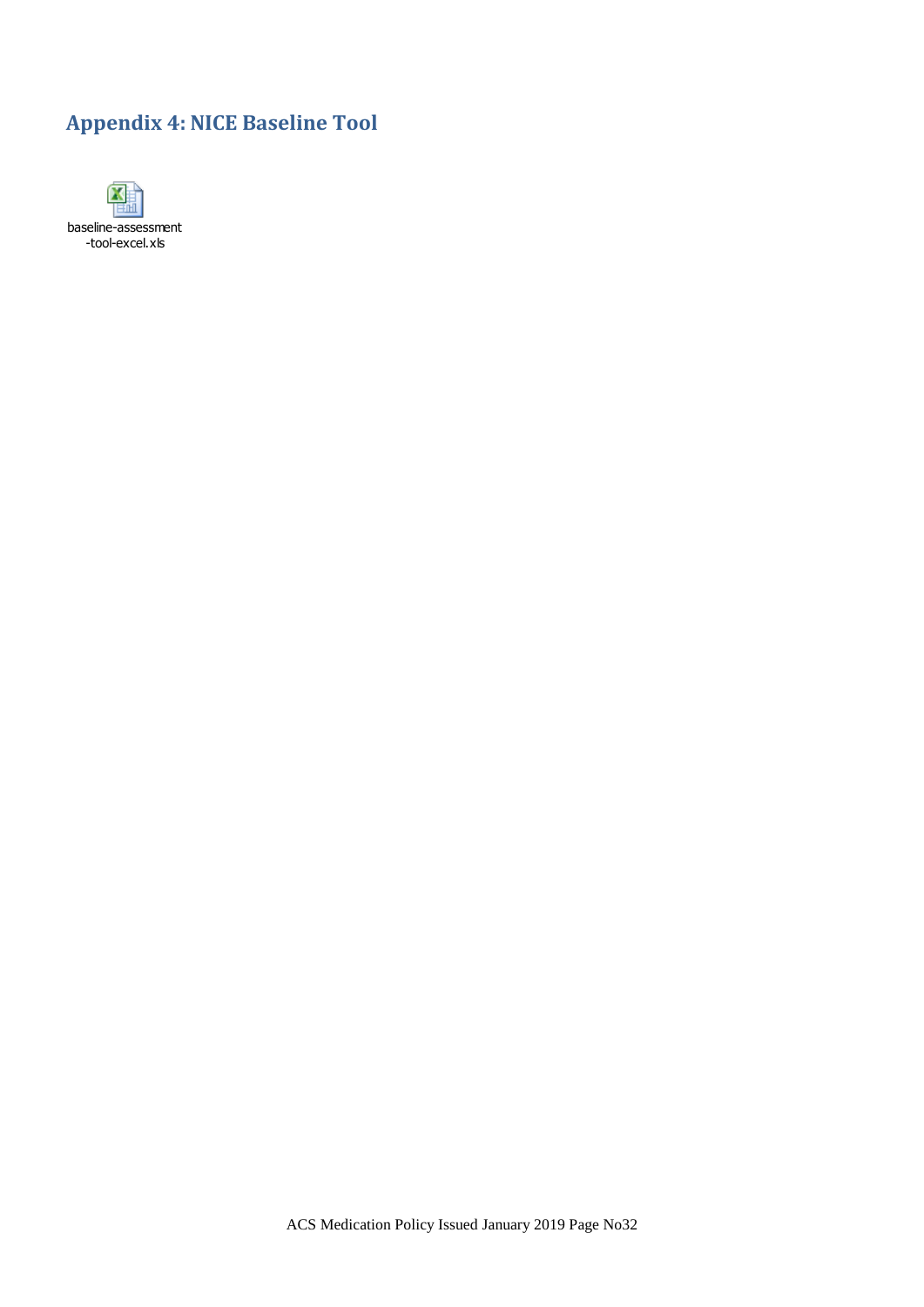## Appendix 4: NICE Baseline Tool

baseline-assessment
-tool-excel.xls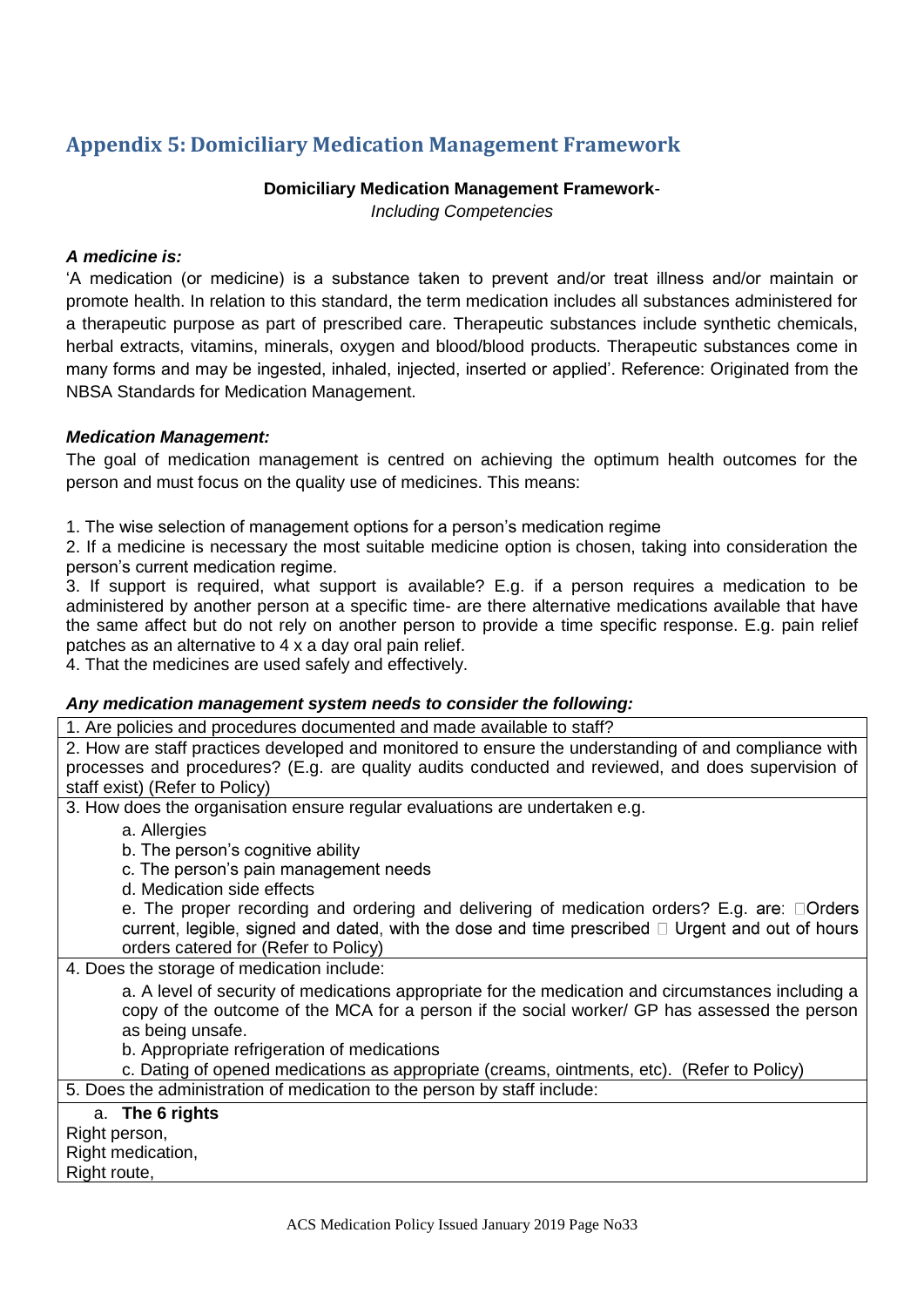## Appendix 5: Domiciliary Medication Management Framework

**Domiciliary Medication Management Framework**-

*Including Competencies*

***A medicine is:***

'A medication (or medicine) is a substance taken to prevent and/or treat illness and/or maintain or promote health. In relation to this standard, the term medication includes all substances administered for a therapeutic purpose as part of prescribed care. Therapeutic substances include synthetic chemicals, herbal extracts, vitamins, minerals, oxygen and blood/blood products. Therapeutic substances come in many forms and may be ingested, inhaled, injected, inserted or applied'. Reference: Originated from the NBSA Standards for Medication Management.

***Medication Management:***

The goal of medication management is centred on achieving the optimum health outcomes for the person and must focus on the quality use of medicines. This means:

1. The wise selection of management options for a person's medication regime
2. If a medicine is necessary the most suitable medicine option is chosen, taking into consideration the person's current medication regime.
3. If support is required, what support is available? E.g. if a person requires a medication to be administered by another person at a specific time- are there alternative medications available that have the same affect but do not rely on another person to provide a time specific response. E.g. pain relief patches as an alternative to 4 x a day oral pain relief.
4. That the medicines are used safely and effectively.

***Any medication management system needs to consider the following:***

| |
|---|
| 1. Are policies and procedures documented and made available to staff? |
| 2. How are staff practices developed and monitored to ensure the understanding of and compliance with processes and procedures? (E.g. are quality audits conducted and reviewed, and does supervision of staff exist) (Refer to Policy) |
| 3. How does the organisation ensure regular evaluations are undertaken e.g.<br>a. Allergies<br>b. The person's cognitive ability<br>c. The person's pain management needs<br>d. Medication side effects<br>e. The proper recording and ordering and delivering of medication orders? E.g. are: Orders current, legible, signed and dated, with the dose and time prescribed Urgent and out of hours orders catered for (Refer to Policy) |
| 4. Does the storage of medication include:<br>a. A level of security of medications appropriate for the medication and circumstances including a copy of the outcome of the MCA for a person if the social worker/ GP has assessed the person as being unsafe.<br>b. Appropriate refrigeration of medications<br>c. Dating of opened medications as appropriate (creams, ointments, etc). (Refer to Policy) |
| 5. Does the administration of medication to the person by staff include: |
| a. **The 6 rights**<br>Right person,<br>Right medication,<br>Right route, |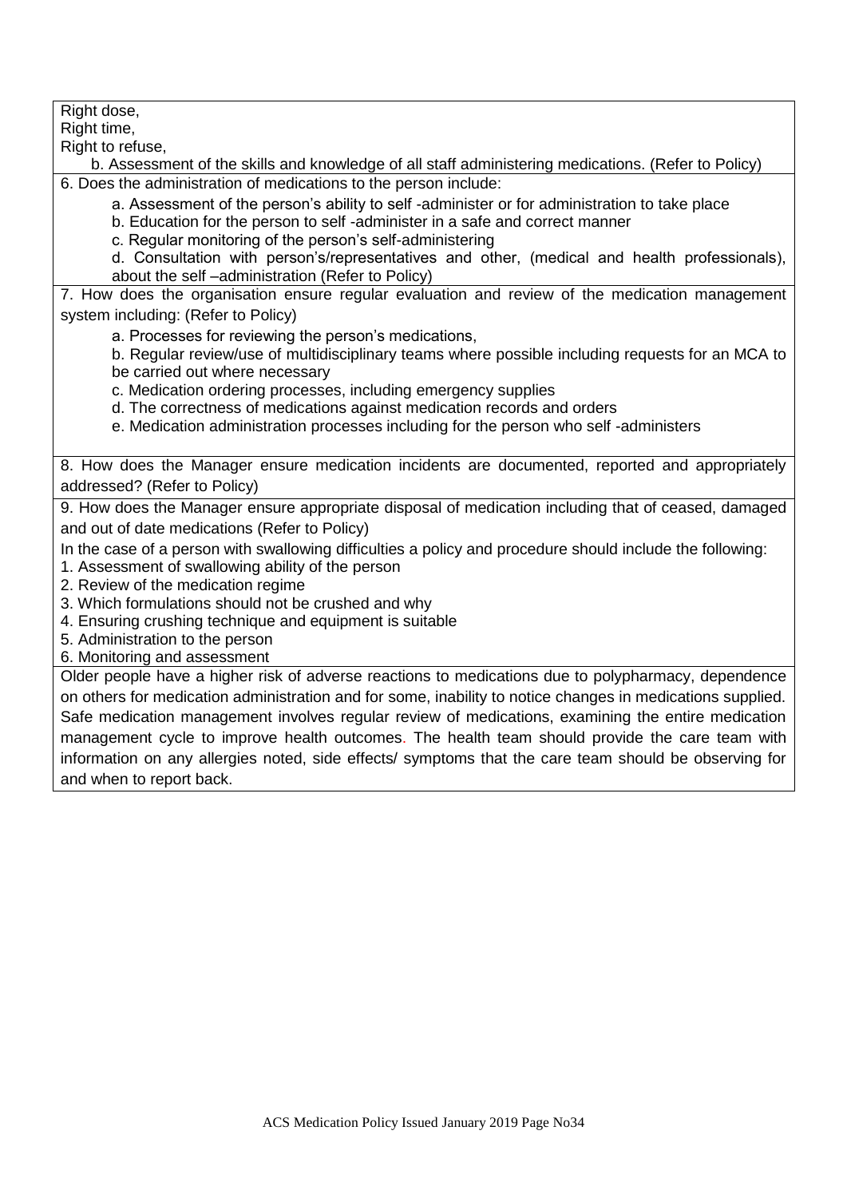Right dose,
Right time,
Right to refuse,

b. Assessment of the skills and knowledge of all staff administering medications. (Refer to Policy)

6. Does the administration of medications to the person include:

a. Assessment of the person's ability to self -administer or for administration to take place
b. Education for the person to self -administer in a safe and correct manner
c. Regular monitoring of the person's self-administering
d. Consultation with person's/representatives and other, (medical and health professionals), about the self –administration (Refer to Policy)

7. How does the organisation ensure regular evaluation and review of the medication management system including: (Refer to Policy)

a. Processes for reviewing the person's medications,
b. Regular review/use of multidisciplinary teams where possible including requests for an MCA to be carried out where necessary
c. Medication ordering processes, including emergency supplies
d. The correctness of medications against medication records and orders
e. Medication administration processes including for the person who self -administers

8. How does the Manager ensure medication incidents are documented, reported and appropriately addressed? (Refer to Policy)

9. How does the Manager ensure appropriate disposal of medication including that of ceased, damaged and out of date medications (Refer to Policy)

In the case of a person with swallowing difficulties a policy and procedure should include the following:

1. Assessment of swallowing ability of the person
2. Review of the medication regime
3. Which formulations should not be crushed and why
4. Ensuring crushing technique and equipment is suitable
5. Administration to the person
6. Monitoring and assessment

Older people have a higher risk of adverse reactions to medications due to polypharmacy, dependence on others for medication administration and for some, inability to notice changes in medications supplied. Safe medication management involves regular review of medications, examining the entire medication management cycle to improve health outcomes. The health team should provide the care team with information on any allergies noted, side effects/ symptoms that the care team should be observing for and when to report back.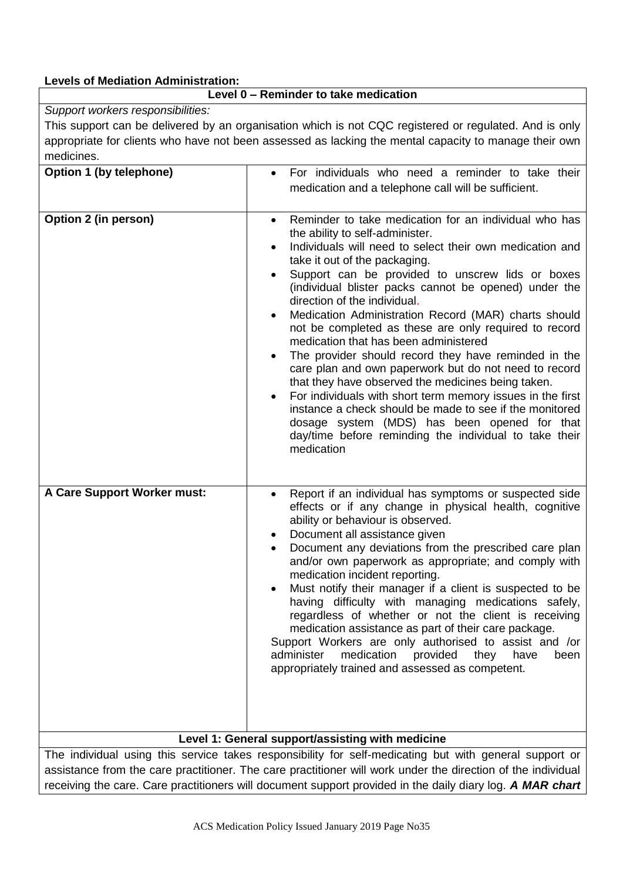**Levels of Mediation Administration:**

| **Level 0 – Reminder to take medication** | |
|---|---|
| *Support workers responsibilities:* This support can be delivered by an organisation which is not CQC registered or regulated. And is only appropriate for clients who have not been assessed as lacking the mental capacity to manage their own medicines. | |
| **Option 1 (by telephone)** | • For individuals who need a reminder to take their medication and a telephone call will be sufficient. |
| **Option 2 (in person)** | • Reminder to take medication for an individual who has the ability to self-administer.<br>• Individuals will need to select their own medication and take it out of the packaging.<br>• Support can be provided to unscrew lids or boxes (individual blister packs cannot be opened) under the direction of the individual.<br>• Medication Administration Record (MAR) charts should not be completed as these are only required to record medication that has been administered<br>• The provider should record they have reminded in the care plan and own paperwork but do not need to record that they have observed the medicines being taken.<br>• For individuals with short term memory issues in the first instance a check should be made to see if the monitored dosage system (MDS) has been opened for that day/time before reminding the individual to take their medication |
| **A Care Support Worker must:** | • Report if an individual has symptoms or suspected side effects or if any change in physical health, cognitive ability or behaviour is observed.<br>• Document all assistance given<br>• Document any deviations from the prescribed care plan and/or own paperwork as appropriate; and comply with medication incident reporting.<br>• Must notify their manager if a client is suspected to be having difficulty with managing medications safely, regardless of whether or not the client is receiving medication assistance as part of their care package.<br>Support Workers are only authorised to assist and /or administer medication provided they have been appropriately trained and assessed as competent. |
| **Level 1: General support/assisting with medicine** | |
| The individual using this service takes responsibility for self-medicating but with general support or assistance from the care practitioner. The care practitioner will work under the direction of the individual receiving the care. Care practitioners will document support provided in the daily diary log. ***A MAR chart*** | |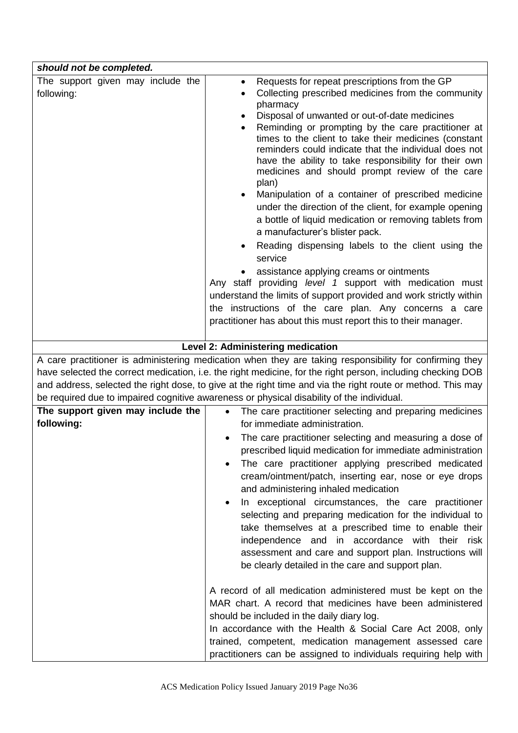| | |
|---|---|
| ***should not be completed.*** | |
| The support given may include the following: | • Requests for repeat prescriptions from the GP<br>• Collecting prescribed medicines from the community pharmacy<br>• Disposal of unwanted or out-of-date medicines<br>• Reminding or prompting by the care practitioner at times to the client to take their medicines (constant reminders could indicate that the individual does not have the ability to take responsibility for their own medicines and should prompt review of the care plan)<br>• Manipulation of a container of prescribed medicine under the direction of the client, for example opening a bottle of liquid medication or removing tablets from a manufacturer's blister pack.<br>• Reading dispensing labels to the client using the service<br>• assistance applying creams or ointments<br>Any staff providing *level 1* support with medication must understand the limits of support provided and work strictly within the instructions of the care plan. Any concerns a care practitioner has about this must report this to their manager. |
| **Level 2: Administering medication** | |
| A care practitioner is administering medication when they are taking responsibility for confirming they have selected the correct medication, i.e. the right medicine, for the right person, including checking DOB and address, selected the right dose, to give at the right time and via the right route or method. This may be required due to impaired cognitive awareness or physical disability of the individual. | |
| **The support given may include the following:** | • The care practitioner selecting and preparing medicines for immediate administration.<br>• The care practitioner selecting and measuring a dose of prescribed liquid medication for immediate administration<br>• The care practitioner applying prescribed medicated cream/ointment/patch, inserting ear, nose or eye drops and administering inhaled medication<br>• In exceptional circumstances, the care practitioner selecting and preparing medication for the individual to take themselves at a prescribed time to enable their independence and in accordance with their risk assessment and care and support plan. Instructions will be clearly detailed in the care and support plan.<br><br>A record of all medication administered must be kept on the MAR chart. A record that medicines have been administered should be included in the daily diary log.<br>In accordance with the Health & Social Care Act 2008, only trained, competent, medication management assessed care practitioners can be assigned to individuals requiring help with |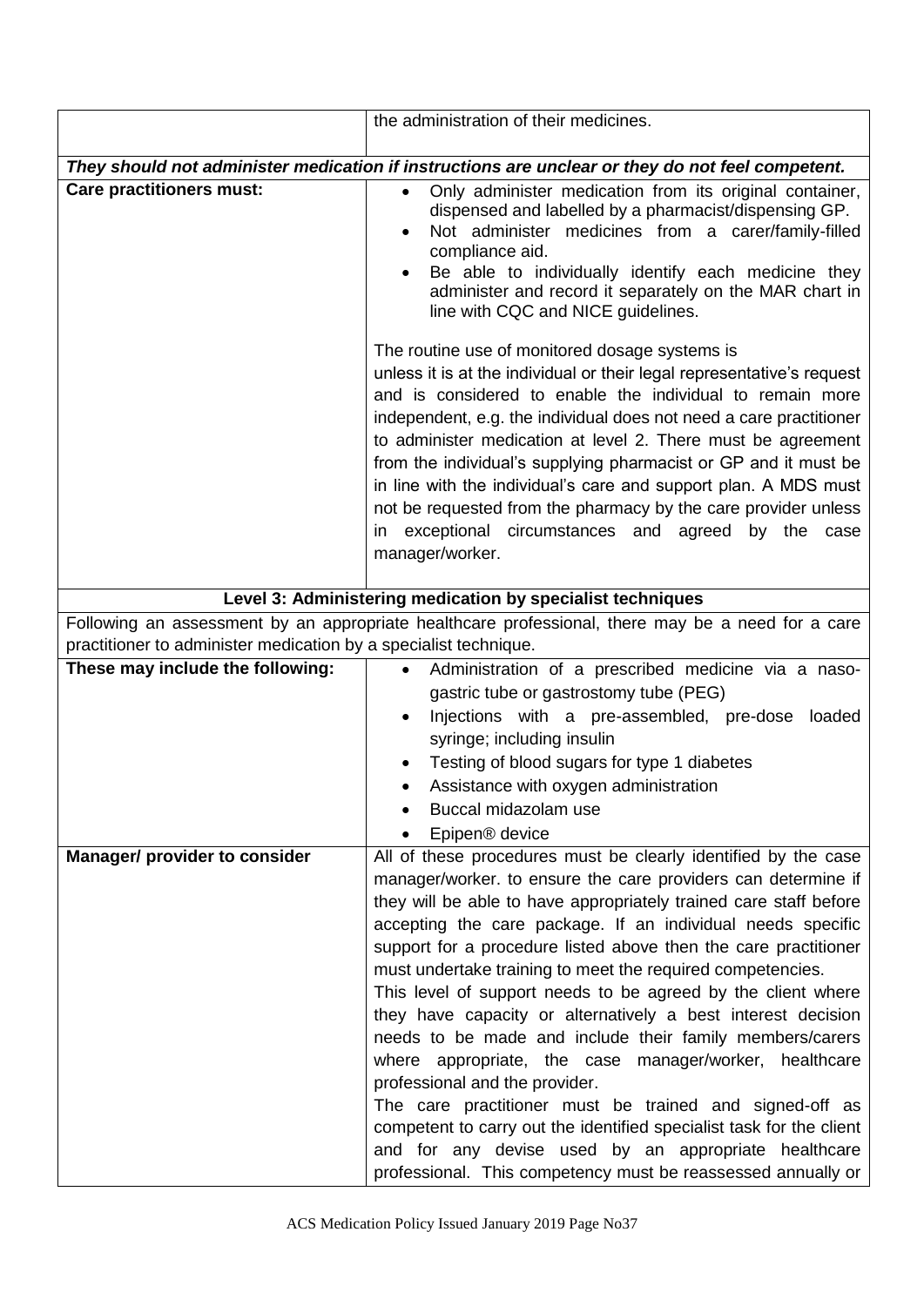| | |
|---|---|
| | the administration of their medicines. |
| ***They should not administer medication if instructions are unclear or they do not feel competent.*** | |
| **Care practitioners must:** | • Only administer medication from its original container, dispensed and labelled by a pharmacist/dispensing GP.<br>• Not administer medicines from a carer/family-filled compliance aid.<br>• Be able to individually identify each medicine they administer and record it separately on the MAR chart in line with CQC and NICE guidelines.<br><br>The routine use of monitored dosage systems is unless it is at the individual or their legal representative's request and is considered to enable the individual to remain more independent, e.g. the individual does not need a care practitioner to administer medication at level 2. There must be agreement from the individual's supplying pharmacist or GP and it must be in line with the individual's care and support plan. A MDS must not be requested from the pharmacy by the care provider unless in exceptional circumstances and agreed by the case manager/worker. |
| **Level 3: Administering medication by specialist techniques** | |
| Following an assessment by an appropriate healthcare professional, there may be a need for a care practitioner to administer medication by a specialist technique. | |
| **These may include the following:** | • Administration of a prescribed medicine via a naso-gastric tube or gastrostomy tube (PEG)<br>• Injections with a pre-assembled, pre-dose loaded syringe; including insulin<br>• Testing of blood sugars for type 1 diabetes<br>• Assistance with oxygen administration<br>• Buccal midazolam use<br>• Epipen® device |
| **Manager/ provider to consider** | All of these procedures must be clearly identified by the case manager/worker. to ensure the care providers can determine if they will be able to have appropriately trained care staff before accepting the care package. If an individual needs specific support for a procedure listed above then the care practitioner must undertake training to meet the required competencies.<br>This level of support needs to be agreed by the client where they have capacity or alternatively a best interest decision needs to be made and include their family members/carers where appropriate, the case manager/worker, healthcare professional and the provider.<br>The care practitioner must be trained and signed-off as competent to carry out the identified specialist task for the client and for any devise used by an appropriate healthcare professional. This competency must be reassessed annually or |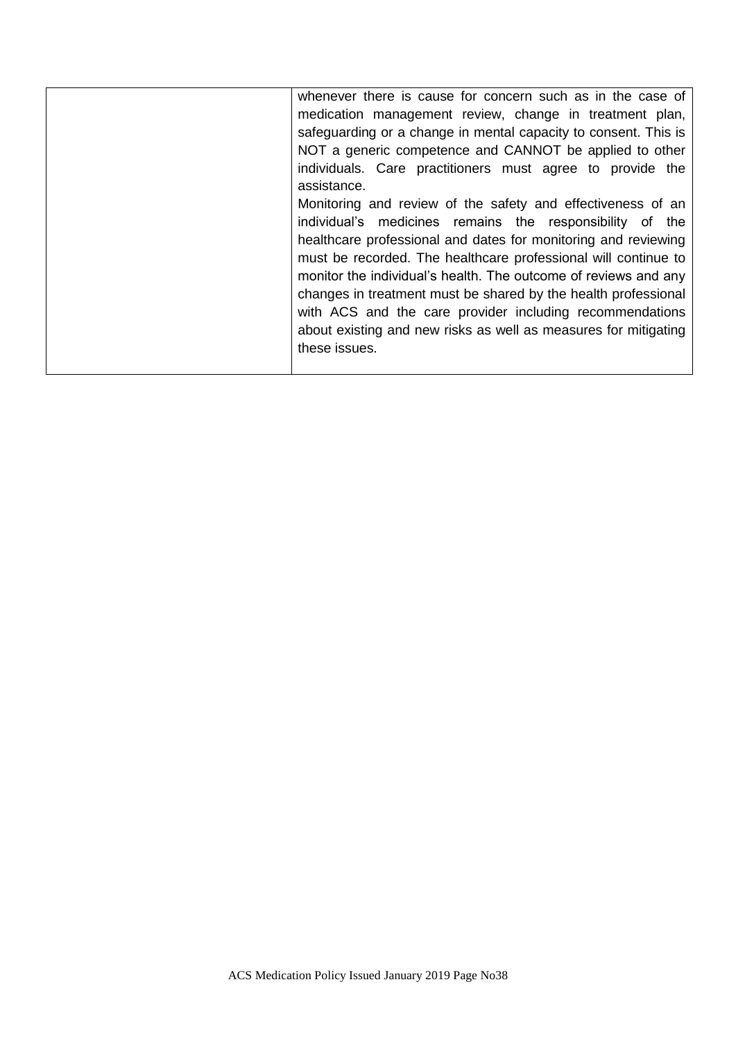| | |
|---|---|
| | whenever there is cause for concern such as in the case of medication management review, change in treatment plan, safeguarding or a change in mental capacity to consent. This is NOT a generic competence and CANNOT be applied to other individuals. Care practitioners must agree to provide the assistance.<br>Monitoring and review of the safety and effectiveness of an individual's medicines remains the responsibility of the healthcare professional and dates for monitoring and reviewing must be recorded. The healthcare professional will continue to monitor the individual's health. The outcome of reviews and any changes in treatment must be shared by the health professional with ACS and the care provider including recommendations about existing and new risks as well as measures for mitigating these issues. |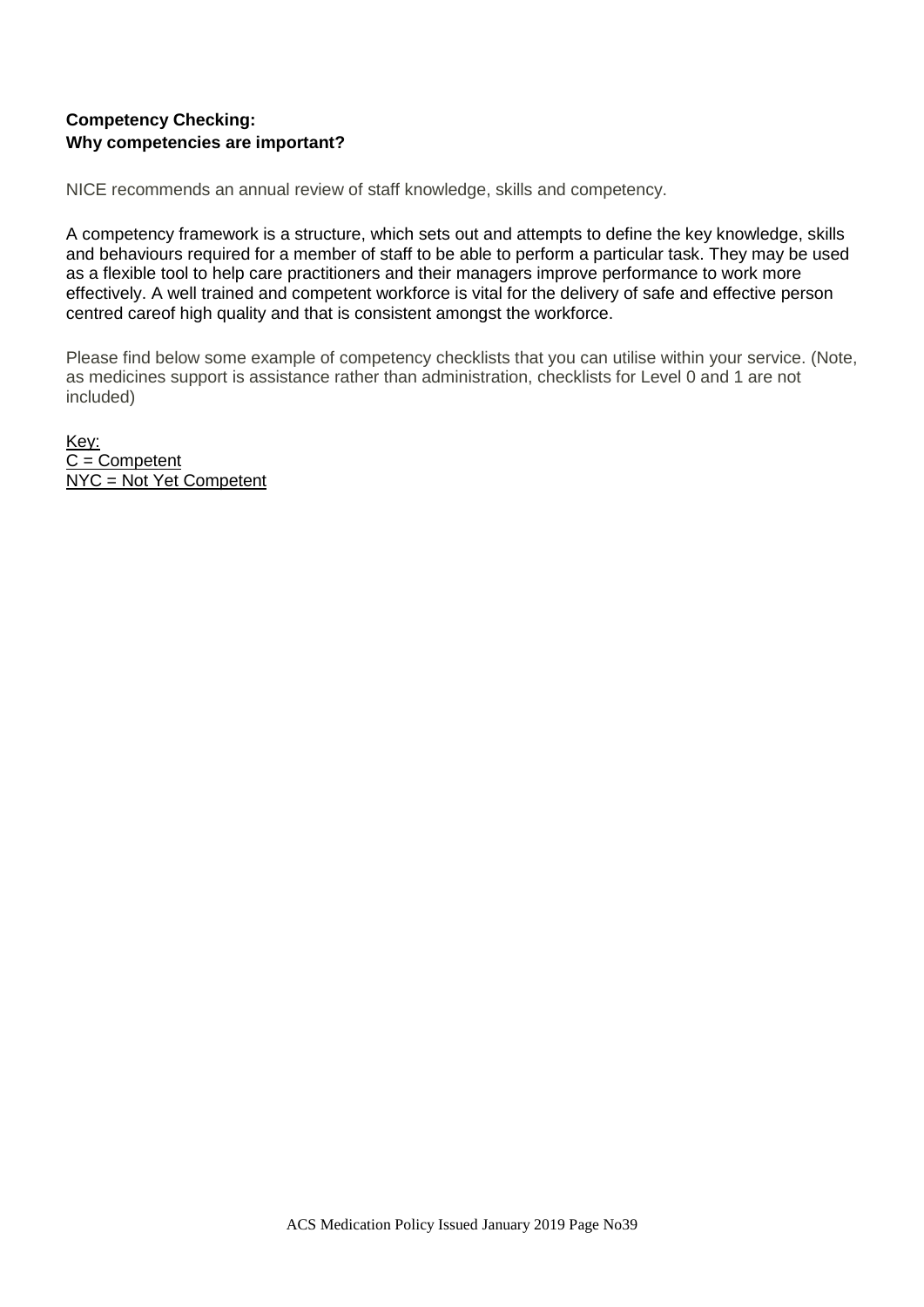**Competency Checking:**
**Why competencies are important?**

NICE recommends an annual review of staff knowledge, skills and competency.

A competency framework is a structure, which sets out and attempts to define the key knowledge, skills and behaviours required for a member of staff to be able to perform a particular task. They may be used as a flexible tool to help care practitioners and their managers improve performance to work more effectively. A well trained and competent workforce is vital for the delivery of safe and effective person centred careof high quality and that is consistent amongst the workforce.

Please find below some example of competency checklists that you can utilise within your service. (Note, as medicines support is assistance rather than administration, checklists for Level 0 and 1 are not included)

Key:
C = Competent
NYC = Not Yet Competent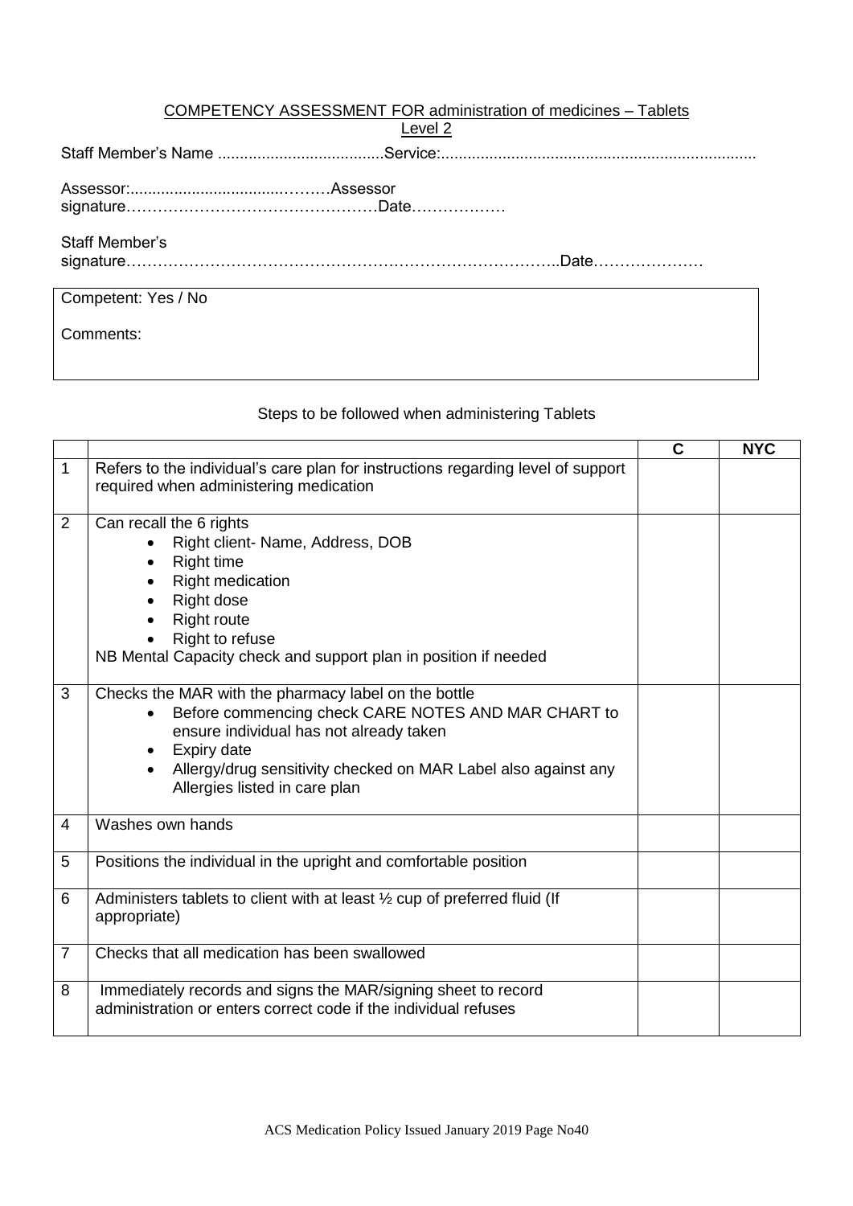# COMPETENCY ASSESSMENT FOR administration of medicines – Tablets

## Level 2

Staff Member's Name ......................................Service:........................................................................

Assessor:..................................………Assessor signature…………………………………………Date………………

Staff Member's signature……………………………………………………………………..Date…………………

Competent: Yes / No

Comments:

Steps to be followed when administering Tablets

| | | C | NYC |
|---|---|---|---|
| 1 | Refers to the individual's care plan for instructions regarding level of support required when administering medication | | |
| 2 | Can recall the 6 rights<br>• Right client- Name, Address, DOB<br>• Right time<br>• Right medication<br>• Right dose<br>• Right route<br>• Right to refuse<br>NB Mental Capacity check and support plan in position if needed | | |
| 3 | Checks the MAR with the pharmacy label on the bottle<br>• Before commencing check CARE NOTES AND MAR CHART to ensure individual has not already taken<br>• Expiry date<br>• Allergy/drug sensitivity checked on MAR Label also against any Allergies listed in care plan | | |
| 4 | Washes own hands | | |
| 5 | Positions the individual in the upright and comfortable position | | |
| 6 | Administers tablets to client with at least ½ cup of preferred fluid (If appropriate) | | |
| 7 | Checks that all medication has been swallowed | | |
| 8 | Immediately records and signs the MAR/signing sheet to record administration or enters correct code if the individual refuses | | |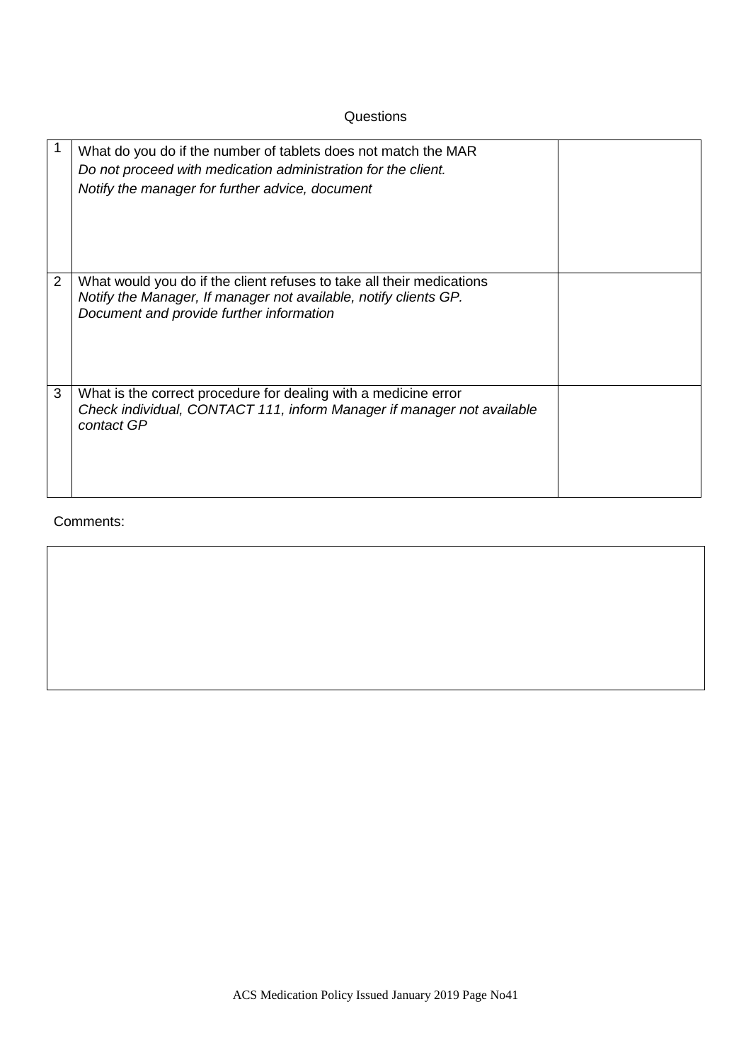Questions

| | | |
|---|---|---|
| 1 | What do you do if the number of tablets does not match the MAR<br>*Do not proceed with medication administration for the client.*<br>*Notify the manager for further advice, document* | |
| 2 | What would you do if the client refuses to take all their medications<br>*Notify the Manager, If manager not available, notify clients GP.*<br>*Document and provide further information* | |
| 3 | What is the correct procedure for dealing with a medicine error<br>*Check individual, CONTACT 111, inform Manager if manager not available contact GP* | |

Comments:

| |
|---|
| |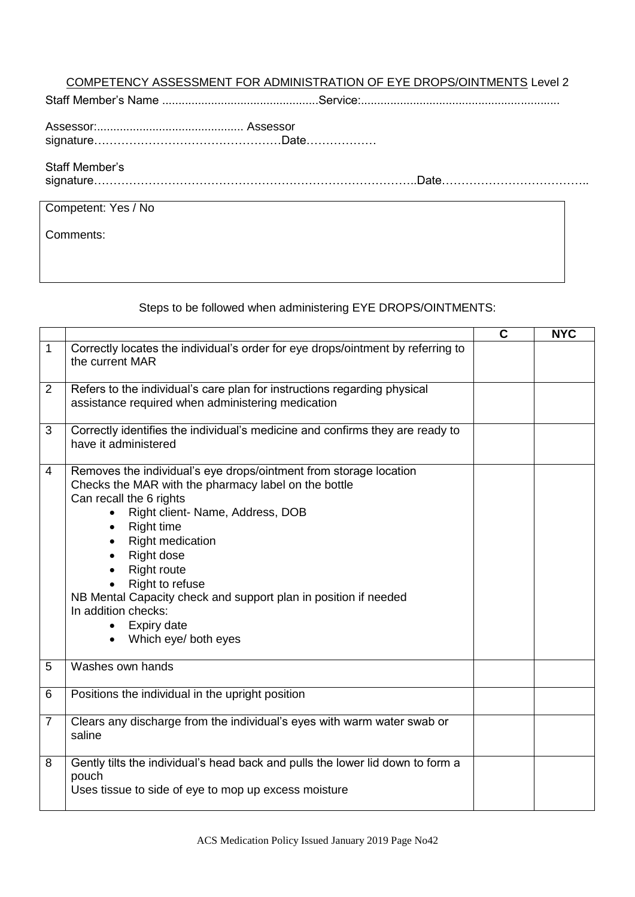COMPETENCY ASSESSMENT FOR ADMINISTRATION OF EYE DROPS/OINTMENTS Level 2

Staff Member's Name ................................................Service:.............................................................

Assessor:............................................. Assessor signature…………………………………………Date………………

Staff Member's signature………………………………………………………………………..Date………………………………..

| |
|---|
| Competent: Yes / No<br><br>Comments: |

Steps to be followed when administering EYE DROPS/OINTMENTS:

| | | C | NYC |
|---|---|---|---|
| 1 | Correctly locates the individual's order for eye drops/ointment by referring to the current MAR | | |
| 2 | Refers to the individual's care plan for instructions regarding physical assistance required when administering medication | | |
| 3 | Correctly identifies the individual's medicine and confirms they are ready to have it administered | | |
| 4 | Removes the individual's eye drops/ointment from storage location<br>Checks the MAR with the pharmacy label on the bottle<br>Can recall the 6 rights<br>• Right client- Name, Address, DOB<br>• Right time<br>• Right medication<br>• Right dose<br>• Right route<br>• Right to refuse<br>NB Mental Capacity check and support plan in position if needed<br>In addition checks:<br>• Expiry date<br>• Which eye/ both eyes | | |
| 5 | Washes own hands | | |
| 6 | Positions the individual in the upright position | | |
| 7 | Clears any discharge from the individual's eyes with warm water swab or saline | | |
| 8 | Gently tilts the individual's head back and pulls the lower lid down to form a pouch<br>Uses tissue to side of eye to mop up excess moisture | | |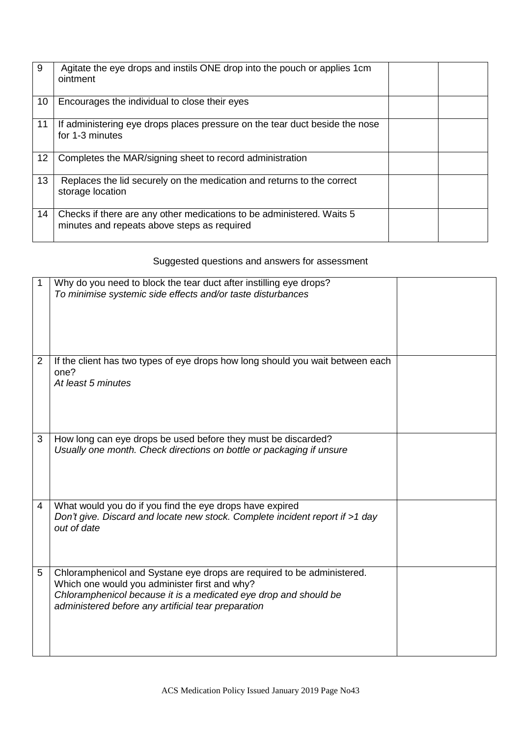| | | | |
|---|---|---|---|
| 9 | Agitate the eye drops and instils ONE drop into the pouch or applies 1cm ointment | | |
| 10 | Encourages the individual to close their eyes | | |
| 11 | If administering eye drops places pressure on the tear duct beside the nose for 1-3 minutes | | |
| 12 | Completes the MAR/signing sheet to record administration | | |
| 13 | Replaces the lid securely on the medication and returns to the correct storage location | | |
| 14 | Checks if there are any other medications to be administered. Waits 5 minutes and repeats above steps as required | | |

Suggested questions and answers for assessment

| | | |
|---|---|---|
| 1 | Why do you need to block the tear duct after instilling eye drops?<br>*To minimise systemic side effects and/or taste disturbances* | |
| 2 | If the client has two types of eye drops how long should you wait between each one?<br>*At least 5 minutes* | |
| 3 | How long can eye drops be used before they must be discarded?<br>*Usually one month. Check directions on bottle or packaging if unsure* | |
| 4 | What would you do if you find the eye drops have expired<br>*Don't give. Discard and locate new stock. Complete incident report if >1 day out of date* | |
| 5 | Chloramphenicol and Systane eye drops are required to be administered. Which one would you administer first and why?<br>*Chloramphenicol because it is a medicated eye drop and should be administered before any artificial tear preparation* | |

ACS Medication Policy Issued January 2019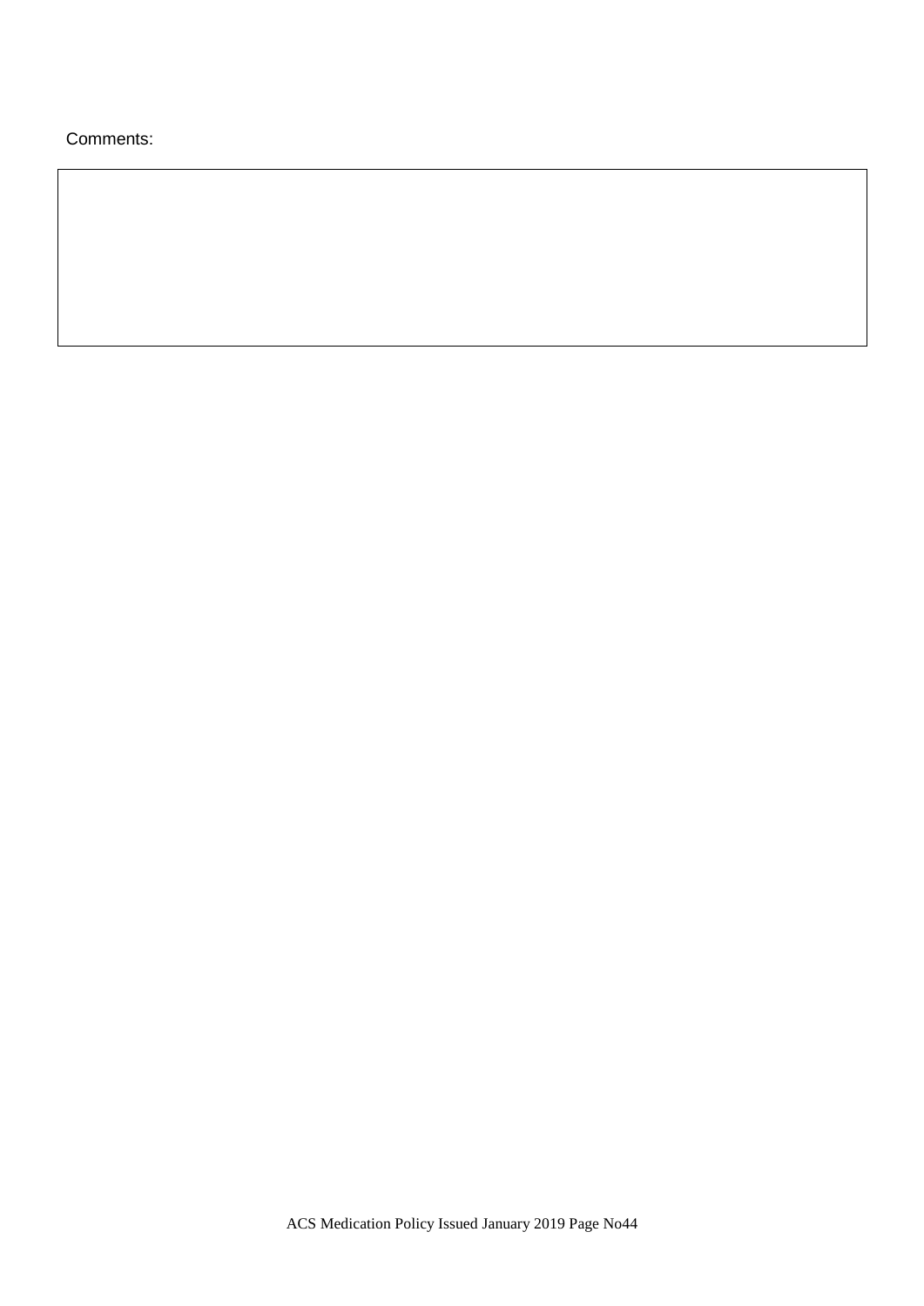Comments:

| |
|---|
| |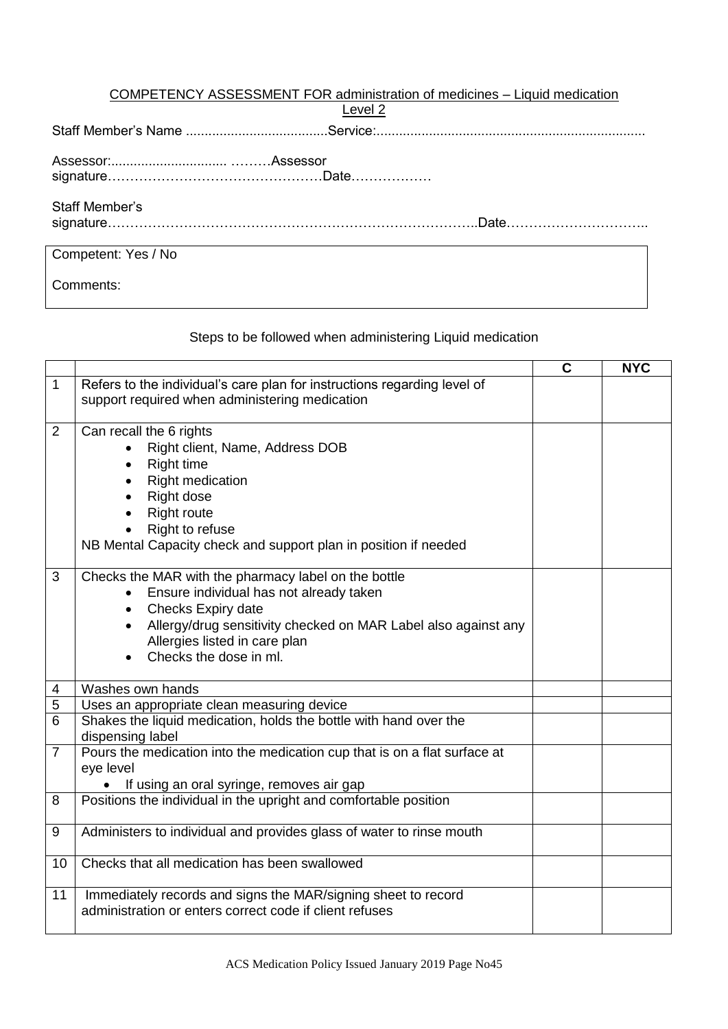COMPETENCY ASSESSMENT FOR administration of medicines – Liquid medication
Level 2

Staff Member's Name ......................................Service:........................................................................

Assessor:............................... ………Assessor signature…………………………………………Date………………

Staff Member's signature……………………………………………………………………..Date…………………………..

| Competent: Yes / No |
|---|
| Comments: |

Steps to be followed when administering Liquid medication

| | | C | NYC |
|---|---|---|---|
| 1 | Refers to the individual's care plan for instructions regarding level of support required when administering medication | | |
| 2 | Can recall the 6 rights<br>• Right client, Name, Address DOB<br>• Right time<br>• Right medication<br>• Right dose<br>• Right route<br>• Right to refuse<br>NB Mental Capacity check and support plan in position if needed | | |
| 3 | Checks the MAR with the pharmacy label on the bottle<br>• Ensure individual has not already taken<br>• Checks Expiry date<br>• Allergy/drug sensitivity checked on MAR Label also against any Allergies listed in care plan<br>• Checks the dose in ml. | | |
| 4 | Washes own hands | | |
| 5 | Uses an appropriate clean measuring device | | |
| 6 | Shakes the liquid medication, holds the bottle with hand over the dispensing label | | |
| 7 | Pours the medication into the medication cup that is on a flat surface at eye level<br>• If using an oral syringe, removes air gap | | |
| 8 | Positions the individual in the upright and comfortable position | | |
| 9 | Administers to individual and provides glass of water to rinse mouth | | |
| 10 | Checks that all medication has been swallowed | | |
| 11 | Immediately records and signs the MAR/signing sheet to record administration or enters correct code if client refuses | | |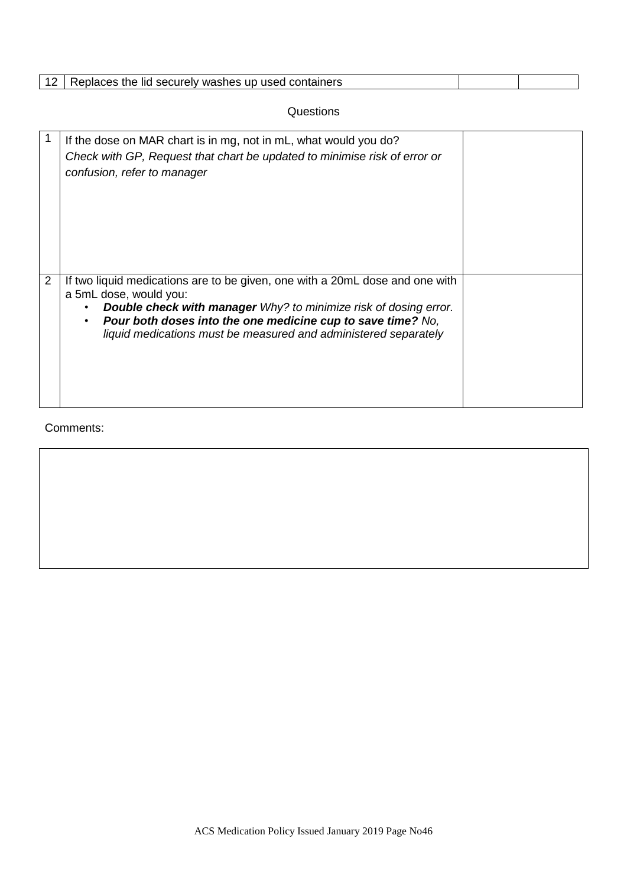| | | | |
|---|---|---|---|
| 12 | Replaces the lid securely washes up used containers | | |

Questions

| | | |
|---|---|---|
| 1 | If the dose on MAR chart is in mg, not in mL, what would you do?<br>*Check with GP, Request that chart be updated to minimise risk of error or confusion, refer to manager* | |
| 2 | If two liquid medications are to be given, one with a 20mL dose and one with a 5mL dose, would you:<br>• ***Double check with manager*** *Why? to minimize risk of dosing error.*<br>• ***Pour both doses into the one medicine cup to save time?*** *No, liquid medications must be measured and administered separately* | |

Comments:

| |
|---|
| |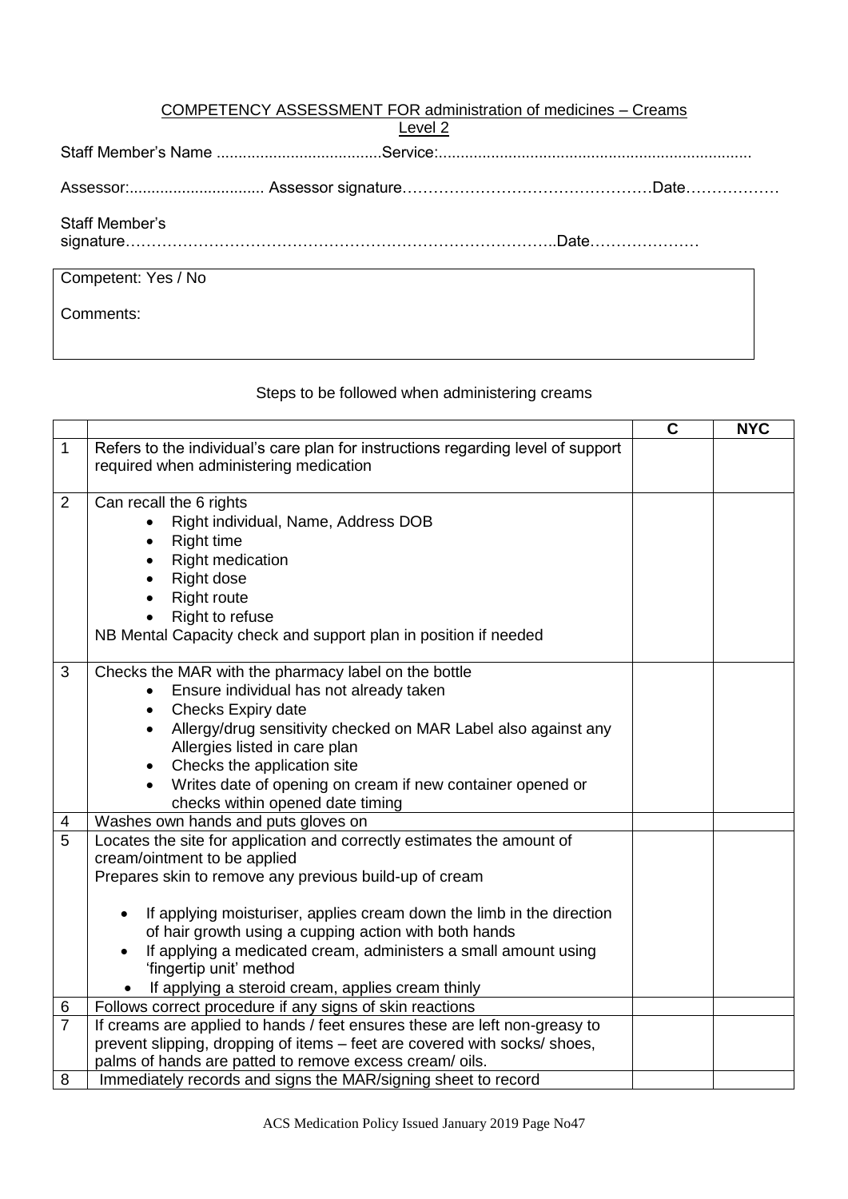COMPETENCY ASSESSMENT FOR administration of medicines – Creams
Level 2

Staff Member's Name ......................................Service:.........................................................................

Assessor:............................... Assessor signature…………………………………………Date………………

Staff Member's signature……………………………………………………………………….Date…………………

| Competent: Yes / No |
|---|
| Comments: |

Steps to be followed when administering creams

| | | C | NYC |
|---|---|---|---|
| 1 | Refers to the individual's care plan for instructions regarding level of support required when administering medication | | |
| 2 | Can recall the 6 rights<br>• Right individual, Name, Address DOB<br>• Right time<br>• Right medication<br>• Right dose<br>• Right route<br>• Right to refuse<br>NB Mental Capacity check and support plan in position if needed | | |
| 3 | Checks the MAR with the pharmacy label on the bottle<br>• Ensure individual has not already taken<br>• Checks Expiry date<br>• Allergy/drug sensitivity checked on MAR Label also against any Allergies listed in care plan<br>• Checks the application site<br>• Writes date of opening on cream if new container opened or checks within opened date timing | | |
| 4 | Washes own hands and puts gloves on | | |
| 5 | Locates the site for application and correctly estimates the amount of cream/ointment to be applied<br>Prepares skin to remove any previous build-up of cream<br>• If applying moisturiser, applies cream down the limb in the direction of hair growth using a cupping action with both hands<br>• If applying a medicated cream, administers a small amount using 'fingertip unit' method<br>• If applying a steroid cream, applies cream thinly | | |
| 6 | Follows correct procedure if any signs of skin reactions | | |
| 7 | If creams are applied to hands / feet ensures these are left non-greasy to prevent slipping, dropping of items – feet are covered with socks/ shoes, palms of hands are patted to remove excess cream/ oils. | | |
| 8 | Immediately records and signs the MAR/signing sheet to record | | |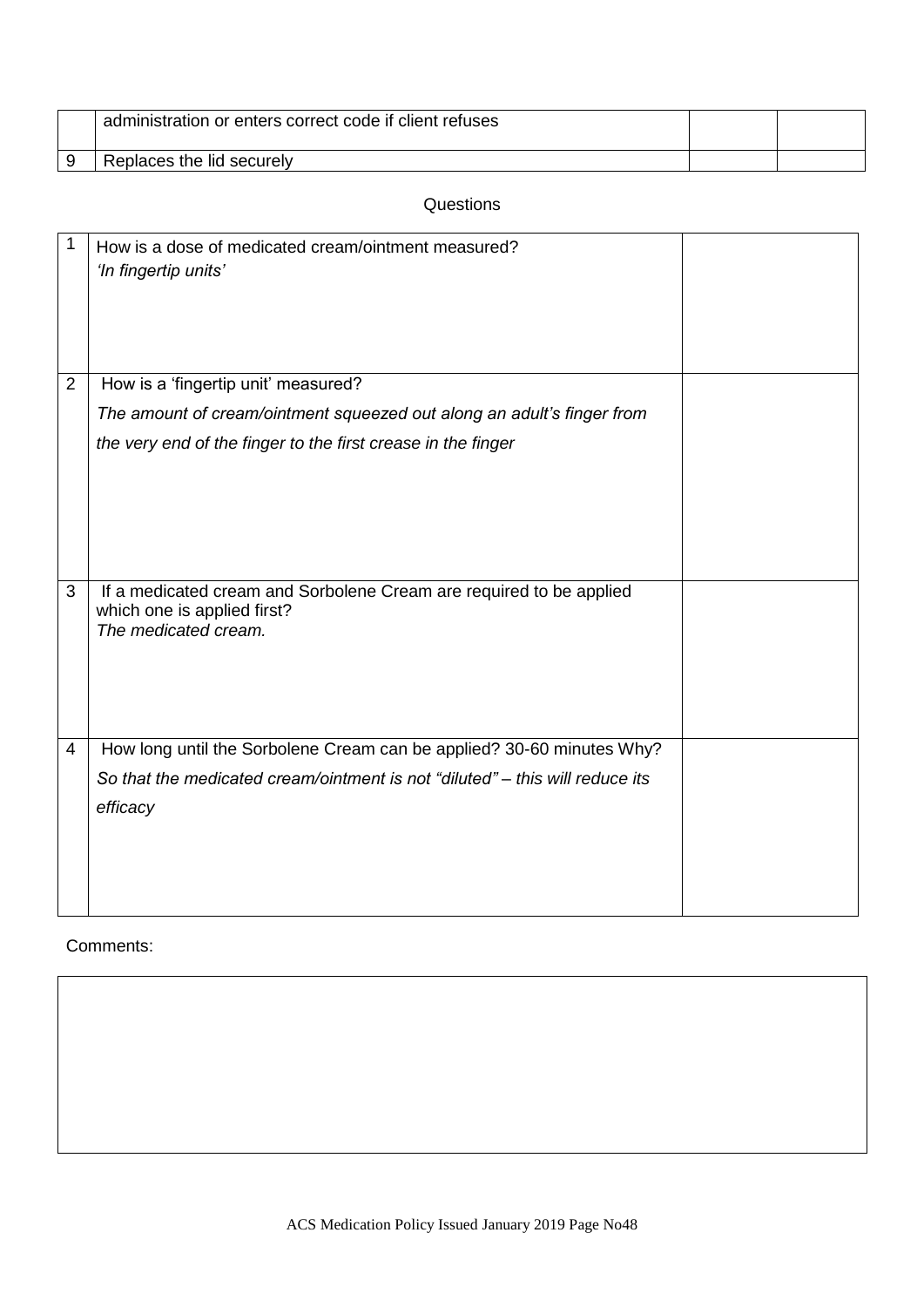| | | | |
|---|---|---|---|
| | administration or enters correct code if client refuses | | |
| 9 | Replaces the lid securely | | |

Questions

| | | |
|---|---|---|
| 1 | How is a dose of medicated cream/ointment measured?<br>*'In fingertip units'* | |
| 2 | How is a 'fingertip unit' measured?<br>*The amount of cream/ointment squeezed out along an adult's finger from the very end of the finger to the first crease in the finger* | |
| 3 | If a medicated cream and Sorbolene Cream are required to be applied which one is applied first?<br>*The medicated cream.* | |
| 4 | How long until the Sorbolene Cream can be applied? 30-60 minutes Why?<br>*So that the medicated cream/ointment is not "diluted" – this will reduce its efficacy* | |

Comments:

| |
|---|
| |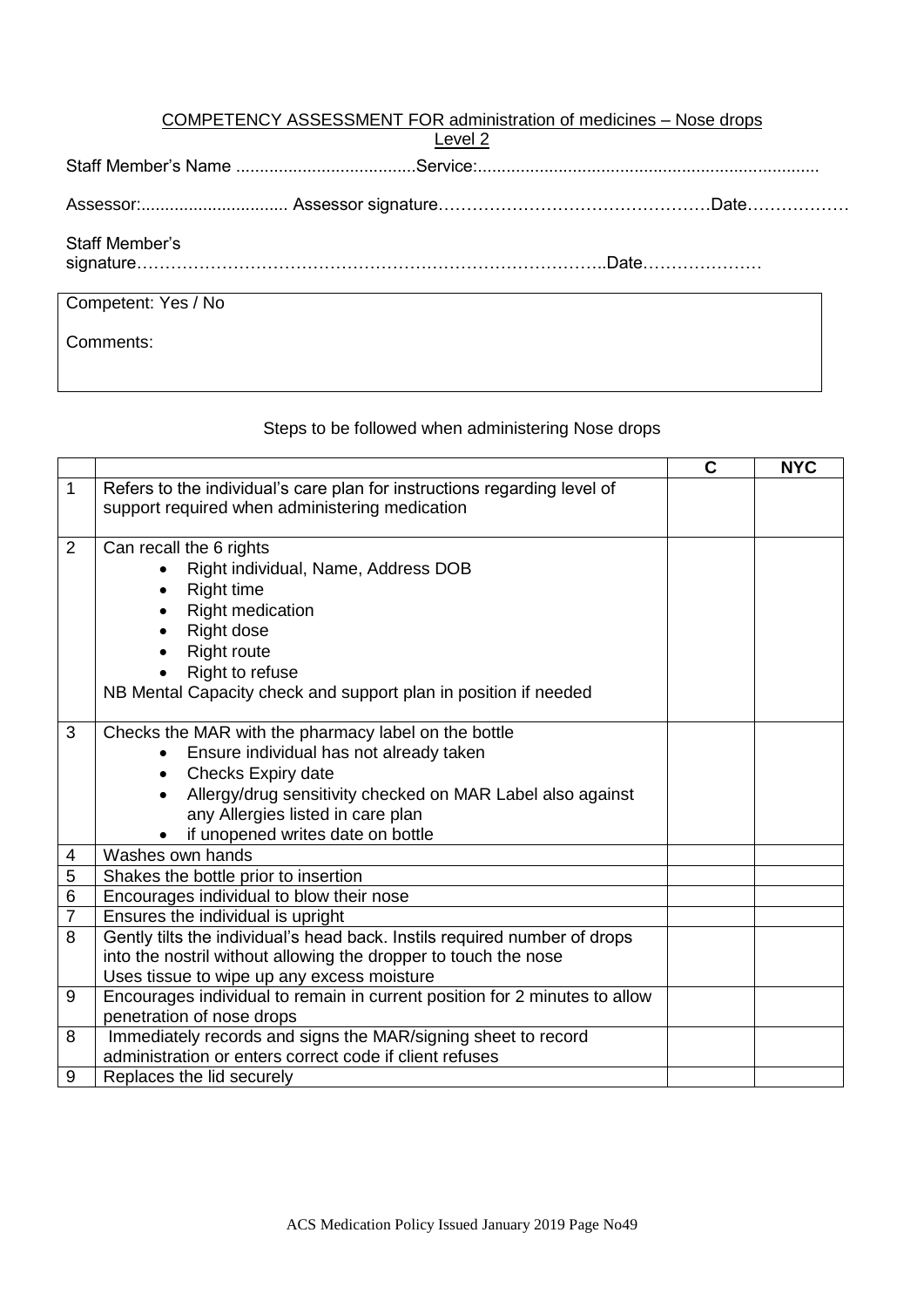COMPETENCY ASSESSMENT FOR administration of medicines – Nose drops
Level 2

Staff Member's Name ......................................Service:........................................................................

Assessor:............................... Assessor signature…………………………………………Date………………

Staff Member's signature……………………………………………………………………..Date…………………

| |
|---|
| Competent: Yes / No<br><br>Comments: |

Steps to be followed when administering Nose drops

| | | C | NYC |
|---|---|---|---|
| 1 | Refers to the individual's care plan for instructions regarding level of support required when administering medication | | |
| 2 | Can recall the 6 rights<br>• Right individual, Name, Address DOB<br>• Right time<br>• Right medication<br>• Right dose<br>• Right route<br>• Right to refuse<br>NB Mental Capacity check and support plan in position if needed | | |
| 3 | Checks the MAR with the pharmacy label on the bottle<br>• Ensure individual has not already taken<br>• Checks Expiry date<br>• Allergy/drug sensitivity checked on MAR Label also against any Allergies listed in care plan<br>• if unopened writes date on bottle | | |
| 4 | Washes own hands | | |
| 5 | Shakes the bottle prior to insertion | | |
| 6 | Encourages individual to blow their nose | | |
| 7 | Ensures the individual is upright | | |
| 8 | Gently tilts the individual's head back. Instils required number of drops into the nostril without allowing the dropper to touch the nose<br>Uses tissue to wipe up any excess moisture | | |
| 9 | Encourages individual to remain in current position for 2 minutes to allow penetration of nose drops | | |
| 8 | Immediately records and signs the MAR/signing sheet to record administration or enters correct code if client refuses | | |
| 9 | Replaces the lid securely | | |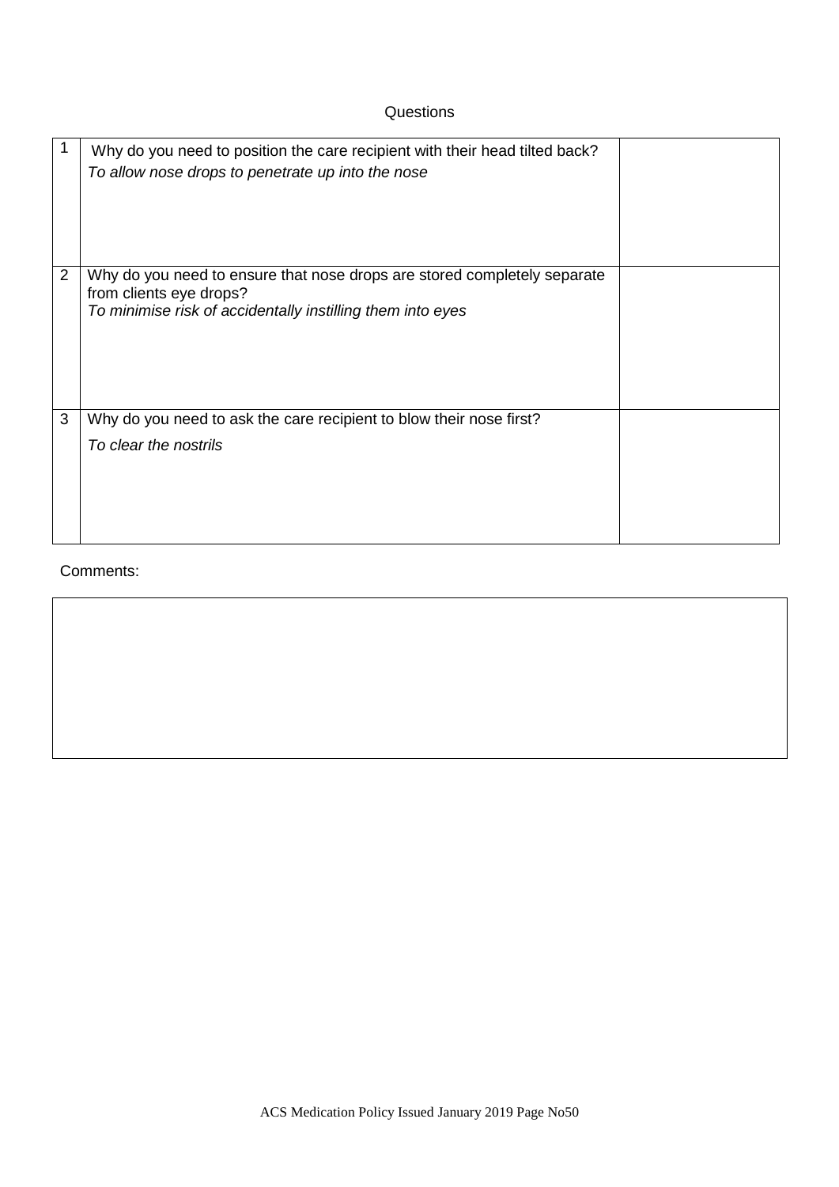Questions

| | | |
|---|---|---|
| 1 | Why do you need to position the care recipient with their head tilted back?<br>*To allow nose drops to penetrate up into the nose* | |
| 2 | Why do you need to ensure that nose drops are stored completely separate from clients eye drops?<br>*To minimise risk of accidentally instilling them into eyes* | |
| 3 | Why do you need to ask the care recipient to blow their nose first?<br>*To clear the nostrils* | |

Comments:

| |
|---|
| |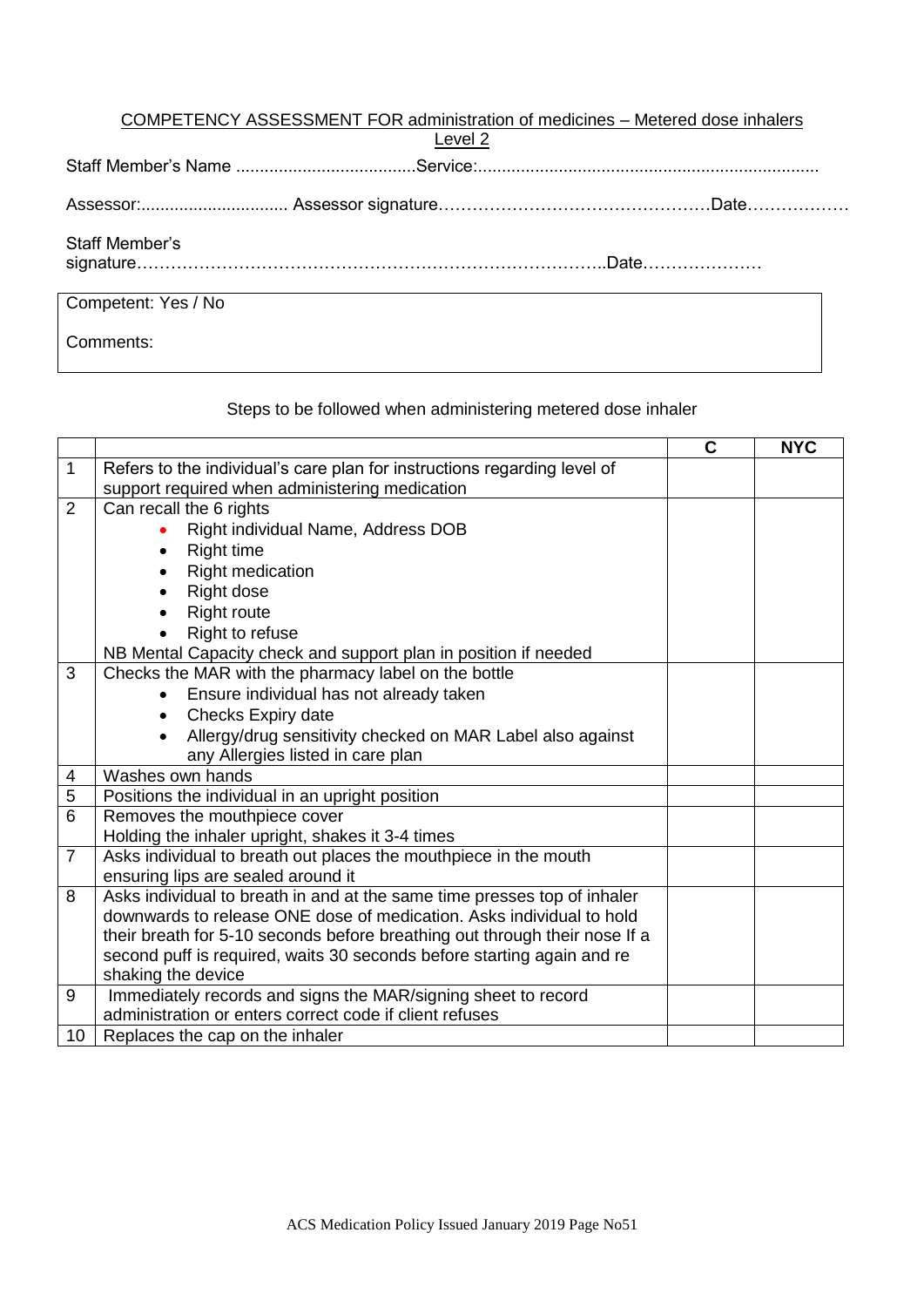## COMPETENCY ASSESSMENT FOR administration of medicines – Metered dose inhalers Level 2

Staff Member's Name ......................................Service:........................................................................

Assessor:............................... Assessor signature…………………………………………Date………………

Staff Member's signature……………………………………………………………………..Date…………………

| |
|---|
| Competent: Yes / No<br><br>Comments: |

Steps to be followed when administering metered dose inhaler

| | | C | NYC |
|---|---|---|---|
| 1 | Refers to the individual's care plan for instructions regarding level of support required when administering medication | | |
| 2 | Can recall the 6 rights<br>• Right individual Name, Address DOB<br>• Right time<br>• Right medication<br>• Right dose<br>• Right route<br>• Right to refuse<br>NB Mental Capacity check and support plan in position if needed | | |
| 3 | Checks the MAR with the pharmacy label on the bottle<br>• Ensure individual has not already taken<br>• Checks Expiry date<br>• Allergy/drug sensitivity checked on MAR Label also against any Allergies listed in care plan | | |
| 4 | Washes own hands | | |
| 5 | Positions the individual in an upright position | | |
| 6 | Removes the mouthpiece cover<br>Holding the inhaler upright, shakes it 3-4 times | | |
| 7 | Asks individual to breath out places the mouthpiece in the mouth ensuring lips are sealed around it | | |
| 8 | Asks individual to breath in and at the same time presses top of inhaler downwards to release ONE dose of medication. Asks individual to hold their breath for 5-10 seconds before breathing out through their nose If a second puff is required, waits 30 seconds before starting again and re shaking the device | | |
| 9 | Immediately records and signs the MAR/signing sheet to record administration or enters correct code if client refuses | | |
| 10 | Replaces the cap on the inhaler | | |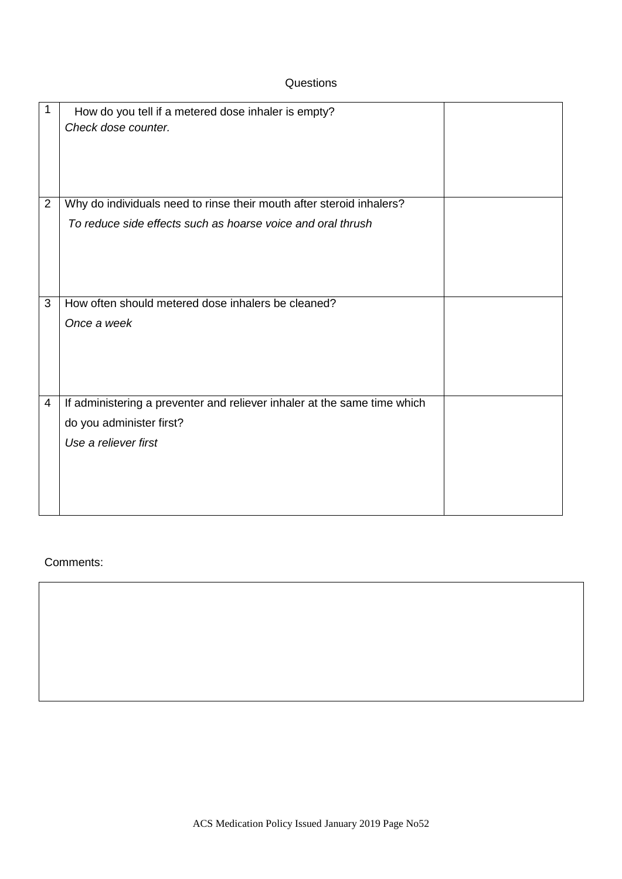Questions

| | | |
|---|---|---|
| 1 | How do you tell if a metered dose inhaler is empty?<br>*Check dose counter.* | |
| 2 | Why do individuals need to rinse their mouth after steroid inhalers?<br>*To reduce side effects such as hoarse voice and oral thrush* | |
| 3 | How often should metered dose inhalers be cleaned?<br>*Once a week* | |
| 4 | If administering a preventer and reliever inhaler at the same time which do you administer first?<br>*Use a reliever first* | |

Comments:

| |
|---|
| |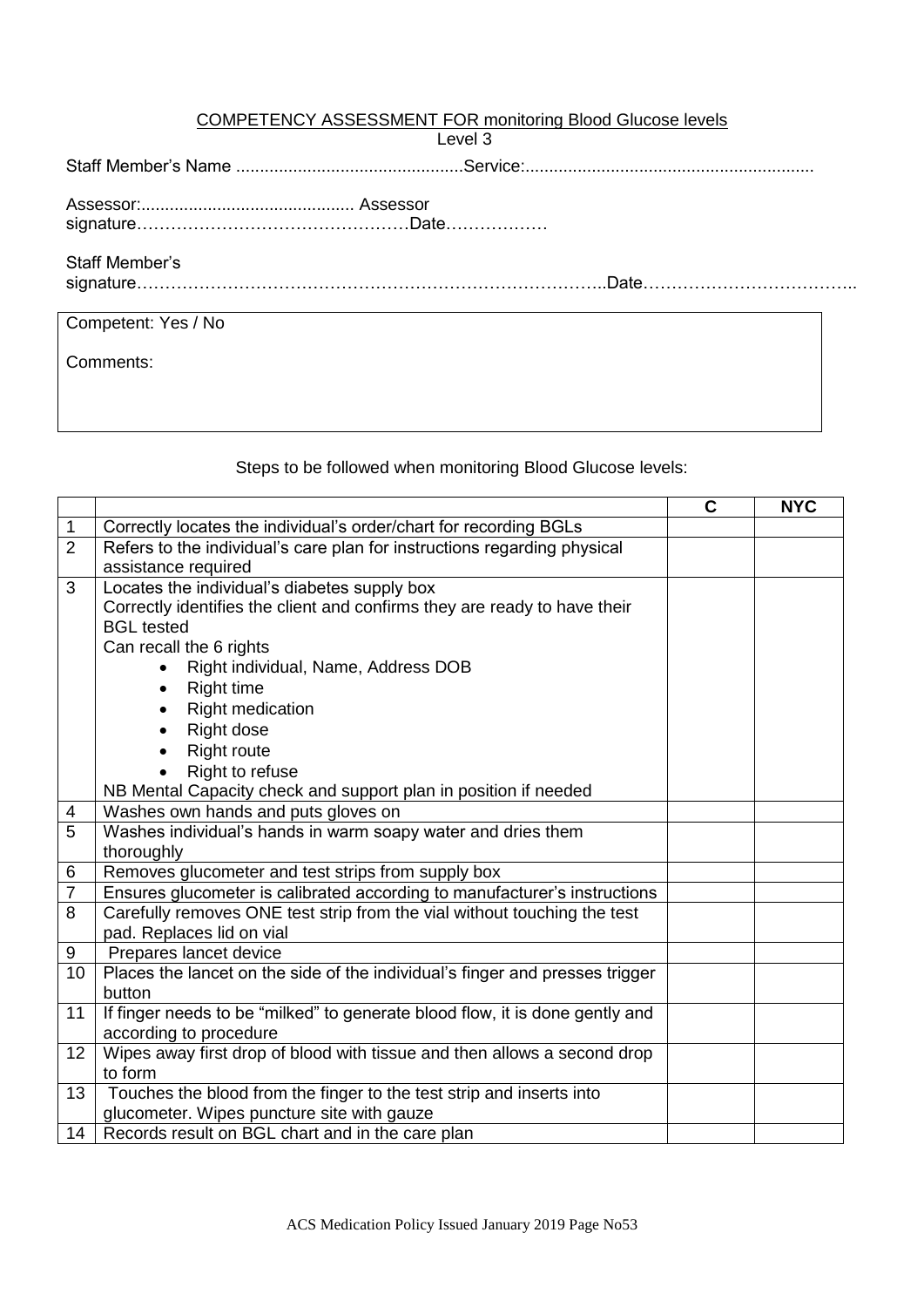## COMPETENCY ASSESSMENT FOR monitoring Blood Glucose levels

Level 3

Staff Member's Name ................................................Service:............................................................

Assessor:............................................. Assessor signature…………………………………………Date………………

Staff Member's signature……………………………………………………………………..Date………………………………..

| Competent: Yes / No |
|---|
| Comments: |

Steps to be followed when monitoring Blood Glucose levels:

| | | C | NYC |
|---|---|---|---|
| 1 | Correctly locates the individual's order/chart for recording BGLs | | |
| 2 | Refers to the individual's care plan for instructions regarding physical assistance required | | |
| 3 | Locates the individual's diabetes supply box<br>Correctly identifies the client and confirms they are ready to have their BGL tested<br>Can recall the 6 rights<br>• Right individual, Name, Address DOB<br>• Right time<br>• Right medication<br>• Right dose<br>• Right route<br>• Right to refuse<br>NB Mental Capacity check and support plan in position if needed | | |
| 4 | Washes own hands and puts gloves on | | |
| 5 | Washes individual's hands in warm soapy water and dries them thoroughly | | |
| 6 | Removes glucometer and test strips from supply box | | |
| 7 | Ensures glucometer is calibrated according to manufacturer's instructions | | |
| 8 | Carefully removes ONE test strip from the vial without touching the test pad. Replaces lid on vial | | |
| 9 | Prepares lancet device | | |
| 10 | Places the lancet on the side of the individual's finger and presses trigger button | | |
| 11 | If finger needs to be "milked" to generate blood flow, it is done gently and according to procedure | | |
| 12 | Wipes away first drop of blood with tissue and then allows a second drop to form | | |
| 13 | Touches the blood from the finger to the test strip and inserts into glucometer. Wipes puncture site with gauze | | |
| 14 | Records result on BGL chart and in the care plan | | |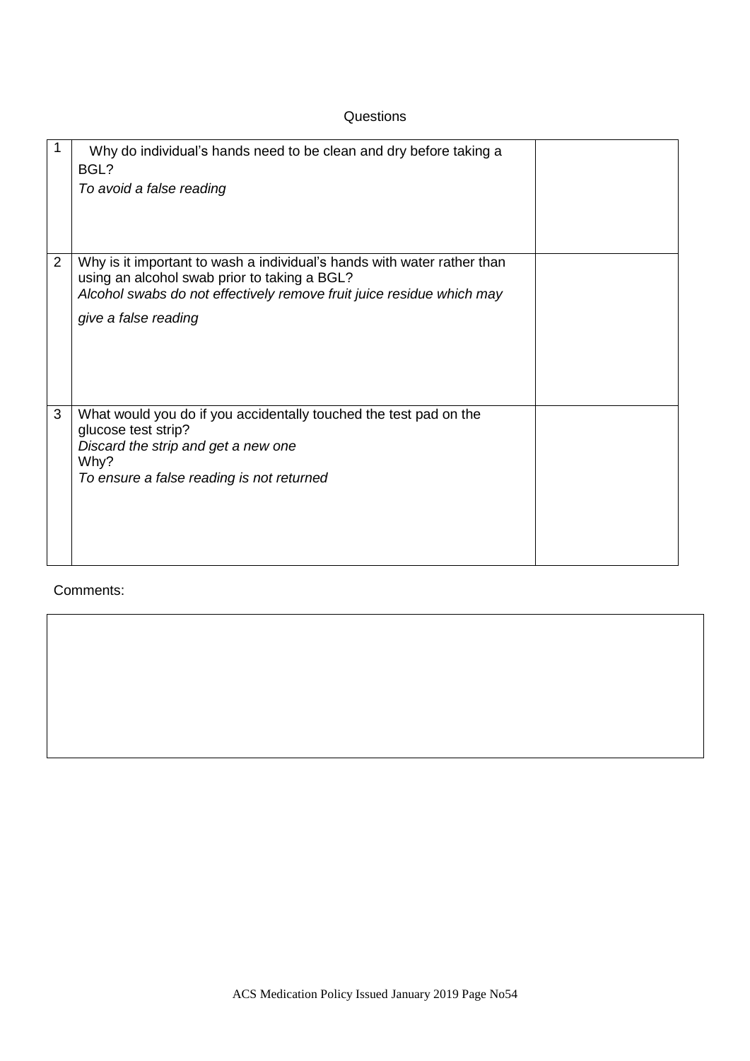Questions

| | | |
|---|---|---|
| 1 | Why do individual's hands need to be clean and dry before taking a BGL?<br>*To avoid a false reading* | |
| 2 | Why is it important to wash a individual's hands with water rather than using an alcohol swab prior to taking a BGL?<br>*Alcohol swabs do not effectively remove fruit juice residue which may give a false reading* | |
| 3 | What would you do if you accidentally touched the test pad on the glucose test strip?<br>*Discard the strip and get a new one*<br>Why?<br>*To ensure a false reading is not returned* | |

Comments:

| |
|---|
| |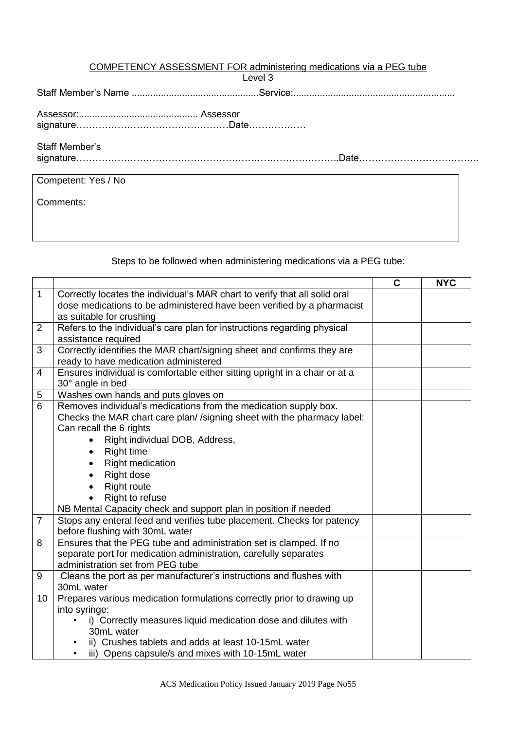COMPETENCY ASSESSMENT FOR administering medications via a PEG tube

Level 3

Staff Member's Name ................................................Service:............................................................

Assessor:............................................. Assessor signature…………………………………………Date………………

Staff Member's signature……………………………………………………………………..Date………………………………..

| |
|---|
| Competent: Yes / No<br><br>Comments: |

Steps to be followed when administering medications via a PEG tube:

| | | C | NYC |
|---|---|---|---|
| 1 | Correctly locates the individual's MAR chart to verify that all solid oral dose medications to be administered have been verified by a pharmacist as suitable for crushing | | |
| 2 | Refers to the individual's care plan for instructions regarding physical assistance required | | |
| 3 | Correctly identifies the MAR chart/signing sheet and confirms they are ready to have medication administered | | |
| 4 | Ensures individual is comfortable either sitting upright in a chair or at a 30° angle in bed | | |
| 5 | Washes own hands and puts gloves on | | |
| 6 | Removes individual's medications from the medication supply box. Checks the MAR chart care plan/ /signing sheet with the pharmacy label: Can recall the 6 rights<br>• Right individual DOB, Address,<br>• Right time<br>• Right medication<br>• Right dose<br>• Right route<br>• Right to refuse<br>NB Mental Capacity check and support plan in position if needed | | |
| 7 | Stops any enteral feed and verifies tube placement. Checks for patency before flushing with 30mL water | | |
| 8 | Ensures that the PEG tube and administration set is clamped. If no separate port for medication administration, carefully separates administration set from PEG tube | | |
| 9 | Cleans the port as per manufacturer's instructions and flushes with 30mL water | | |
| 10 | Prepares various medication formulations correctly prior to drawing up into syringe:<br>• i) Correctly measures liquid medication dose and dilutes with 30mL water<br>• ii) Crushes tablets and adds at least 10-15mL water<br>• iii) Opens capsule/s and mixes with 10-15mL water | | |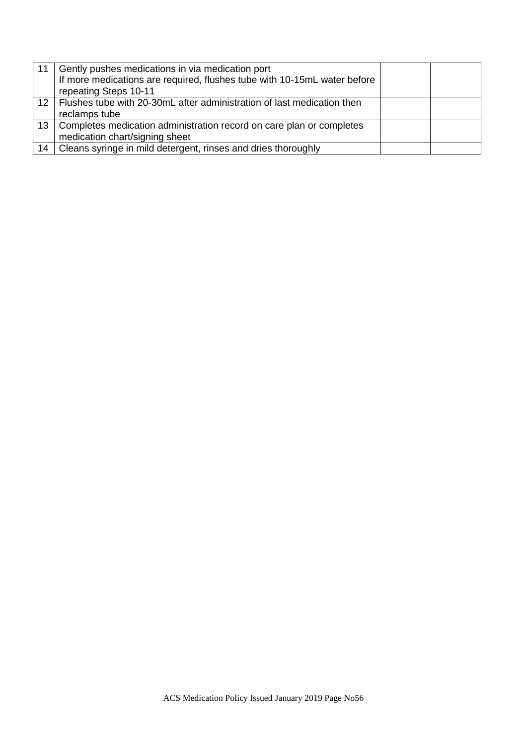| | | | |
|---|---|---|---|
| 11 | Gently pushes medications in via medication port<br>If more medications are required, flushes tube with 10-15mL water before repeating Steps 10-11 | | |
| 12 | Flushes tube with 20-30mL after administration of last medication then reclamps tube | | |
| 13 | Completes medication administration record on care plan or completes medication chart/signing sheet | | |
| 14 | Cleans syringe in mild detergent, rinses and dries thoroughly | | |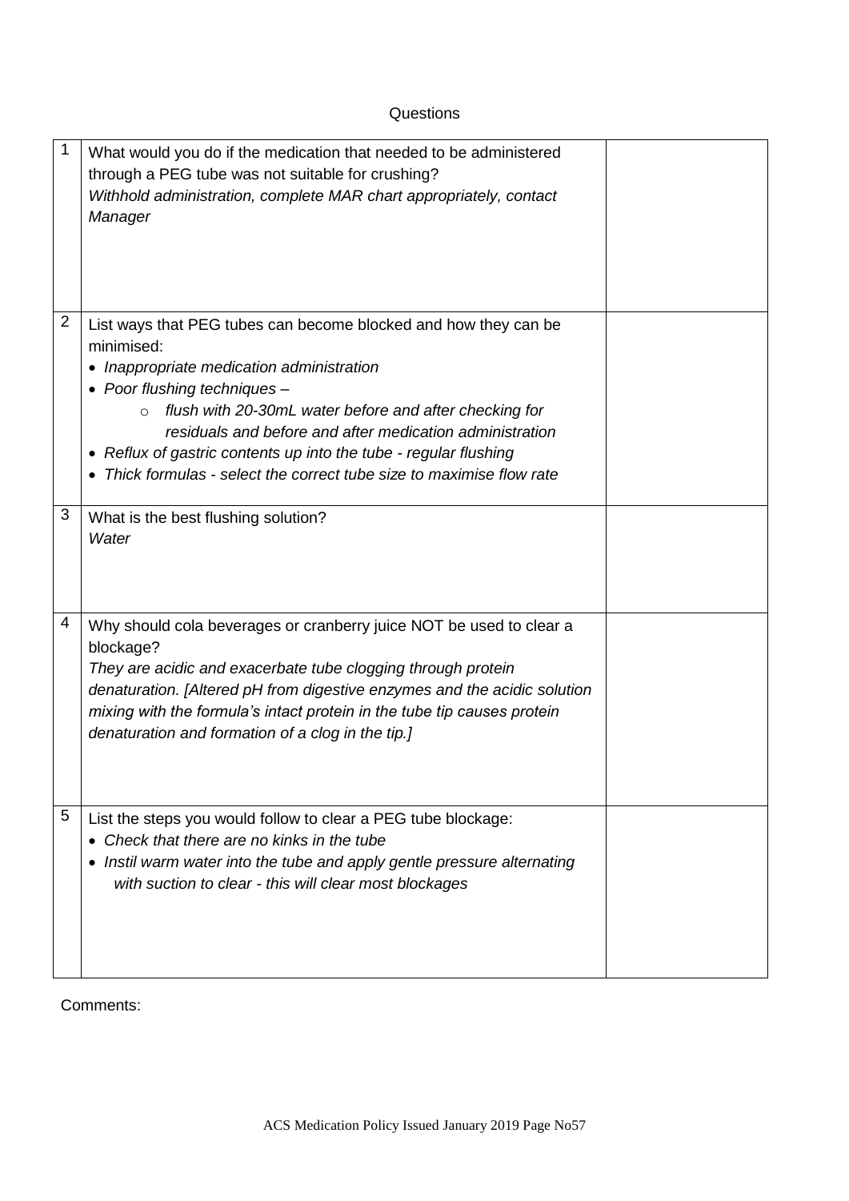Questions

| | | |
|---|---|---|
| 1 | What would you do if the medication that needed to be administered through a PEG tube was not suitable for crushing?<br>*Withhold administration, complete MAR chart appropriately, contact Manager* | |
| 2 | List ways that PEG tubes can become blocked and how they can be minimised:<br>• *Inappropriate medication administration*<br>• *Poor flushing techniques –*<br>  ○ *flush with 20-30mL water before and after checking for residuals and before and after medication administration*<br>• *Reflux of gastric contents up into the tube - regular flushing*<br>• *Thick formulas - select the correct tube size to maximise flow rate* | |
| 3 | What is the best flushing solution?<br>*Water* | |
| 4 | Why should cola beverages or cranberry juice NOT be used to clear a blockage?<br>*They are acidic and exacerbate tube clogging through protein denaturation. [Altered pH from digestive enzymes and the acidic solution mixing with the formula's intact protein in the tube tip causes protein denaturation and formation of a clog in the tip.]* | |
| 5 | List the steps you would follow to clear a PEG tube blockage:<br>• *Check that there are no kinks in the tube*<br>• *Instil warm water into the tube and apply gentle pressure alternating with suction to clear - this will clear most blockages* | |

Comments: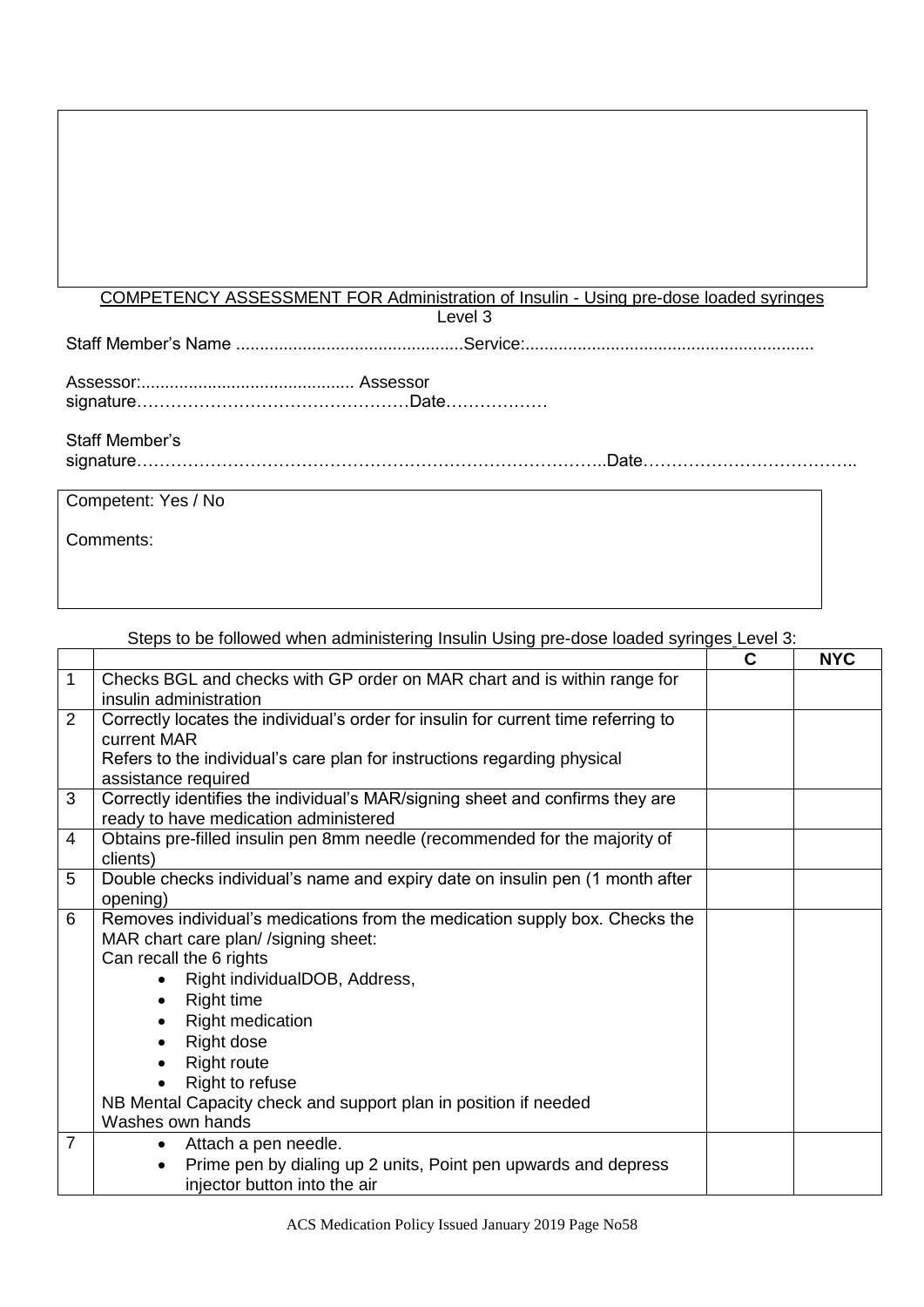COMPETENCY ASSESSMENT FOR Administration of Insulin - Using pre-dose loaded syringes
Level 3

Staff Member's Name ...............................................Service:...........................................................

Assessor:............................................ Assessor signature…………………………………………Date………………

Staff Member's signature……………………………………………………………………..Date………………………………..

Competent: Yes / No

Comments:

Steps to be followed when administering Insulin Using pre-dose loaded syringes Level 3:

| | | C | NYC |
|---|---|---|---|
| 1 | Checks BGL and checks with GP order on MAR chart and is within range for insulin administration | | |
| 2 | Correctly locates the individual's order for insulin for current time referring to current MAR<br>Refers to the individual's care plan for instructions regarding physical assistance required | | |
| 3 | Correctly identifies the individual's MAR/signing sheet and confirms they are ready to have medication administered | | |
| 4 | Obtains pre-filled insulin pen 8mm needle (recommended for the majority of clients) | | |
| 5 | Double checks individual's name and expiry date on insulin pen (1 month after opening) | | |
| 6 | Removes individual's medications from the medication supply box. Checks the MAR chart care plan/ /signing sheet:<br>Can recall the 6 rights<br>• Right individualDOB, Address,<br>• Right time<br>• Right medication<br>• Right dose<br>• Right route<br>• Right to refuse<br>NB Mental Capacity check and support plan in position if needed<br>Washes own hands | | |
| 7 | • Attach a pen needle.<br>• Prime pen by dialing up 2 units, Point pen upwards and depress injector button into the air | | |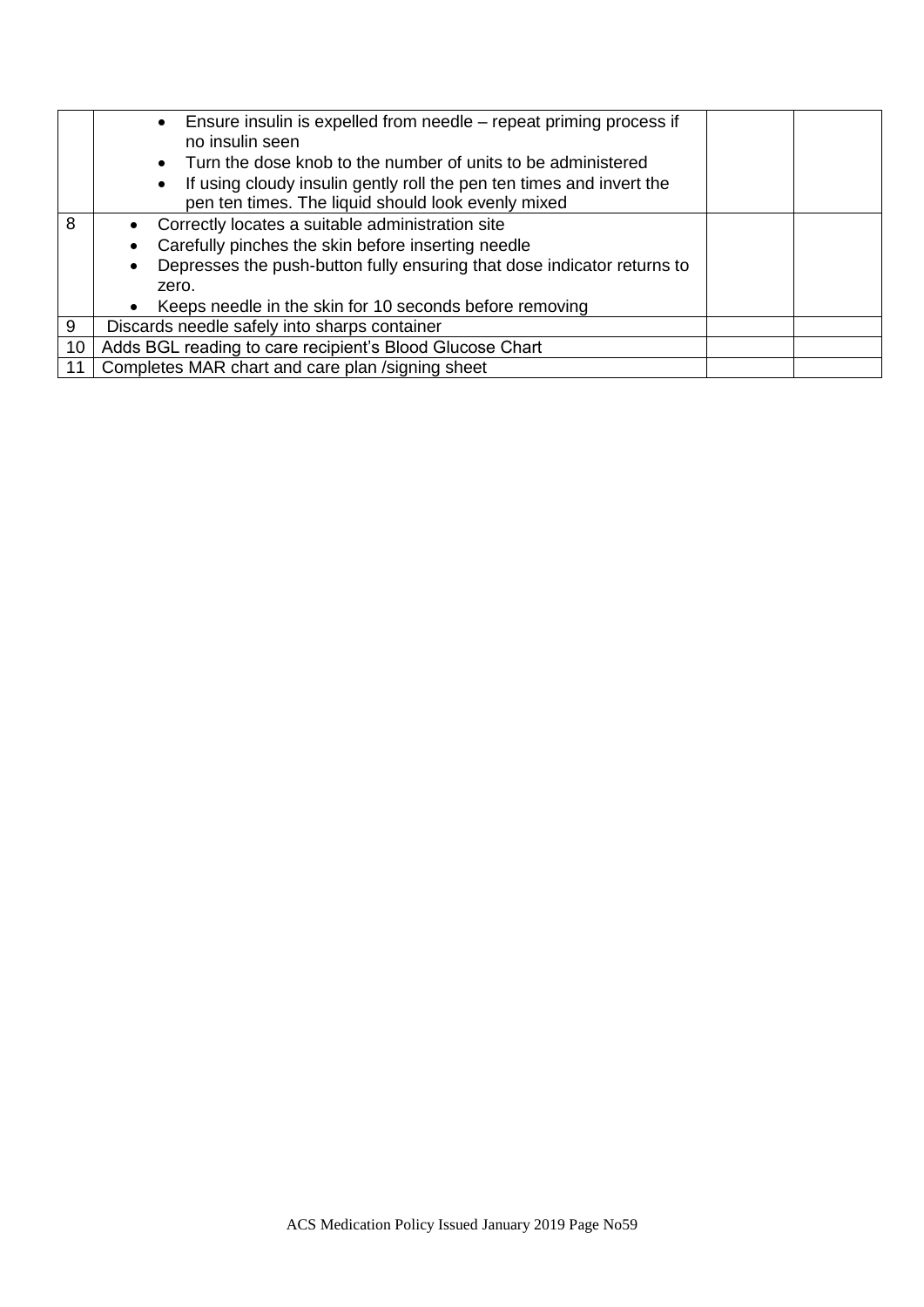| | | | |
|---|---|---|---|
| | • Ensure insulin is expelled from needle – repeat priming process if no insulin seen<br>• Turn the dose knob to the number of units to be administered<br>• If using cloudy insulin gently roll the pen ten times and invert the pen ten times. The liquid should look evenly mixed | | |
| 8 | • Correctly locates a suitable administration site<br>• Carefully pinches the skin before inserting needle<br>• Depresses the push-button fully ensuring that dose indicator returns to zero.<br>• Keeps needle in the skin for 10 seconds before removing | | |
| 9 | Discards needle safely into sharps container | | |
| 10 | Adds BGL reading to care recipient's Blood Glucose Chart | | |
| 11 | Completes MAR chart and care plan /signing sheet | | |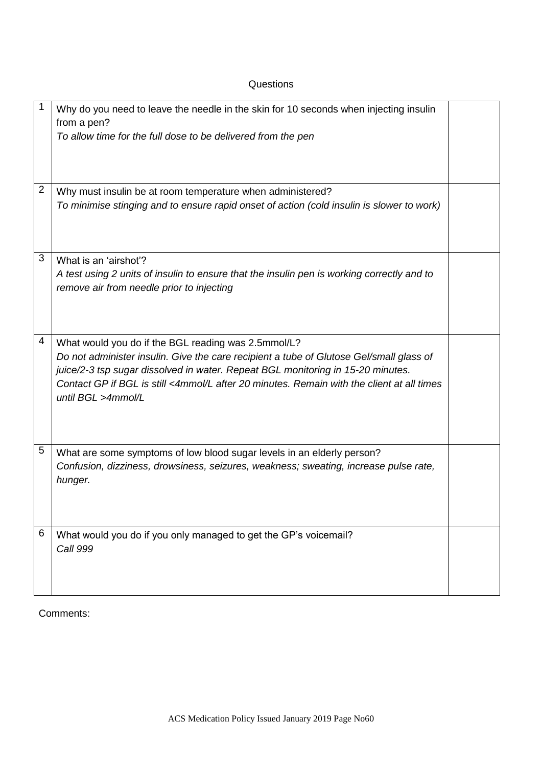Questions

| | | |
|---|---|---|
| 1 | Why do you need to leave the needle in the skin for 10 seconds when injecting insulin from a pen?<br>*To allow time for the full dose to be delivered from the pen* | |
| 2 | Why must insulin be at room temperature when administered?<br>*To minimise stinging and to ensure rapid onset of action (cold insulin is slower to work)* | |
| 3 | What is an 'airshot'?<br>*A test using 2 units of insulin to ensure that the insulin pen is working correctly and to remove air from needle prior to injecting* | |
| 4 | What would you do if the BGL reading was 2.5mmol/L?<br>*Do not administer insulin. Give the care recipient a tube of Glutose Gel/small glass of juice/2-3 tsp sugar dissolved in water. Repeat BGL monitoring in 15-20 minutes. Contact GP if BGL is still <4mmol/L after 20 minutes. Remain with the client at all times until BGL >4mmol/L* | |
| 5 | What are some symptoms of low blood sugar levels in an elderly person?<br>*Confusion, dizziness, drowsiness, seizures, weakness; sweating, increase pulse rate, hunger.* | |
| 6 | What would you do if you only managed to get the GP's voicemail?<br>*Call 999* | |

Comments: